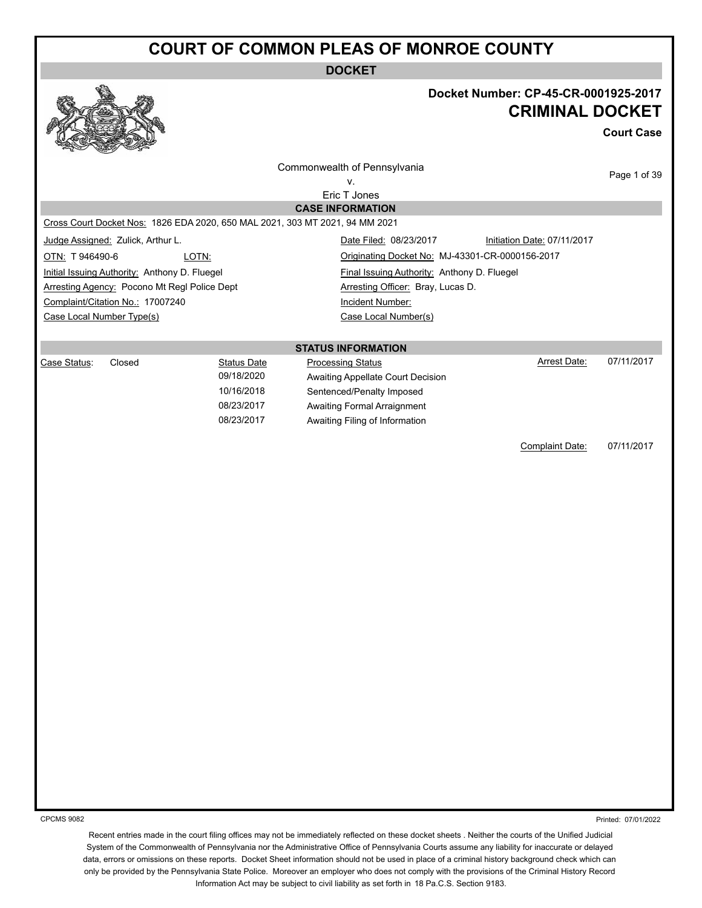# COURT OF COMMON PLEAS OF MONROE COUNTY

**DOCKET**

**Docket Number: CP-45-CR-0001925-2017**

## CRIMINAL DOCKET

**Court Case**

Commonwealth of Pennsylvania
v.
Eric T Jones

### CASE INFORMATION

Cross Court Docket Nos: 1826 EDA 2020, 650 MAL 2021, 303 MT 2021, 94 MM 2021

| | | | |
|---|---|---|---|
| Judge Assigned: Zulick, Arthur L. | | Date Filed: 08/23/2017 | Initiation Date: 07/11/2017 |
| OTN: T 946490-6 | LOTN: | Originating Docket No: MJ-43301-CR-0000156-2017 | |
| Initial Issuing Authority: Anthony D. Fluegel | | Final Issuing Authority: Anthony D. Fluegel | |
| Arresting Agency: Pocono Mt Regl Police Dept | | Arresting Officer: Bray, Lucas D. | |
| Complaint/Citation No.: 17007240 | | Incident Number: | |
| Case Local Number Type(s) | | Case Local Number(s) | |

### STATUS INFORMATION

| Case Status: | | Status Date | Processing Status | Arrest Date: | 07/11/2017 |
|---|---|---|---|---|---|
| Closed | | 09/18/2020 | Awaiting Appellate Court Decision | | |
| | | 10/16/2018 | Sentenced/Penalty Imposed | | |
| | | 08/23/2017 | Awaiting Formal Arraignment | | |
| | | 08/23/2017 | Awaiting Filing of Information | | |
| | | | | Complaint Date: | 07/11/2017 |

CPCMS 9082

Printed: 07/01/2022

Recent entries made in the court filing offices may not be immediately reflected on these docket sheets . Neither the courts of the Unified Judicial System of the Commonwealth of Pennsylvania nor the Administrative Office of Pennsylvania Courts assume any liability for inaccurate or delayed data, errors or omissions on these reports. Docket Sheet information should not be used in place of a criminal history background check which can only be provided by the Pennsylvania State Police. Moreover an employer who does not comply with the provisions of the Criminal History Record Information Act may be subject to civil liability as set forth in 18 Pa.C.S. Section 9183.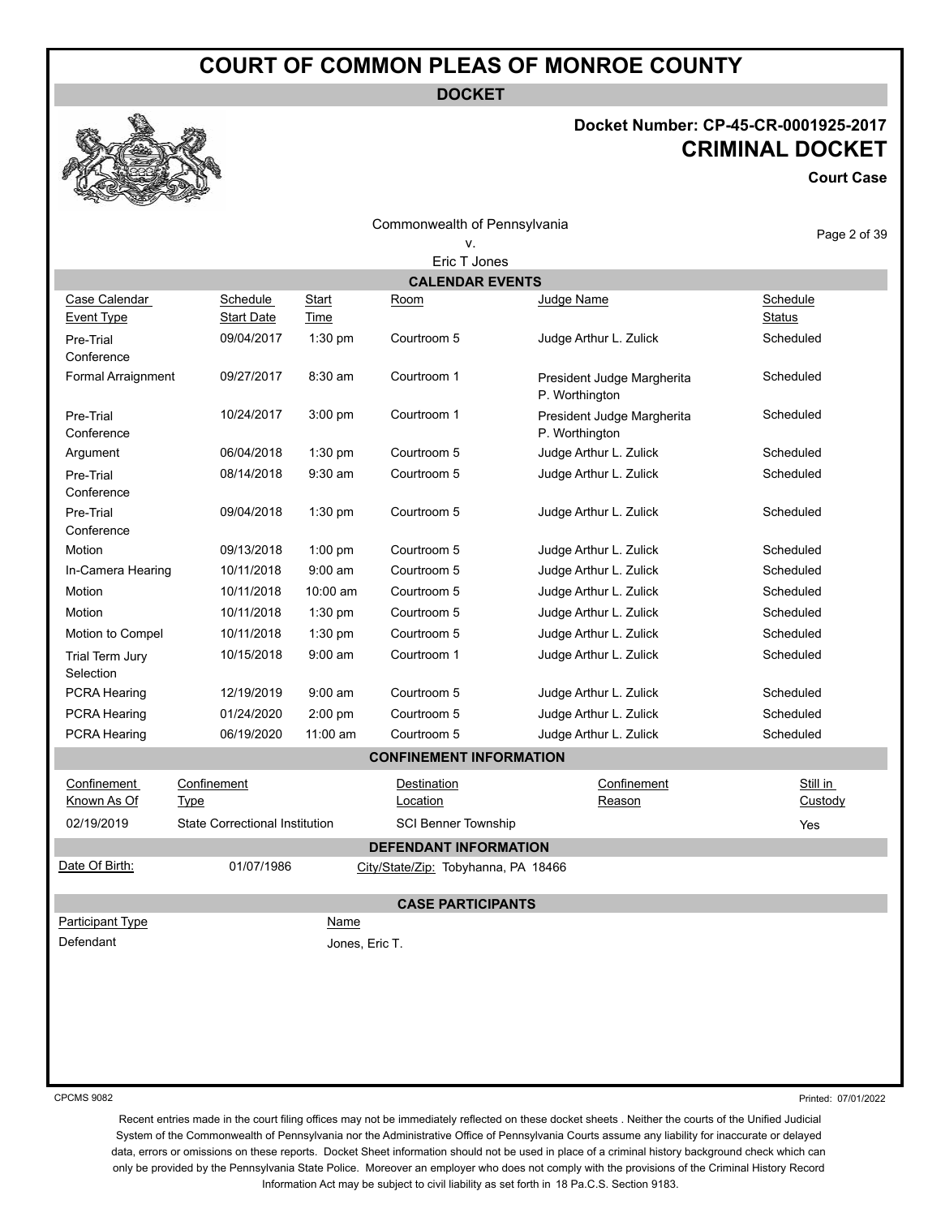# COURT OF COMMON PLEAS OF MONROE COUNTY

**DOCKET**

**Docket Number: CP-45-CR-0001925-2017**

**CRIMINAL DOCKET**

**Court Case**

Commonwealth of Pennsylvania
v.
Eric T Jones

## CALENDAR EVENTS

| Case Calendar Event Type | Schedule Start Date | Start Time | Room | Judge Name | Schedule Status |
|---|---|---|---|---|---|
| Pre-Trial Conference | 09/04/2017 | 1:30 pm | Courtroom 5 | Judge Arthur L. Zulick | Scheduled |
| Formal Arraignment | 09/27/2017 | 8:30 am | Courtroom 1 | President Judge Margherita P. Worthington | Scheduled |
| Pre-Trial Conference | 10/24/2017 | 3:00 pm | Courtroom 1 | President Judge Margherita P. Worthington | Scheduled |
| Argument | 06/04/2018 | 1:30 pm | Courtroom 5 | Judge Arthur L. Zulick | Scheduled |
| Pre-Trial Conference | 08/14/2018 | 9:30 am | Courtroom 5 | Judge Arthur L. Zulick | Scheduled |
| Pre-Trial Conference | 09/04/2018 | 1:30 pm | Courtroom 5 | Judge Arthur L. Zulick | Scheduled |
| Motion | 09/13/2018 | 1:00 pm | Courtroom 5 | Judge Arthur L. Zulick | Scheduled |
| In-Camera Hearing | 10/11/2018 | 9:00 am | Courtroom 5 | Judge Arthur L. Zulick | Scheduled |
| Motion | 10/11/2018 | 10:00 am | Courtroom 5 | Judge Arthur L. Zulick | Scheduled |
| Motion | 10/11/2018 | 1:30 pm | Courtroom 5 | Judge Arthur L. Zulick | Scheduled |
| Motion to Compel | 10/11/2018 | 1:30 pm | Courtroom 5 | Judge Arthur L. Zulick | Scheduled |
| Trial Term Jury Selection | 10/15/2018 | 9:00 am | Courtroom 1 | Judge Arthur L. Zulick | Scheduled |
| PCRA Hearing | 12/19/2019 | 9:00 am | Courtroom 5 | Judge Arthur L. Zulick | Scheduled |
| PCRA Hearing | 01/24/2020 | 2:00 pm | Courtroom 5 | Judge Arthur L. Zulick | Scheduled |
| PCRA Hearing | 06/19/2020 | 11:00 am | Courtroom 5 | Judge Arthur L. Zulick | Scheduled |

## CONFINEMENT INFORMATION

| Confinement Known As Of | Confinement Type | Destination Location | Confinement Reason | Still in Custody |
|---|---|---|---|---|
| 02/19/2019 | State Correctional Institution | SCI Benner Township | | Yes |

## DEFENDANT INFORMATION

Date Of Birth: 01/07/1986 City/State/Zip: Tobyhanna, PA 18466

## CASE PARTICIPANTS

| Participant Type | Name |
|---|---|
| Defendant | Jones, Eric T. |

CPCMS 9082 Printed: 07/01/2022

Recent entries made in the court filing offices may not be immediately reflected on these docket sheets . Neither the courts of the Unified Judicial System of the Commonwealth of Pennsylvania nor the Administrative Office of Pennsylvania Courts assume any liability for inaccurate or delayed data, errors or omissions on these reports. Docket Sheet information should not be used in place of a criminal history background check which can only be provided by the Pennsylvania State Police. Moreover an employer who does not comply with the provisions of the Criminal History Record Information Act may be subject to civil liability as set forth in 18 Pa.C.S. Section 9183.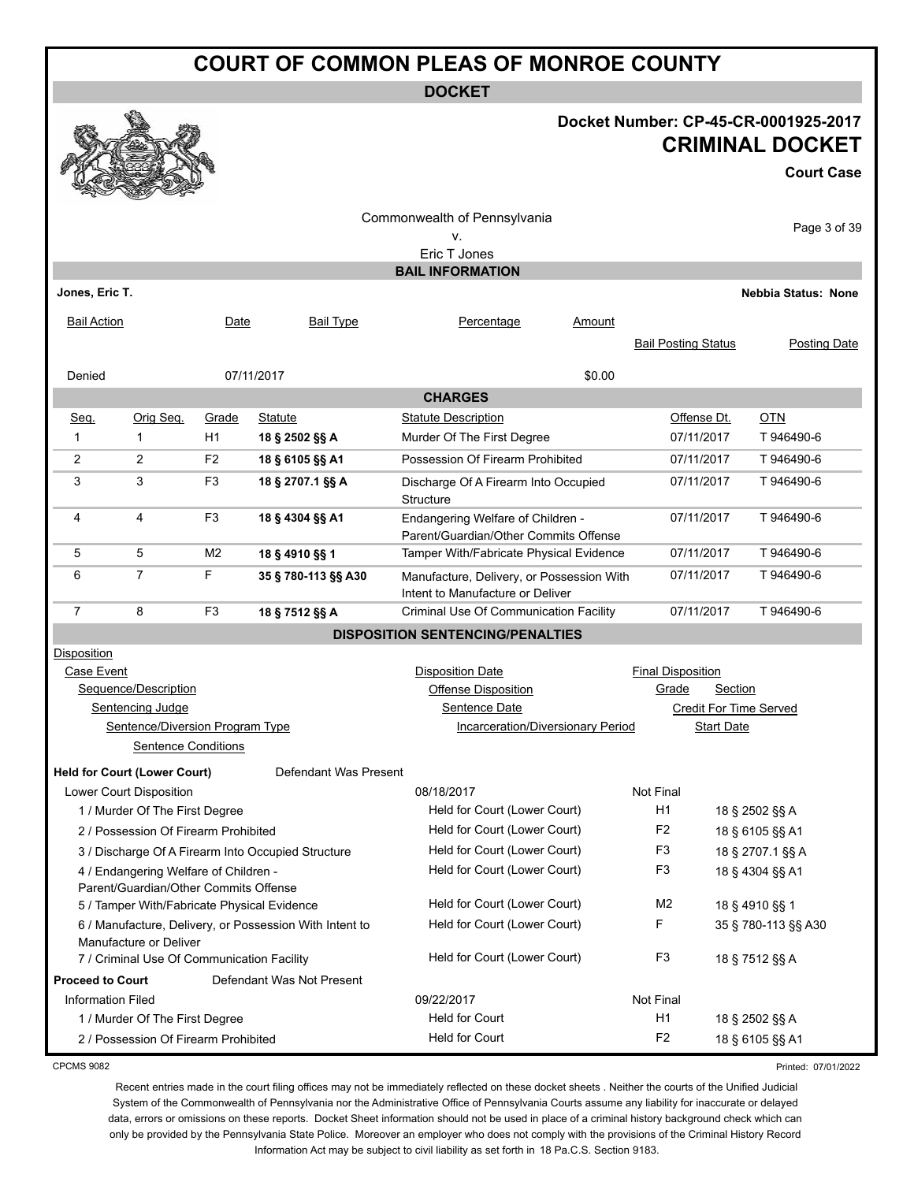# COURT OF COMMON PLEAS OF MONROE COUNTY

**DOCKET**

**Docket Number: CP-45-CR-0001925-2017**

**CRIMINAL DOCKET**

**Court Case**

Commonwealth of Pennsylvania
v.
Eric T Jones

## BAIL INFORMATION

**Jones, Eric T.** — **Nebbia Status: None**

| Bail Action | Date | Bail Type | Percentage | Amount | Bail Posting Status | Posting Date |
|---|---|---|---|---|---|---|
| Denied | 07/11/2017 | | | $0.00 | | |

## CHARGES

| Seq. | Orig Seq. | Grade | Statute | Statute Description | Offense Dt. | OTN |
|---|---|---|---|---|---|---|
| 1 | 1 | H1 | **18 § 2502 §§ A** | Murder Of The First Degree | 07/11/2017 | T 946490-6 |
| 2 | 2 | F2 | **18 § 6105 §§ A1** | Possession Of Firearm Prohibited | 07/11/2017 | T 946490-6 |
| 3 | 3 | F3 | **18 § 2707.1 §§ A** | Discharge Of A Firearm Into Occupied Structure | 07/11/2017 | T 946490-6 |
| 4 | 4 | F3 | **18 § 4304 §§ A1** | Endangering Welfare of Children - Parent/Guardian/Other Commits Offense | 07/11/2017 | T 946490-6 |
| 5 | 5 | M2 | **18 § 4910 §§ 1** | Tamper With/Fabricate Physical Evidence | 07/11/2017 | T 946490-6 |
| 6 | 7 | F | **35 § 780-113 §§ A30** | Manufacture, Delivery, or Possession With Intent to Manufacture or Deliver | 07/11/2017 | T 946490-6 |
| 7 | 8 | F3 | **18 § 7512 §§ A** | Criminal Use Of Communication Facility | 07/11/2017 | T 946490-6 |

## DISPOSITION SENTENCING/PENALTIES

Disposition
- Case Event — Disposition Date — Final Disposition
  - Sequence/Description — Offense Disposition — Grade — Section
    - Sentencing Judge — Sentence Date — Credit For Time Served
      - Sentence/Diversion Program Type — Incarceration/Diversionary Period — Start Date
        - Sentence Conditions

**Held for Court (Lower Court)** — Defendant Was Present

| Case Event / Sequence/Description | Disposition Date / Offense Disposition | Final Disposition / Grade | Section |
|---|---|---|---|
| Lower Court Disposition | 08/18/2017 | Not Final | |
| 1 / Murder Of The First Degree | Held for Court (Lower Court) | H1 | 18 § 2502 §§ A |
| 2 / Possession Of Firearm Prohibited | Held for Court (Lower Court) | F2 | 18 § 6105 §§ A1 |
| 3 / Discharge Of A Firearm Into Occupied Structure | Held for Court (Lower Court) | F3 | 18 § 2707.1 §§ A |
| 4 / Endangering Welfare of Children - Parent/Guardian/Other Commits Offense | Held for Court (Lower Court) | F3 | 18 § 4304 §§ A1 |
| 5 / Tamper With/Fabricate Physical Evidence | Held for Court (Lower Court) | M2 | 18 § 4910 §§ 1 |
| 6 / Manufacture, Delivery, or Possession With Intent to Manufacture or Deliver | Held for Court (Lower Court) | F | 35 § 780-113 §§ A30 |
| 7 / Criminal Use Of Communication Facility | Held for Court (Lower Court) | F3 | 18 § 7512 §§ A |

**Proceed to Court** — Defendant Was Not Present

| Case Event / Sequence/Description | Disposition Date / Offense Disposition | Final Disposition / Grade | Section |
|---|---|---|---|
| Information Filed | 09/22/2017 | Not Final | |
| 1 / Murder Of The First Degree | Held for Court | H1 | 18 § 2502 §§ A |
| 2 / Possession Of Firearm Prohibited | Held for Court | F2 | 18 § 6105 §§ A1 |

CPCMS 9082

Printed: 07/01/2022

Recent entries made in the court filing offices may not be immediately reflected on these docket sheets . Neither the courts of the Unified Judicial System of the Commonwealth of Pennsylvania nor the Administrative Office of Pennsylvania Courts assume any liability for inaccurate or delayed data, errors or omissions on these reports. Docket Sheet information should not be used in place of a criminal history background check which can only be provided by the Pennsylvania State Police. Moreover an employer who does not comply with the provisions of the Criminal History Record Information Act may be subject to civil liability as set forth in 18 Pa.C.S. Section 9183.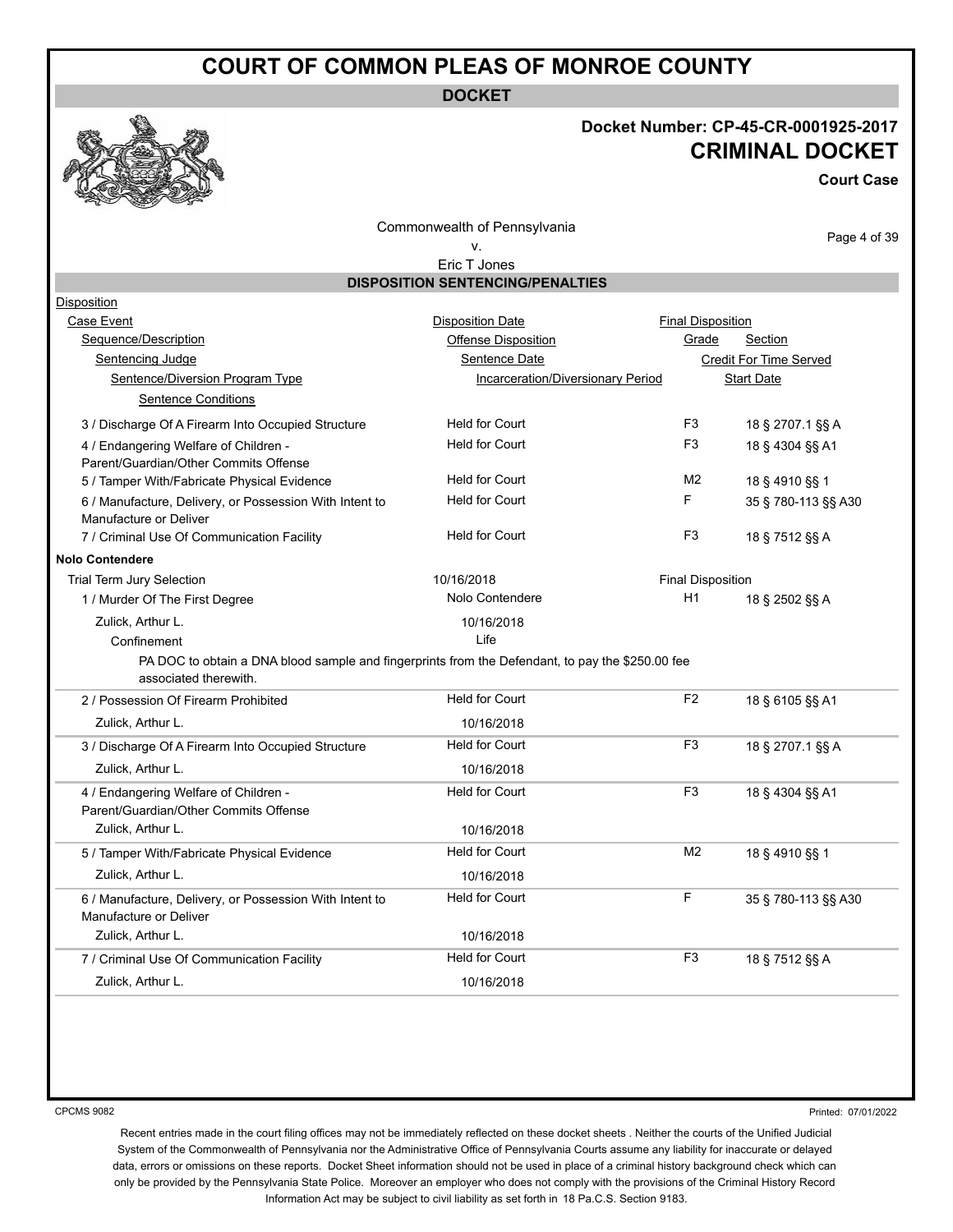# COURT OF COMMON PLEAS OF MONROE COUNTY

**DOCKET**

**Docket Number: CP-45-CR-0001925-2017**

**CRIMINAL DOCKET**

**Court Case**

Commonwealth of Pennsylvania
v.
Eric T Jones

## DISPOSITION SENTENCING/PENALTIES

| Disposition | | | | |
|---|---|---|---|---|
| Case Event | Disposition Date | Final Disposition | | |
| Sequence/Description | Offense Disposition | Grade | Section | |
| Sentencing Judge | Sentence Date | Credit For Time Served | | |
| Sentence/Diversion Program Type | Incarceration/Diversionary Period | Start Date | | |
| Sentence Conditions | | | | |
| 3 / Discharge Of A Firearm Into Occupied Structure | Held for Court | F3 | 18 § 2707.1 §§ A | |
| 4 / Endangering Welfare of Children - Parent/Guardian/Other Commits Offense | Held for Court | F3 | 18 § 4304 §§ A1 | |
| 5 / Tamper With/Fabricate Physical Evidence | Held for Court | M2 | 18 § 4910 §§ 1 | |
| 6 / Manufacture, Delivery, or Possession With Intent to Manufacture or Deliver | Held for Court | F | 35 § 780-113 §§ A30 | |
| 7 / Criminal Use Of Communication Facility | Held for Court | F3 | 18 § 7512 §§ A | |
| **Nolo Contendere** | | | | |
| Trial Term Jury Selection | 10/16/2018 | Final Disposition | | |
| 1 / Murder Of The First Degree | Nolo Contendere | H1 | 18 § 2502 §§ A | |
| Zulick, Arthur L. | 10/16/2018 | | | |
| Confinement | Life | | | |
| PA DOC to obtain a DNA blood sample and fingerprints from the Defendant, to pay the $250.00 fee associated therewith. | | | | |
| 2 / Possession Of Firearm Prohibited | Held for Court | F2 | 18 § 6105 §§ A1 | |
| Zulick, Arthur L. | 10/16/2018 | | | |
| 3 / Discharge Of A Firearm Into Occupied Structure | Held for Court | F3 | 18 § 2707.1 §§ A | |
| Zulick, Arthur L. | 10/16/2018 | | | |
| 4 / Endangering Welfare of Children - Parent/Guardian/Other Commits Offense | Held for Court | F3 | 18 § 4304 §§ A1 | |
| Zulick, Arthur L. | 10/16/2018 | | | |
| 5 / Tamper With/Fabricate Physical Evidence | Held for Court | M2 | 18 § 4910 §§ 1 | |
| Zulick, Arthur L. | 10/16/2018 | | | |
| 6 / Manufacture, Delivery, or Possession With Intent to Manufacture or Deliver | Held for Court | F | 35 § 780-113 §§ A30 | |
| Zulick, Arthur L. | 10/16/2018 | | | |
| 7 / Criminal Use Of Communication Facility | Held for Court | F3 | 18 § 7512 §§ A | |
| Zulick, Arthur L. | 10/16/2018 | | | |

CPCMS 9082

Printed: 07/01/2022

Recent entries made in the court filing offices may not be immediately reflected on these docket sheets . Neither the courts of the Unified Judicial System of the Commonwealth of Pennsylvania nor the Administrative Office of Pennsylvania Courts assume any liability for inaccurate or delayed data, errors or omissions on these reports. Docket Sheet information should not be used in place of a criminal history background check which can only be provided by the Pennsylvania State Police. Moreover an employer who does not comply with the provisions of the Criminal History Record Information Act may be subject to civil liability as set forth in 18 Pa.C.S. Section 9183.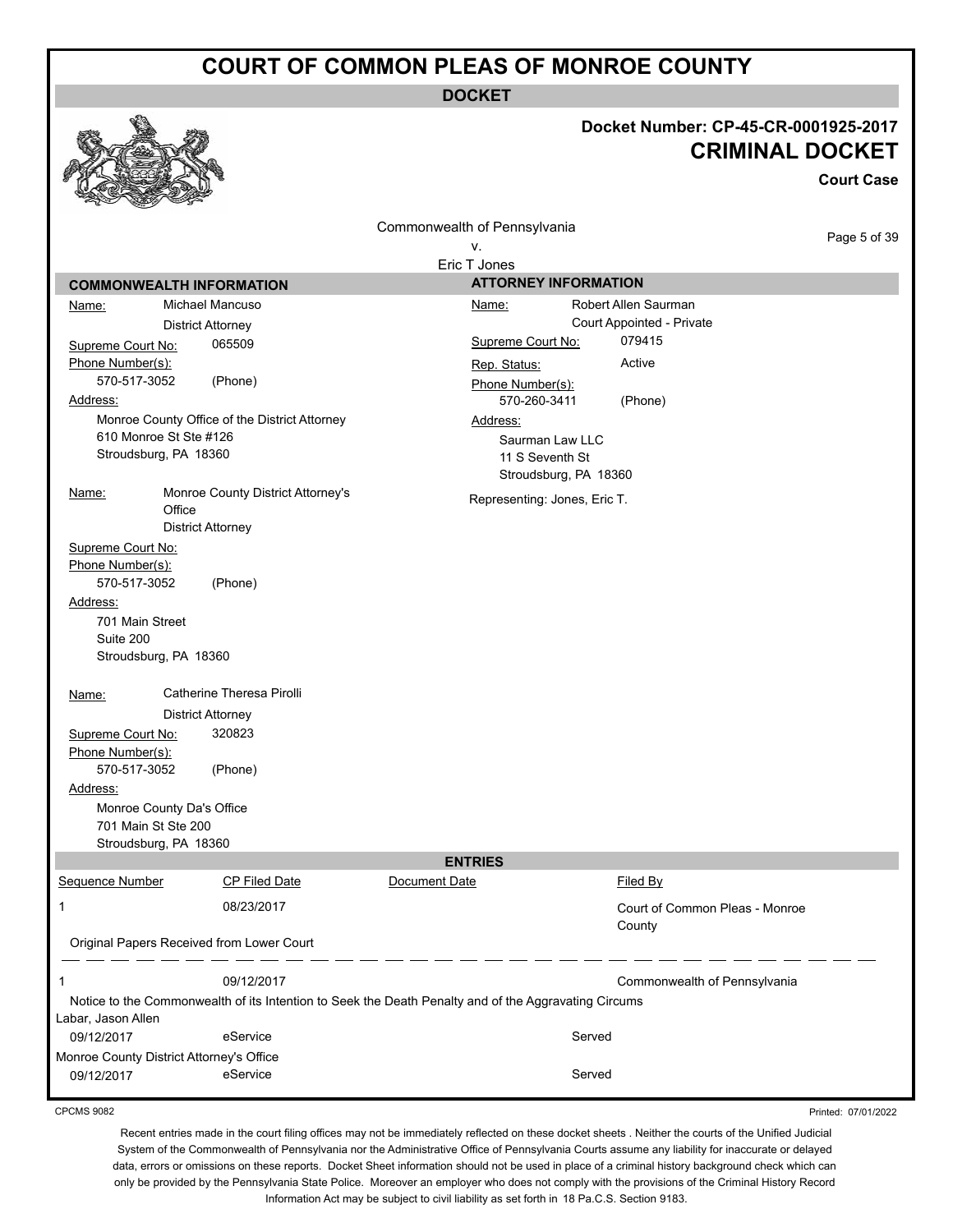# COURT OF COMMON PLEAS OF MONROE COUNTY

**DOCKET**

**Docket Number: CP-45-CR-0001925-2017**

## CRIMINAL DOCKET

**Court Case**

Commonwealth of Pennsylvania
v.
Eric T Jones

### COMMONWEALTH INFORMATION

Name: Michael Mancuso
District Attorney
Supreme Court No: 065509
Phone Number(s):
570-517-3052 (Phone)
Address:
Monroe County Office of the District Attorney
610 Monroe St Ste #126
Stroudsburg, PA 18360

Name: Monroe County District Attorney's Office
District Attorney
Supreme Court No:
Phone Number(s):
570-517-3052 (Phone)
Address:
701 Main Street
Suite 200
Stroudsburg, PA 18360

Name: Catherine Theresa Pirolli
District Attorney
Supreme Court No: 320823
Phone Number(s):
570-517-3052 (Phone)
Address:
Monroe County Da's Office
701 Main St Ste 200
Stroudsburg, PA 18360

### ATTORNEY INFORMATION

Name: Robert Allen Saurman
Court Appointed - Private
Supreme Court No: 079415
Rep. Status: Active
Phone Number(s):
570-260-3411 (Phone)
Address:
Saurman Law LLC
11 S Seventh St
Stroudsburg, PA 18360

Representing: Jones, Eric T.

### ENTRIES

| Sequence Number | CP Filed Date | Document Date | Filed By |
|---|---|---|---|
| 1 | 08/23/2017 | | Court of Common Pleas - Monroe County |

Original Papers Received from Lower Court

| Sequence Number | CP Filed Date | Document Date | Filed By |
|---|---|---|---|
| 1 | 09/12/2017 | | Commonwealth of Pennsylvania |

Notice to the Commonwealth of its Intention to Seek the Death Penalty and of the Aggravating Circums

| Service To | Service Type | Status |
|---|---|---|
| Labar, Jason Allen | | |
| 09/12/2017 | eService | Served |
| Monroe County District Attorney's Office | | |
| 09/12/2017 | eService | Served |

CPCMS 9082

Printed: 07/01/2022

Recent entries made in the court filing offices may not be immediately reflected on these docket sheets . Neither the courts of the Unified Judicial System of the Commonwealth of Pennsylvania nor the Administrative Office of Pennsylvania Courts assume any liability for inaccurate or delayed data, errors or omissions on these reports. Docket Sheet information should not be used in place of a criminal history background check which can only be provided by the Pennsylvania State Police. Moreover an employer who does not comply with the provisions of the Criminal History Record Information Act may be subject to civil liability as set forth in 18 Pa.C.S. Section 9183.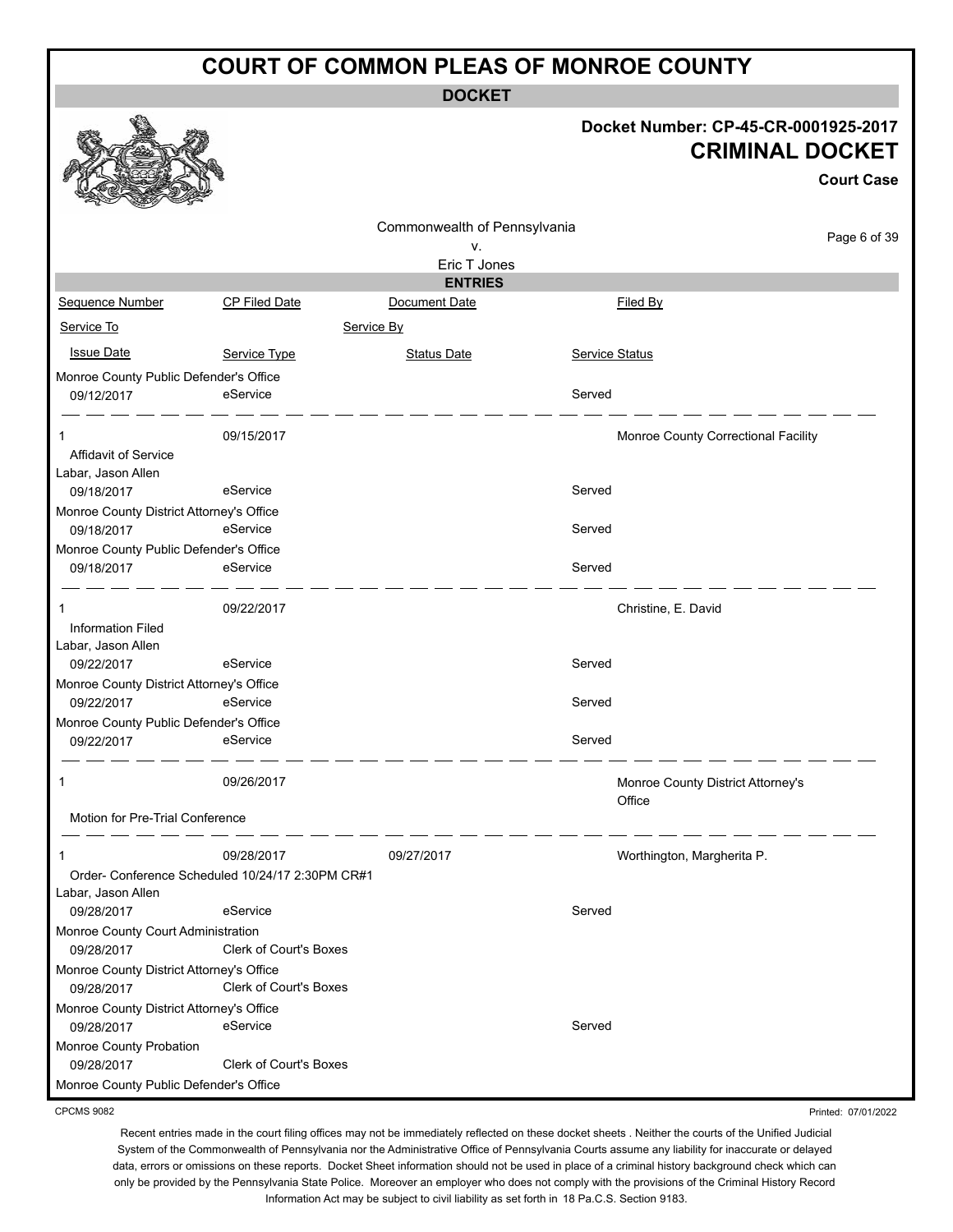# COURT OF COMMON PLEAS OF MONROE COUNTY

## DOCKET

**Docket Number: CP-45-CR-0001925-2017**

**CRIMINAL DOCKET**

**Court Case**

Commonwealth of Pennsylvania
v.
Eric T Jones

### ENTRIES

| Sequence Number | CP Filed Date | Document Date | Filed By |
|---|---|---|---|
| Service To | | Service By | |
| Issue Date | Service Type | Status Date | Service Status |
| Monroe County Public Defender's Office | | | |
| 09/12/2017 | eService | | Served |
| 1 | 09/15/2017 | | Monroe County Correctional Facility |
| Affidavit of Service | | | |
| Labar, Jason Allen | | | |
| 09/18/2017 | eService | | Served |
| Monroe County District Attorney's Office | | | |
| 09/18/2017 | eService | | Served |
| Monroe County Public Defender's Office | | | |
| 09/18/2017 | eService | | Served |
| 1 | 09/22/2017 | | Christine, E. David |
| Information Filed | | | |
| Labar, Jason Allen | | | |
| 09/22/2017 | eService | | Served |
| Monroe County District Attorney's Office | | | |
| 09/22/2017 | eService | | Served |
| Monroe County Public Defender's Office | | | |
| 09/22/2017 | eService | | Served |
| 1 | 09/26/2017 | | Monroe County District Attorney's Office |
| Motion for Pre-Trial Conference | | | |
| 1 | 09/28/2017 | 09/27/2017 | Worthington, Margherita P. |
| Order- Conference Scheduled 10/24/17 2:30PM CR#1 | | | |
| Labar, Jason Allen | | | |
| 09/28/2017 | eService | | Served |
| Monroe County Court Administration | | | |
| 09/28/2017 | Clerk of Court's Boxes | | |
| Monroe County District Attorney's Office | | | |
| 09/28/2017 | Clerk of Court's Boxes | | |
| Monroe County District Attorney's Office | | | |
| 09/28/2017 | eService | | Served |
| Monroe County Probation | | | |
| 09/28/2017 | Clerk of Court's Boxes | | |
| Monroe County Public Defender's Office | | | |

CPCMS 9082

Printed: 07/01/2022

Recent entries made in the court filing offices may not be immediately reflected on these docket sheets . Neither the courts of the Unified Judicial System of the Commonwealth of Pennsylvania nor the Administrative Office of Pennsylvania Courts assume any liability for inaccurate or delayed data, errors or omissions on these reports. Docket Sheet information should not be used in place of a criminal history background check which can only be provided by the Pennsylvania State Police. Moreover an employer who does not comply with the provisions of the Criminal History Record Information Act may be subject to civil liability as set forth in 18 Pa.C.S. Section 9183.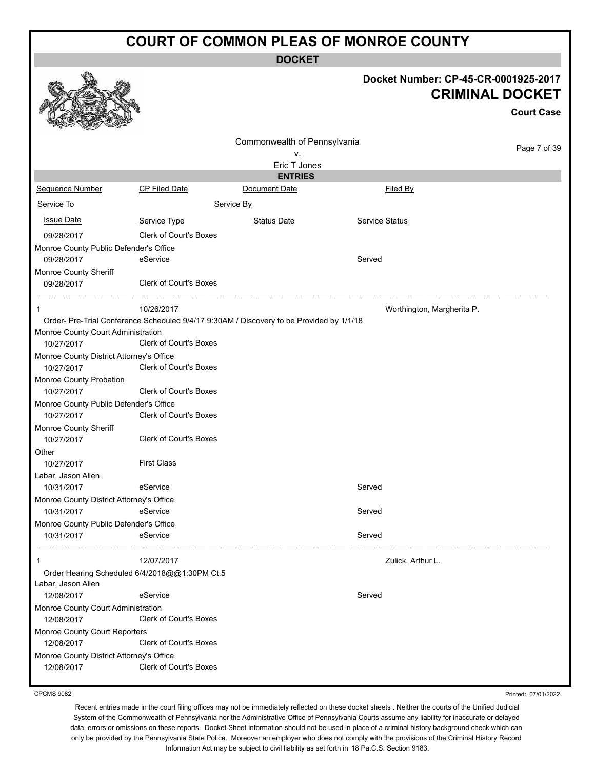# COURT OF COMMON PLEAS OF MONROE COUNTY

## DOCKET

**Docket Number: CP-45-CR-0001925-2017**

**CRIMINAL DOCKET**

**Court Case**

Commonwealth of Pennsylvania
v.
Eric T Jones

### ENTRIES

| Sequence Number | CP Filed Date | Document Date | Filed By |
|---|---|---|---|
| Service To | | Service By | |
| Issue Date | Service Type | Status Date | Service Status |
| 09/28/2017 | Clerk of Court's Boxes | | |
| Monroe County Public Defender's Office | | | |
| 09/28/2017 | eService | | Served |
| Monroe County Sheriff | | | |
| 09/28/2017 | Clerk of Court's Boxes | | |
| 1 | 10/26/2017 | | Worthington, Margherita P. |
| Order- Pre-Trial Conference Scheduled 9/4/17 9:30AM / Discovery to be Provided by 1/1/18 | | | |
| Monroe County Court Administration | | | |
| 10/27/2017 | Clerk of Court's Boxes | | |
| Monroe County District Attorney's Office | | | |
| 10/27/2017 | Clerk of Court's Boxes | | |
| Monroe County Probation | | | |
| 10/27/2017 | Clerk of Court's Boxes | | |
| Monroe County Public Defender's Office | | | |
| 10/27/2017 | Clerk of Court's Boxes | | |
| Monroe County Sheriff | | | |
| 10/27/2017 | Clerk of Court's Boxes | | |
| Other | | | |
| 10/27/2017 | First Class | | |
| Labar, Jason Allen | | | |
| 10/31/2017 | eService | | Served |
| Monroe County District Attorney's Office | | | |
| 10/31/2017 | eService | | Served |
| Monroe County Public Defender's Office | | | |
| 10/31/2017 | eService | | Served |
| 1 | 12/07/2017 | | Zulick, Arthur L. |
| Order Hearing Scheduled 6/4/2018@@1:30PM Ct.5 | | | |
| Labar, Jason Allen | | | |
| 12/08/2017 | eService | | Served |
| Monroe County Court Administration | | | |
| 12/08/2017 | Clerk of Court's Boxes | | |
| Monroe County Court Reporters | | | |
| 12/08/2017 | Clerk of Court's Boxes | | |
| Monroe County District Attorney's Office | | | |
| 12/08/2017 | Clerk of Court's Boxes | | |

CPCMS 9082

Printed: 07/01/2022

Recent entries made in the court filing offices may not be immediately reflected on these docket sheets . Neither the courts of the Unified Judicial System of the Commonwealth of Pennsylvania nor the Administrative Office of Pennsylvania Courts assume any liability for inaccurate or delayed data, errors or omissions on these reports. Docket Sheet information should not be used in place of a criminal history background check which can only be provided by the Pennsylvania State Police. Moreover an employer who does not comply with the provisions of the Criminal History Record Information Act may be subject to civil liability as set forth in 18 Pa.C.S. Section 9183.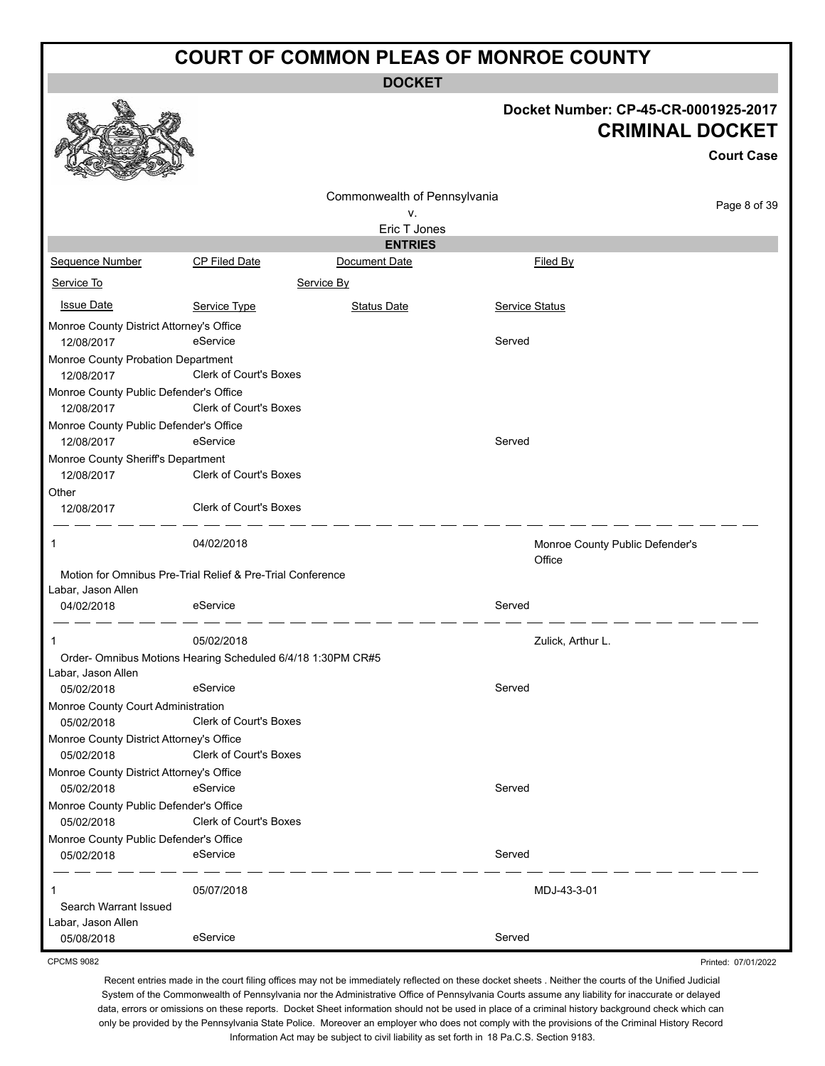# COURT OF COMMON PLEAS OF MONROE COUNTY

## DOCKET

**Docket Number: CP-45-CR-0001925-2017**

**CRIMINAL DOCKET**

**Court Case**

Commonwealth of Pennsylvania
v.
Eric T Jones

### ENTRIES

| Sequence Number | CP Filed Date | Document Date | Filed By |
| --- | --- | --- | --- |
| Service To | | Service By | |
| Issue Date | Service Type | Status Date | Service Status |
| Monroe County District Attorney's Office | | | |
| 12/08/2017 | eService | | Served |
| Monroe County Probation Department | | | |
| 12/08/2017 | Clerk of Court's Boxes | | |
| Monroe County Public Defender's Office | | | |
| 12/08/2017 | Clerk of Court's Boxes | | |
| Monroe County Public Defender's Office | | | |
| 12/08/2017 | eService | | Served |
| Monroe County Sheriff's Department | | | |
| 12/08/2017 | Clerk of Court's Boxes | | |
| Other | | | |
| 12/08/2017 | Clerk of Court's Boxes | | |
| 1 | 04/02/2018 | | Monroe County Public Defender's Office |
| Motion for Omnibus Pre-Trial Relief & Pre-Trial Conference | | | |
| Labar, Jason Allen | | | |
| 04/02/2018 | eService | | Served |
| 1 | 05/02/2018 | | Zulick, Arthur L. |
| Order- Omnibus Motions Hearing Scheduled 6/4/18 1:30PM CR#5 | | | |
| Labar, Jason Allen | | | |
| 05/02/2018 | eService | | Served |
| Monroe County Court Administration | | | |
| 05/02/2018 | Clerk of Court's Boxes | | |
| Monroe County District Attorney's Office | | | |
| 05/02/2018 | Clerk of Court's Boxes | | |
| Monroe County District Attorney's Office | | | |
| 05/02/2018 | eService | | Served |
| Monroe County Public Defender's Office | | | |
| 05/02/2018 | Clerk of Court's Boxes | | |
| Monroe County Public Defender's Office | | | |
| 05/02/2018 | eService | | Served |
| 1 | 05/07/2018 | | MDJ-43-3-01 |
| Search Warrant Issued | | | |
| Labar, Jason Allen | | | |
| 05/08/2018 | eService | | Served |

CPCMS 9082

Printed: 07/01/2022

Recent entries made in the court filing offices may not be immediately reflected on these docket sheets . Neither the courts of the Unified Judicial System of the Commonwealth of Pennsylvania nor the Administrative Office of Pennsylvania Courts assume any liability for inaccurate or delayed data, errors or omissions on these reports. Docket Sheet information should not be used in place of a criminal history background check which can only be provided by the Pennsylvania State Police. Moreover an employer who does not comply with the provisions of the Criminal History Record Information Act may be subject to civil liability as set forth in 18 Pa.C.S. Section 9183.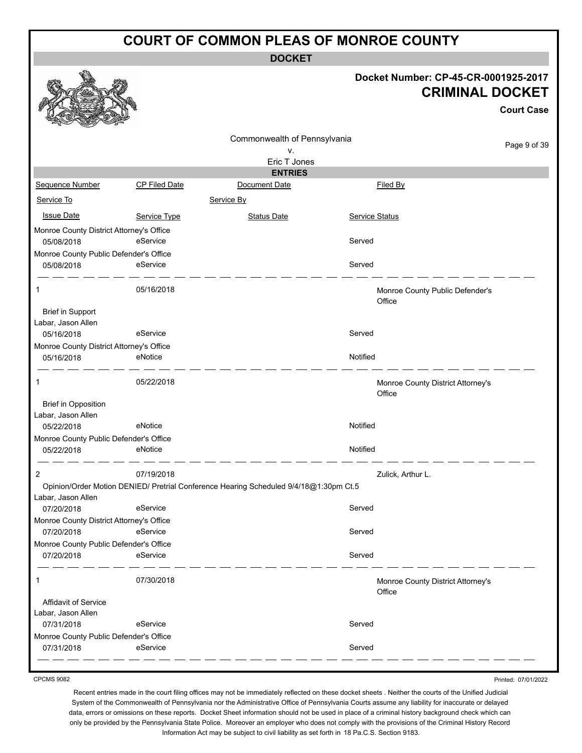# COURT OF COMMON PLEAS OF MONROE COUNTY

**DOCKET**

**Docket Number: CP-45-CR-0001925-2017**

**CRIMINAL DOCKET**

**Court Case**

Commonwealth of Pennsylvania
v.
Eric T Jones

**ENTRIES**

| Sequence Number | CP Filed Date | Document Date | Filed By |
|---|---|---|---|
| Service To | | Service By | |
| Issue Date | Service Type | Status Date | Service Status |
| Monroe County District Attorney's Office | | | |
| 05/08/2018 | eService | | Served |
| Monroe County Public Defender's Office | | | |
| 05/08/2018 | eService | | Served |
| 1 | 05/16/2018 | | Monroe County Public Defender's Office |
| Brief in Support | | | |
| Labar, Jason Allen | | | |
| 05/16/2018 | eService | | Served |
| Monroe County District Attorney's Office | | | |
| 05/16/2018 | eNotice | | Notified |
| 1 | 05/22/2018 | | Monroe County District Attorney's Office |
| Brief in Opposition | | | |
| Labar, Jason Allen | | | |
| 05/22/2018 | eNotice | | Notified |
| Monroe County Public Defender's Office | | | |
| 05/22/2018 | eNotice | | Notified |
| 2 | 07/19/2018 | | Zulick, Arthur L. |
| Opinion/Order Motion DENIED/ Pretrial Conference Hearing Scheduled 9/4/18@1:30pm Ct.5 | | | |
| Labar, Jason Allen | | | |
| 07/20/2018 | eService | | Served |
| Monroe County District Attorney's Office | | | |
| 07/20/2018 | eService | | Served |
| Monroe County Public Defender's Office | | | |
| 07/20/2018 | eService | | Served |
| 1 | 07/30/2018 | | Monroe County District Attorney's Office |
| Affidavit of Service | | | |
| Labar, Jason Allen | | | |
| 07/31/2018 | eService | | Served |
| Monroe County Public Defender's Office | | | |
| 07/31/2018 | eService | | Served |

CPCMS 9082

Printed: 07/01/2022

Recent entries made in the court filing offices may not be immediately reflected on these docket sheets . Neither the courts of the Unified Judicial System of the Commonwealth of Pennsylvania nor the Administrative Office of Pennsylvania Courts assume any liability for inaccurate or delayed data, errors or omissions on these reports. Docket Sheet information should not be used in place of a criminal history background check which can only be provided by the Pennsylvania State Police. Moreover an employer who does not comply with the provisions of the Criminal History Record Information Act may be subject to civil liability as set forth in 18 Pa.C.S. Section 9183.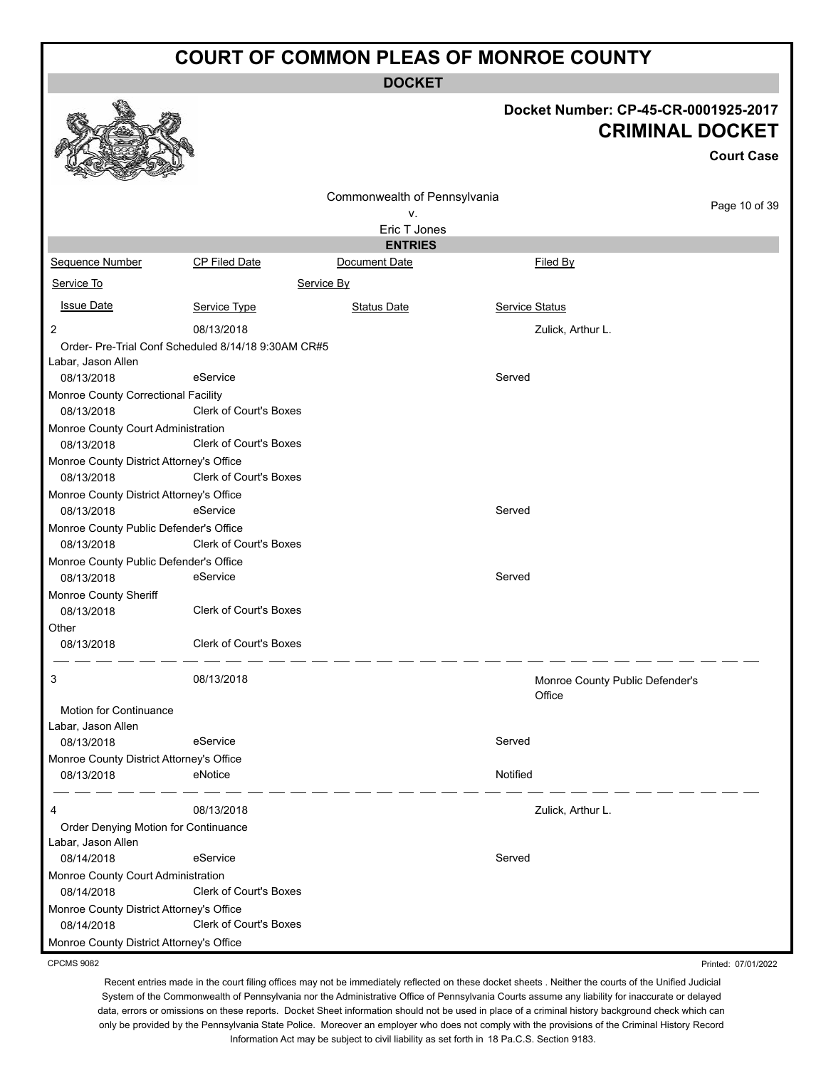# COURT OF COMMON PLEAS OF MONROE COUNTY

**DOCKET**

**Docket Number: CP-45-CR-0001925-2017**

**CRIMINAL DOCKET**

**Court Case**

Commonwealth of Pennsylvania
v.
Eric T Jones

**ENTRIES**

| Sequence Number | CP Filed Date | Document Date | Filed By |
|---|---|---|---|
| Service To | | Service By | |
| Issue Date | Service Type | Status Date | Service Status |
| 2 | 08/13/2018 | | Zulick, Arthur L. |
| Order- Pre-Trial Conf Scheduled 8/14/18 9:30AM CR#5 | | | |
| Labar, Jason Allen | | | |
| 08/13/2018 | eService | | Served |
| Monroe County Correctional Facility | | | |
| 08/13/2018 | Clerk of Court's Boxes | | |
| Monroe County Court Administration | | | |
| 08/13/2018 | Clerk of Court's Boxes | | |
| Monroe County District Attorney's Office | | | |
| 08/13/2018 | Clerk of Court's Boxes | | |
| Monroe County District Attorney's Office | | | |
| 08/13/2018 | eService | | Served |
| Monroe County Public Defender's Office | | | |
| 08/13/2018 | Clerk of Court's Boxes | | |
| Monroe County Public Defender's Office | | | |
| 08/13/2018 | eService | | Served |
| Monroe County Sheriff | | | |
| 08/13/2018 | Clerk of Court's Boxes | | |
| Other | | | |
| 08/13/2018 | Clerk of Court's Boxes | | |
| 3 | 08/13/2018 | | Monroe County Public Defender's Office |
| Motion for Continuance | | | |
| Labar, Jason Allen | | | |
| 08/13/2018 | eService | | Served |
| Monroe County District Attorney's Office | | | |
| 08/13/2018 | eNotice | | Notified |
| 4 | 08/13/2018 | | Zulick, Arthur L. |
| Order Denying Motion for Continuance | | | |
| Labar, Jason Allen | | | |
| 08/14/2018 | eService | | Served |
| Monroe County Court Administration | | | |
| 08/14/2018 | Clerk of Court's Boxes | | |
| Monroe County District Attorney's Office | | | |
| 08/14/2018 | Clerk of Court's Boxes | | |
| Monroe County District Attorney's Office | | | |

CPCMS 9082

Printed: 07/01/2022

Recent entries made in the court filing offices may not be immediately reflected on these docket sheets . Neither the courts of the Unified Judicial System of the Commonwealth of Pennsylvania nor the Administrative Office of Pennsylvania Courts assume any liability for inaccurate or delayed data, errors or omissions on these reports. Docket Sheet information should not be used in place of a criminal history background check which can only be provided by the Pennsylvania State Police. Moreover an employer who does not comply with the provisions of the Criminal History Record Information Act may be subject to civil liability as set forth in 18 Pa.C.S. Section 9183.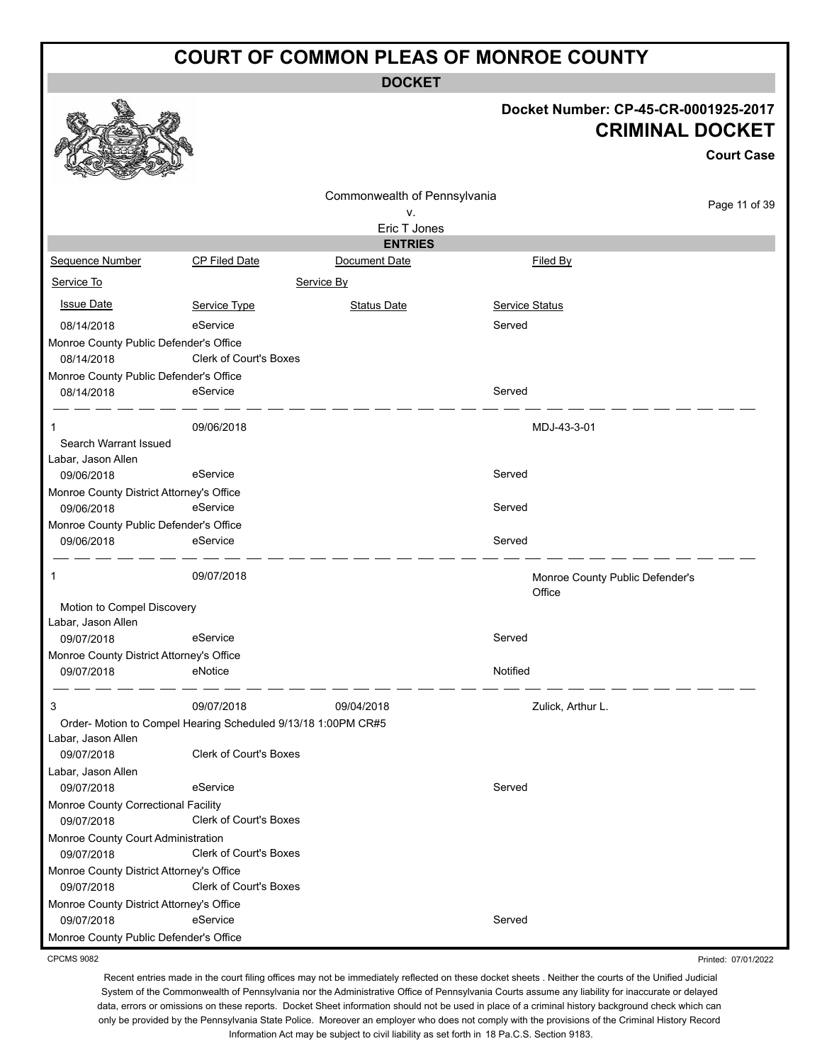# COURT OF COMMON PLEAS OF MONROE COUNTY

**DOCKET**

**Docket Number: CP-45-CR-0001925-2017**

## CRIMINAL DOCKET

**Court Case**

Commonwealth of Pennsylvania
v.
Eric T Jones

**ENTRIES**

| Sequence Number | CP Filed Date | Document Date | Filed By |
|---|---|---|---|
| Service To | | Service By | |
| Issue Date | Service Type | Status Date | Service Status |
| 08/14/2018 | eService | | Served |
| Monroe County Public Defender's Office | | | |
| 08/14/2018 | Clerk of Court's Boxes | | |
| Monroe County Public Defender's Office | | | |
| 08/14/2018 | eService | | Served |
| 1 | 09/06/2018 | | MDJ-43-3-01 |
| Search Warrant Issued | | | |
| Labar, Jason Allen | | | |
| 09/06/2018 | eService | | Served |
| Monroe County District Attorney's Office | | | |
| 09/06/2018 | eService | | Served |
| Monroe County Public Defender's Office | | | |
| 09/06/2018 | eService | | Served |
| 1 | 09/07/2018 | | Monroe County Public Defender's Office |
| Motion to Compel Discovery | | | |
| Labar, Jason Allen | | | |
| 09/07/2018 | eService | | Served |
| Monroe County District Attorney's Office | | | |
| 09/07/2018 | eNotice | | Notified |
| 3 | 09/07/2018 | 09/04/2018 | Zulick, Arthur L. |
| Order- Motion to Compel Hearing Scheduled 9/13/18 1:00PM CR#5 | | | |
| Labar, Jason Allen | | | |
| 09/07/2018 | Clerk of Court's Boxes | | |
| Labar, Jason Allen | | | |
| 09/07/2018 | eService | | Served |
| Monroe County Correctional Facility | | | |
| 09/07/2018 | Clerk of Court's Boxes | | |
| Monroe County Court Administration | | | |
| 09/07/2018 | Clerk of Court's Boxes | | |
| Monroe County District Attorney's Office | | | |
| 09/07/2018 | Clerk of Court's Boxes | | |
| Monroe County District Attorney's Office | | | |
| 09/07/2018 | eService | | Served |
| Monroe County Public Defender's Office | | | |

CPCMS 9082

Printed: 07/01/2022

Recent entries made in the court filing offices may not be immediately reflected on these docket sheets . Neither the courts of the Unified Judicial System of the Commonwealth of Pennsylvania nor the Administrative Office of Pennsylvania Courts assume any liability for inaccurate or delayed data, errors or omissions on these reports. Docket Sheet information should not be used in place of a criminal history background check which can only be provided by the Pennsylvania State Police. Moreover an employer who does not comply with the provisions of the Criminal History Record Information Act may be subject to civil liability as set forth in 18 Pa.C.S. Section 9183.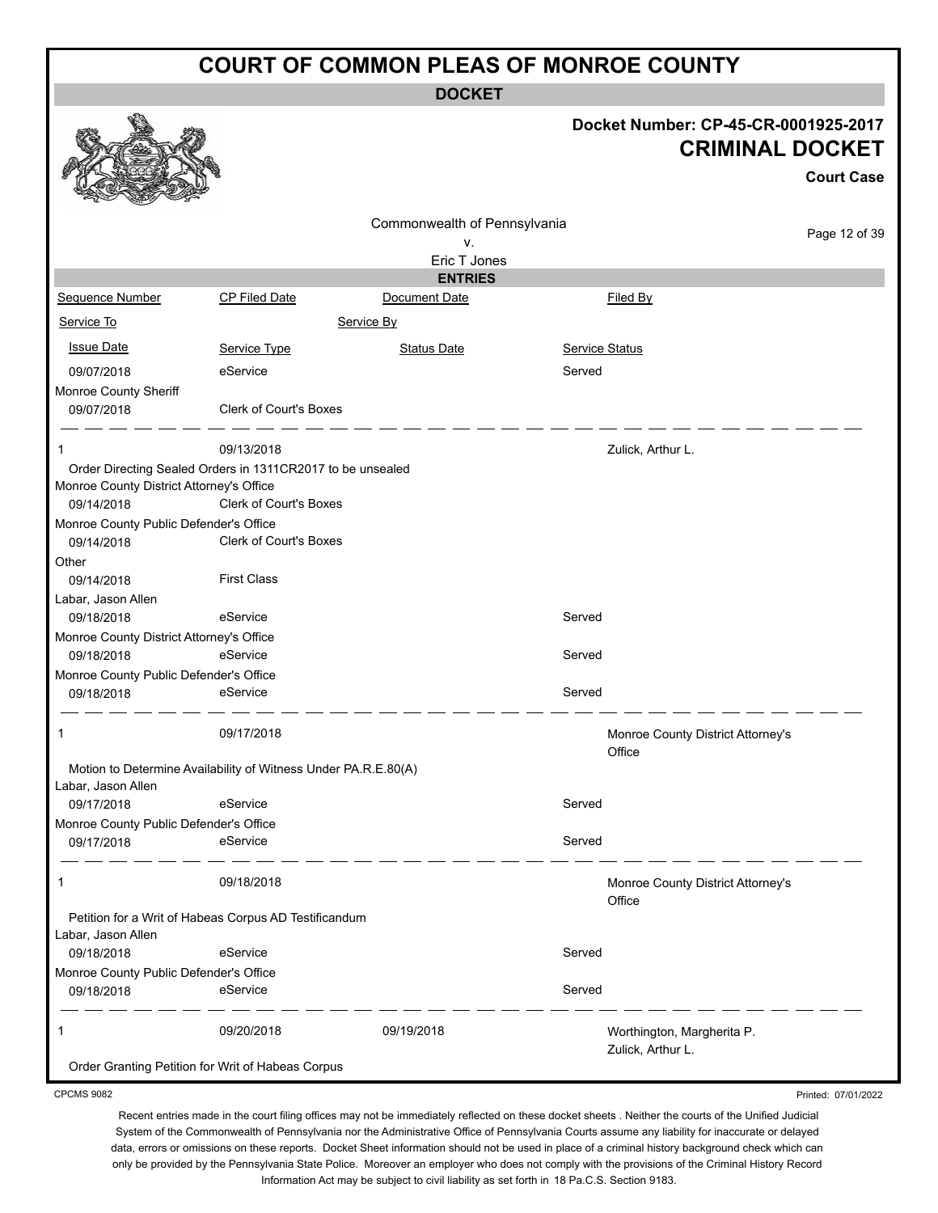# COURT OF COMMON PLEAS OF MONROE COUNTY

## DOCKET

**Docket Number: CP-45-CR-0001925-2017**

**CRIMINAL DOCKET**

**Court Case**

Commonwealth of Pennsylvania
v.
Eric T Jones

### ENTRIES

| Sequence Number | CP Filed Date | Document Date | Filed By |
|---|---|---|---|
| Service To | | Service By | |
| Issue Date | Service Type | Status Date | Service Status |

| | | | |
|---|---|---|---|
| 09/07/2018 | eService | | Served |
| Monroe County Sheriff | | | |
| 09/07/2018 | Clerk of Court's Boxes | | |

| | | | |
|---|---|---|---|
| 1 | 09/13/2018 | | Zulick, Arthur L. |
| Order Directing Sealed Orders in 1311CR2017 to be unsealed | | | |
| Monroe County District Attorney's Office | | | |
| 09/14/2018 | Clerk of Court's Boxes | | |
| Monroe County Public Defender's Office | | | |
| 09/14/2018 | Clerk of Court's Boxes | | |
| Other | | | |
| 09/14/2018 | First Class | | |
| Labar, Jason Allen | | | |
| 09/18/2018 | eService | | Served |
| Monroe County District Attorney's Office | | | |
| 09/18/2018 | eService | | Served |
| Monroe County Public Defender's Office | | | |
| 09/18/2018 | eService | | Served |

| | | | |
|---|---|---|---|
| 1 | 09/17/2018 | | Monroe County District Attorney's Office |
| Motion to Determine Availability of Witness Under PA.R.E.80(A) | | | |
| Labar, Jason Allen | | | |
| 09/17/2018 | eService | | Served |
| Monroe County Public Defender's Office | | | |
| 09/17/2018 | eService | | Served |

| | | | |
|---|---|---|---|
| 1 | 09/18/2018 | | Monroe County District Attorney's Office |
| Petition for a Writ of Habeas Corpus AD Testificandum | | | |
| Labar, Jason Allen | | | |
| 09/18/2018 | eService | | Served |
| Monroe County Public Defender's Office | | | |
| 09/18/2018 | eService | | Served |

| | | | |
|---|---|---|---|
| 1 | 09/20/2018 | 09/19/2018 | Worthington, Margherita P.<br>Zulick, Arthur L. |
| Order Granting Petition for Writ of Habeas Corpus | | | |

CPCMS 9082

Printed: 07/01/2022

Recent entries made in the court filing offices may not be immediately reflected on these docket sheets . Neither the courts of the Unified Judicial System of the Commonwealth of Pennsylvania nor the Administrative Office of Pennsylvania Courts assume any liability for inaccurate or delayed data, errors or omissions on these reports. Docket Sheet information should not be used in place of a criminal history background check which can only be provided by the Pennsylvania State Police. Moreover an employer who does not comply with the provisions of the Criminal History Record Information Act may be subject to civil liability as set forth in 18 Pa.C.S. Section 9183.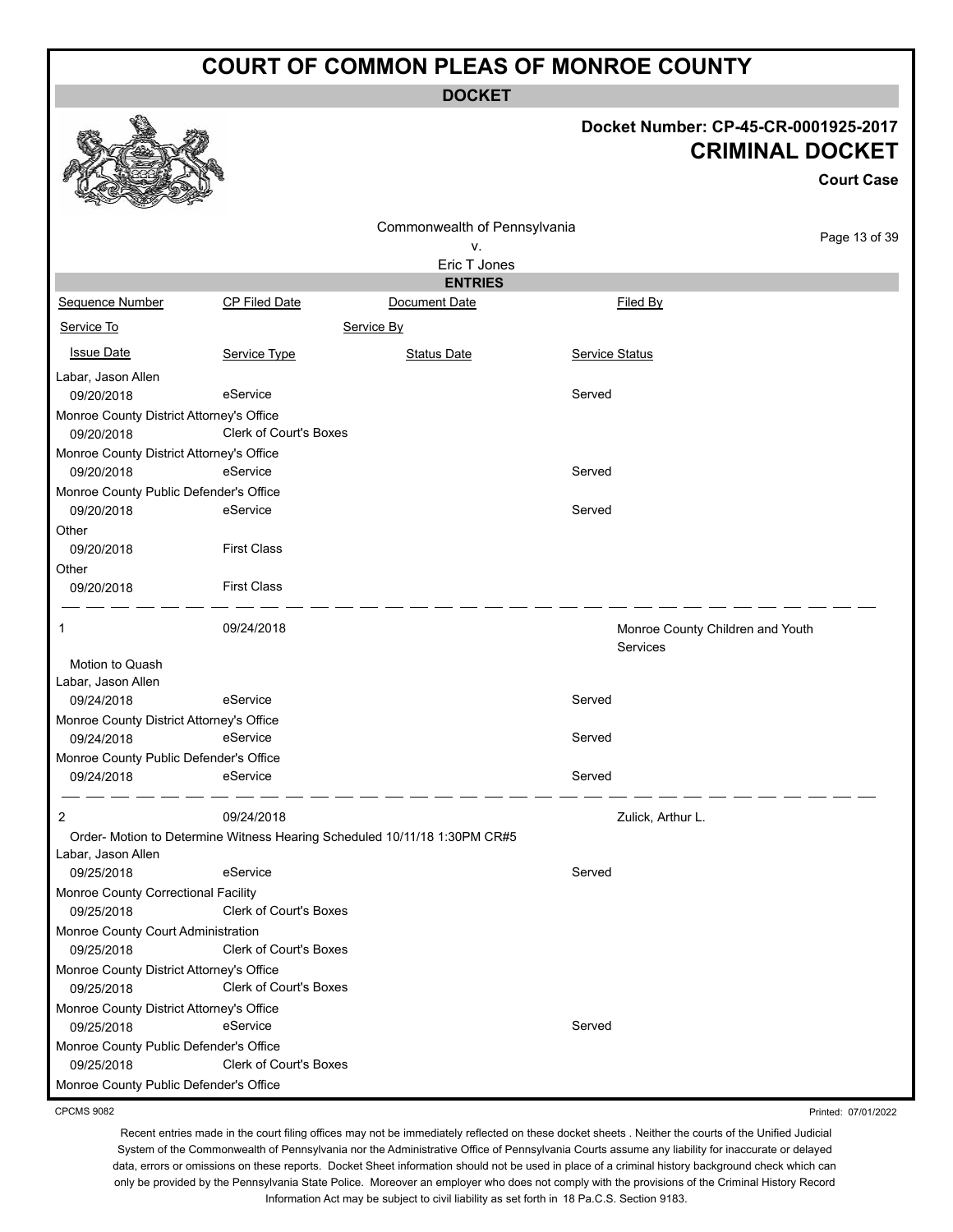# COURT OF COMMON PLEAS OF MONROE COUNTY

## DOCKET

**Docket Number: CP-45-CR-0001925-2017**

**CRIMINAL DOCKET**

**Court Case**

Commonwealth of Pennsylvania
v.
Eric T Jones

### ENTRIES

| Sequence Number | CP Filed Date | Document Date | Filed By |
|---|---|---|---|
| Service To | | Service By | |
| Issue Date | Service Type | Status Date | Service Status |
| Labar, Jason Allen | | | |
| 09/20/2018 | eService | | Served |
| Monroe County District Attorney's Office | | | |
| 09/20/2018 | Clerk of Court's Boxes | | |
| Monroe County District Attorney's Office | | | |
| 09/20/2018 | eService | | Served |
| Monroe County Public Defender's Office | | | |
| 09/20/2018 | eService | | Served |
| Other | | | |
| 09/20/2018 | First Class | | |
| Other | | | |
| 09/20/2018 | First Class | | |
| 1 | 09/24/2018 | | Monroe County Children and Youth Services |
| Motion to Quash | | | |
| Labar, Jason Allen | | | |
| 09/24/2018 | eService | | Served |
| Monroe County District Attorney's Office | | | |
| 09/24/2018 | eService | | Served |
| Monroe County Public Defender's Office | | | |
| 09/24/2018 | eService | | Served |
| 2 | 09/24/2018 | | Zulick, Arthur L. |
| Order- Motion to Determine Witness Hearing Scheduled 10/11/18 1:30PM CR#5 | | | |
| Labar, Jason Allen | | | |
| 09/25/2018 | eService | | Served |
| Monroe County Correctional Facility | | | |
| 09/25/2018 | Clerk of Court's Boxes | | |
| Monroe County Court Administration | | | |
| 09/25/2018 | Clerk of Court's Boxes | | |
| Monroe County District Attorney's Office | | | |
| 09/25/2018 | Clerk of Court's Boxes | | |
| Monroe County District Attorney's Office | | | |
| 09/25/2018 | eService | | Served |
| Monroe County Public Defender's Office | | | |
| 09/25/2018 | Clerk of Court's Boxes | | |
| Monroe County Public Defender's Office | | | |

CPCMS 9082

Printed: 07/01/2022

Recent entries made in the court filing offices may not be immediately reflected on these docket sheets . Neither the courts of the Unified Judicial System of the Commonwealth of Pennsylvania nor the Administrative Office of Pennsylvania Courts assume any liability for inaccurate or delayed data, errors or omissions on these reports. Docket Sheet information should not be used in place of a criminal history background check which can only be provided by the Pennsylvania State Police. Moreover an employer who does not comply with the provisions of the Criminal History Record Information Act may be subject to civil liability as set forth in 18 Pa.C.S. Section 9183.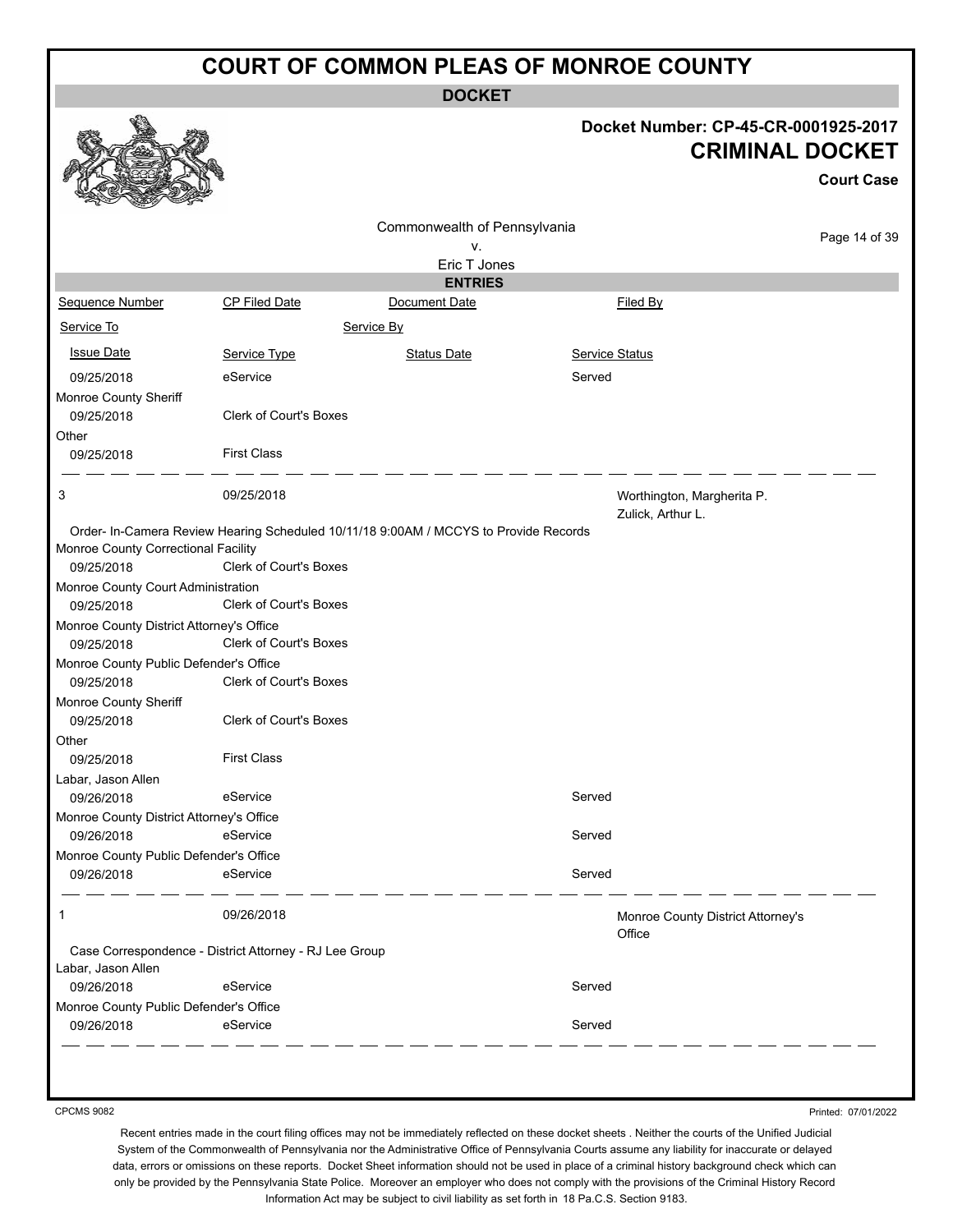# COURT OF COMMON PLEAS OF MONROE COUNTY

## DOCKET

**Docket Number: CP-45-CR-0001925-2017**

**CRIMINAL DOCKET**

**Court Case**

Commonwealth of Pennsylvania
v.
Eric T Jones

### ENTRIES

| Sequence Number | CP Filed Date | Document Date | Filed By |
|---|---|---|---|
| Service To | Service By | | |
| Issue Date | Service Type | Status Date | Service Status |

| | | | |
|---|---|---|---|
| 09/25/2018 | eService | | Served |
| Monroe County Sheriff | | | |
| 09/25/2018 | Clerk of Court's Boxes | | |
| Other | | | |
| 09/25/2018 | First Class | | |

---

| | | | |
|---|---|---|---|
| 3 | 09/25/2018 | | Worthington, Margherita P.<br>Zulick, Arthur L. |

Order- In-Camera Review Hearing Scheduled 10/11/18 9:00AM / MCCYS to Provide Records

| | | | |
|---|---|---|---|
| Monroe County Correctional Facility | | | |
| 09/25/2018 | Clerk of Court's Boxes | | |
| Monroe County Court Administration | | | |
| 09/25/2018 | Clerk of Court's Boxes | | |
| Monroe County District Attorney's Office | | | |
| 09/25/2018 | Clerk of Court's Boxes | | |
| Monroe County Public Defender's Office | | | |
| 09/25/2018 | Clerk of Court's Boxes | | |
| Monroe County Sheriff | | | |
| 09/25/2018 | Clerk of Court's Boxes | | |
| Other | | | |
| 09/25/2018 | First Class | | |
| Labar, Jason Allen | | | |
| 09/26/2018 | eService | | Served |
| Monroe County District Attorney's Office | | | |
| 09/26/2018 | eService | | Served |
| Monroe County Public Defender's Office | | | |
| 09/26/2018 | eService | | Served |

---

| | | | |
|---|---|---|---|
| 1 | 09/26/2018 | | Monroe County District Attorney's Office |

Case Correspondence - District Attorney - RJ Lee Group

| | | | |
|---|---|---|---|
| Labar, Jason Allen | | | |
| 09/26/2018 | eService | | Served |
| Monroe County Public Defender's Office | | | |
| 09/26/2018 | eService | | Served |

---

CPCMS 9082

Printed: 07/01/2022

Recent entries made in the court filing offices may not be immediately reflected on these docket sheets . Neither the courts of the Unified Judicial System of the Commonwealth of Pennsylvania nor the Administrative Office of Pennsylvania Courts assume any liability for inaccurate or delayed data, errors or omissions on these reports. Docket Sheet information should not be used in place of a criminal history background check which can only be provided by the Pennsylvania State Police. Moreover an employer who does not comply with the provisions of the Criminal History Record Information Act may be subject to civil liability as set forth in 18 Pa.C.S. Section 9183.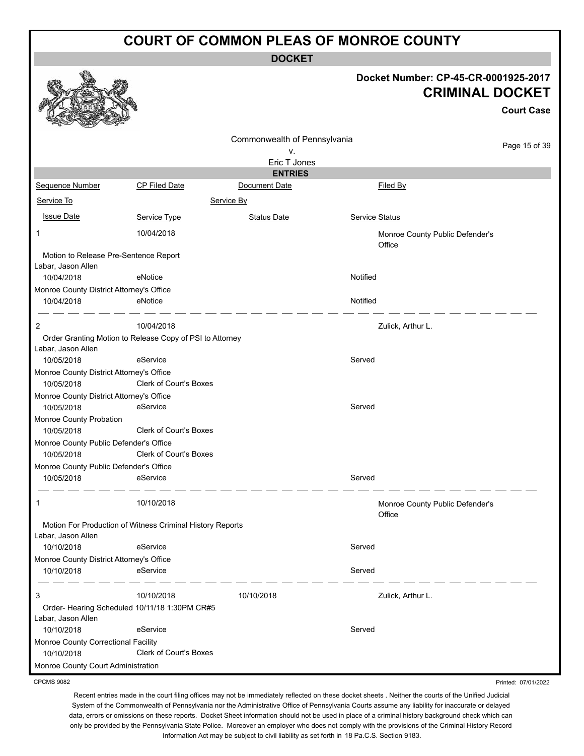# COURT OF COMMON PLEAS OF MONROE COUNTY

## DOCKET

**Docket Number: CP-45-CR-0001925-2017**

## CRIMINAL DOCKET

**Court Case**

Commonwealth of Pennsylvania
v.
Eric T Jones

### ENTRIES

| Sequence Number | CP Filed Date | Document Date | Filed By |
|---|---|---|---|
| Service To | | Service By | |
| Issue Date | Service Type | Status Date | Service Status |
| 1 | 10/04/2018 | | Monroe County Public Defender's Office |
| Motion to Release Pre-Sentence Report | | | |
| Labar, Jason Allen | | | |
| 10/04/2018 | eNotice | | Notified |
| Monroe County District Attorney's Office | | | |
| 10/04/2018 | eNotice | | Notified |
| 2 | 10/04/2018 | | Zulick, Arthur L. |
| Order Granting Motion to Release Copy of PSI to Attorney | | | |
| Labar, Jason Allen | | | |
| 10/05/2018 | eService | | Served |
| Monroe County District Attorney's Office | | | |
| 10/05/2018 | Clerk of Court's Boxes | | |
| Monroe County District Attorney's Office | | | |
| 10/05/2018 | eService | | Served |
| Monroe County Probation | | | |
| 10/05/2018 | Clerk of Court's Boxes | | |
| Monroe County Public Defender's Office | | | |
| 10/05/2018 | Clerk of Court's Boxes | | |
| Monroe County Public Defender's Office | | | |
| 10/05/2018 | eService | | Served |
| 1 | 10/10/2018 | | Monroe County Public Defender's Office |
| Motion For Production of Witness Criminal History Reports | | | |
| Labar, Jason Allen | | | |
| 10/10/2018 | eService | | Served |
| Monroe County District Attorney's Office | | | |
| 10/10/2018 | eService | | Served |
| 3 | 10/10/2018 | 10/10/2018 | Zulick, Arthur L. |
| Order- Hearing Scheduled 10/11/18 1:30PM CR#5 | | | |
| Labar, Jason Allen | | | |
| 10/10/2018 | eService | | Served |
| Monroe County Correctional Facility | | | |
| 10/10/2018 | Clerk of Court's Boxes | | |
| Monroe County Court Administration | | | |

CPCMS 9082

Printed: 07/01/2022

Recent entries made in the court filing offices may not be immediately reflected on these docket sheets . Neither the courts of the Unified Judicial System of the Commonwealth of Pennsylvania nor the Administrative Office of Pennsylvania Courts assume any liability for inaccurate or delayed data, errors or omissions on these reports. Docket Sheet information should not be used in place of a criminal history background check which can only be provided by the Pennsylvania State Police. Moreover an employer who does not comply with the provisions of the Criminal History Record Information Act may be subject to civil liability as set forth in 18 Pa.C.S. Section 9183.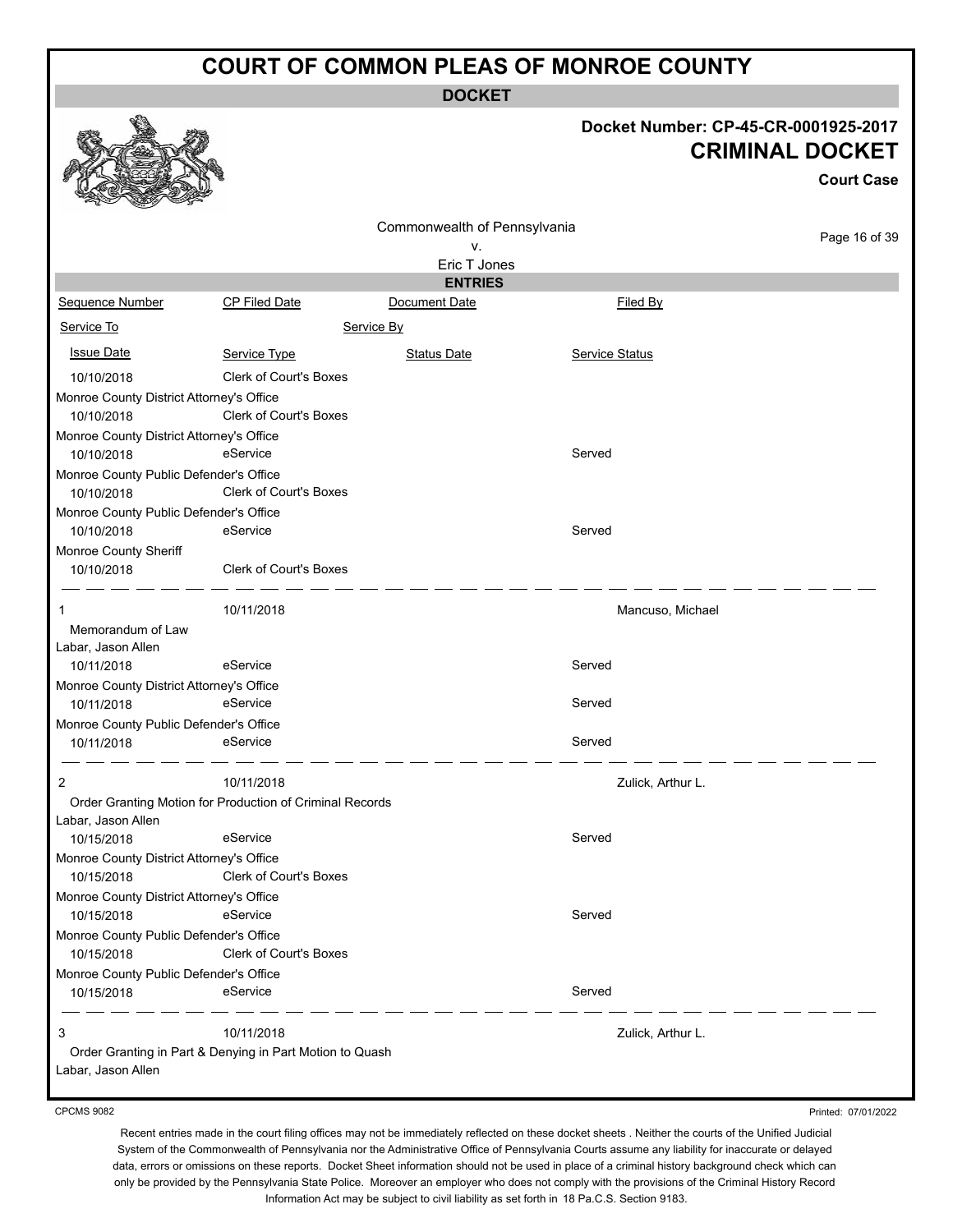# COURT OF COMMON PLEAS OF MONROE COUNTY

## DOCKET

**Docket Number: CP-45-CR-0001925-2017**

**CRIMINAL DOCKET**

**Court Case**

Commonwealth of Pennsylvania
v.
Eric T Jones

### ENTRIES

| Sequence Number | CP Filed Date | Document Date | Filed By |
|---|---|---|---|
| Service To | | Service By | |
| Issue Date | Service Type | Status Date | Service Status |
| 10/10/2018 | Clerk of Court's Boxes | | |
| Monroe County District Attorney's Office | | | |
| 10/10/2018 | Clerk of Court's Boxes | | |
| Monroe County District Attorney's Office | | | |
| 10/10/2018 | eService | | Served |
| Monroe County Public Defender's Office | | | |
| 10/10/2018 | Clerk of Court's Boxes | | |
| Monroe County Public Defender's Office | | | |
| 10/10/2018 | eService | | Served |
| Monroe County Sheriff | | | |
| 10/10/2018 | Clerk of Court's Boxes | | |
| 1 | 10/11/2018 | | Mancuso, Michael |
| Memorandum of Law | | | |
| Labar, Jason Allen | | | |
| 10/11/2018 | eService | | Served |
| Monroe County District Attorney's Office | | | |
| 10/11/2018 | eService | | Served |
| Monroe County Public Defender's Office | | | |
| 10/11/2018 | eService | | Served |
| 2 | 10/11/2018 | | Zulick, Arthur L. |
| Order Granting Motion for Production of Criminal Records | | | |
| Labar, Jason Allen | | | |
| 10/15/2018 | eService | | Served |
| Monroe County District Attorney's Office | | | |
| 10/15/2018 | Clerk of Court's Boxes | | |
| Monroe County District Attorney's Office | | | |
| 10/15/2018 | eService | | Served |
| Monroe County Public Defender's Office | | | |
| 10/15/2018 | Clerk of Court's Boxes | | |
| Monroe County Public Defender's Office | | | |
| 10/15/2018 | eService | | Served |
| 3 | 10/11/2018 | | Zulick, Arthur L. |
| Order Granting in Part & Denying in Part Motion to Quash | | | |
| Labar, Jason Allen | | | |

CPCMS 9082

Printed: 07/01/2022

Recent entries made in the court filing offices may not be immediately reflected on these docket sheets . Neither the courts of the Unified Judicial System of the Commonwealth of Pennsylvania nor the Administrative Office of Pennsylvania Courts assume any liability for inaccurate or delayed data, errors or omissions on these reports. Docket Sheet information should not be used in place of a criminal history background check which can only be provided by the Pennsylvania State Police. Moreover an employer who does not comply with the provisions of the Criminal History Record Information Act may be subject to civil liability as set forth in 18 Pa.C.S. Section 9183.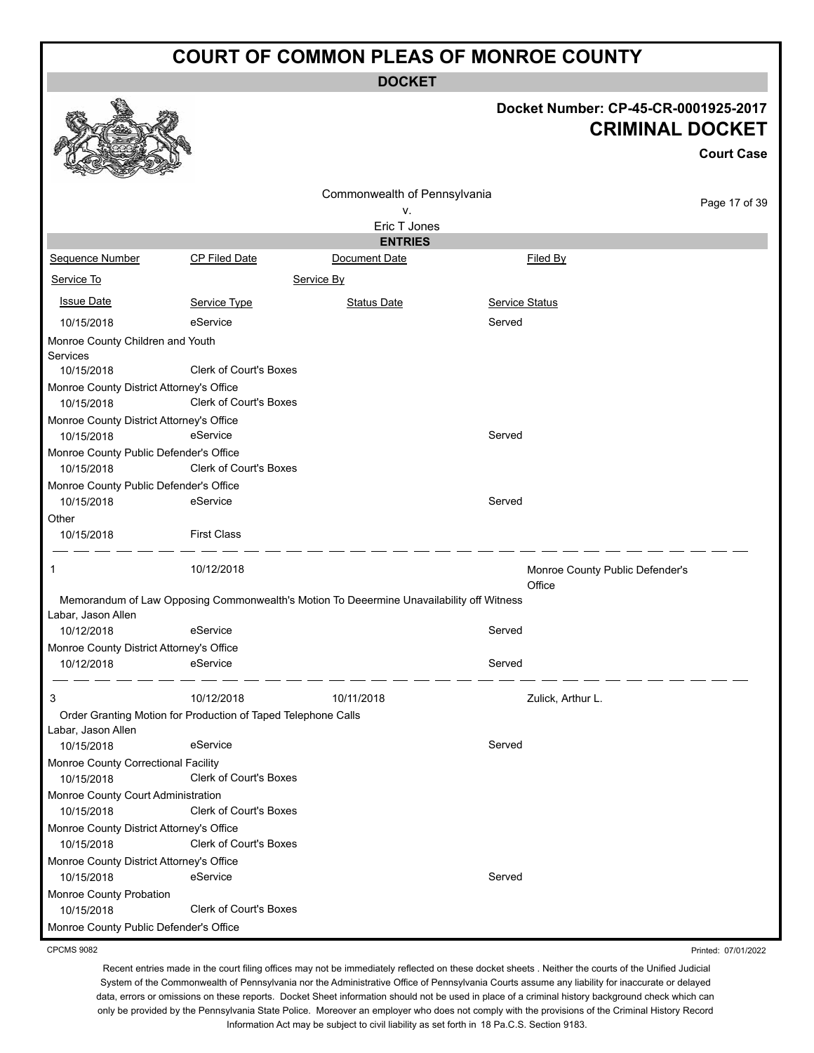# COURT OF COMMON PLEAS OF MONROE COUNTY

**DOCKET**

**Docket Number: CP-45-CR-0001925-2017**

**CRIMINAL DOCKET**

**Court Case**

Commonwealth of Pennsylvania
v.
Eric T Jones

**ENTRIES**

| Sequence Number | CP Filed Date | Document Date | Filed By |
|---|---|---|---|
| Service To | | Service By | |
| Issue Date | Service Type | Status Date | Service Status |

| | | | |
|---|---|---|---|
| 10/15/2018 | eService | | Served |
| Monroe County Children and Youth Services | | | |
| 10/15/2018 | Clerk of Court's Boxes | | |
| Monroe County District Attorney's Office | | | |
| 10/15/2018 | Clerk of Court's Boxes | | |
| Monroe County District Attorney's Office | | | |
| 10/15/2018 | eService | | Served |
| Monroe County Public Defender's Office | | | |
| 10/15/2018 | Clerk of Court's Boxes | | |
| Monroe County Public Defender's Office | | | |
| 10/15/2018 | eService | | Served |
| Other | | | |
| 10/15/2018 | First Class | | |

| | | | |
|---|---|---|---|
| 1 | 10/12/2018 | | Monroe County Public Defender's Office |
| Memorandum of Law Opposing Commonwealth's Motion To Deeermine Unavailability off Witness | | | |
| Labar, Jason Allen | | | |
| 10/12/2018 | eService | | Served |
| Monroe County District Attorney's Office | | | |
| 10/12/2018 | eService | | Served |

| | | | |
|---|---|---|---|
| 3 | 10/12/2018 | 10/11/2018 | Zulick, Arthur L. |
| Order Granting Motion for Production of Taped Telephone Calls | | | |
| Labar, Jason Allen | | | |
| 10/15/2018 | eService | | Served |
| Monroe County Correctional Facility | | | |
| 10/15/2018 | Clerk of Court's Boxes | | |
| Monroe County Court Administration | | | |
| 10/15/2018 | Clerk of Court's Boxes | | |
| Monroe County District Attorney's Office | | | |
| 10/15/2018 | Clerk of Court's Boxes | | |
| Monroe County District Attorney's Office | | | |
| 10/15/2018 | eService | | Served |
| Monroe County Probation | | | |
| 10/15/2018 | Clerk of Court's Boxes | | |
| Monroe County Public Defender's Office | | | |

CPCMS 9082

Printed: 07/01/2022

Recent entries made in the court filing offices may not be immediately reflected on these docket sheets . Neither the courts of the Unified Judicial System of the Commonwealth of Pennsylvania nor the Administrative Office of Pennsylvania Courts assume any liability for inaccurate or delayed data, errors or omissions on these reports. Docket Sheet information should not be used in place of a criminal history background check which can only be provided by the Pennsylvania State Police. Moreover an employer who does not comply with the provisions of the Criminal History Record Information Act may be subject to civil liability as set forth in 18 Pa.C.S. Section 9183.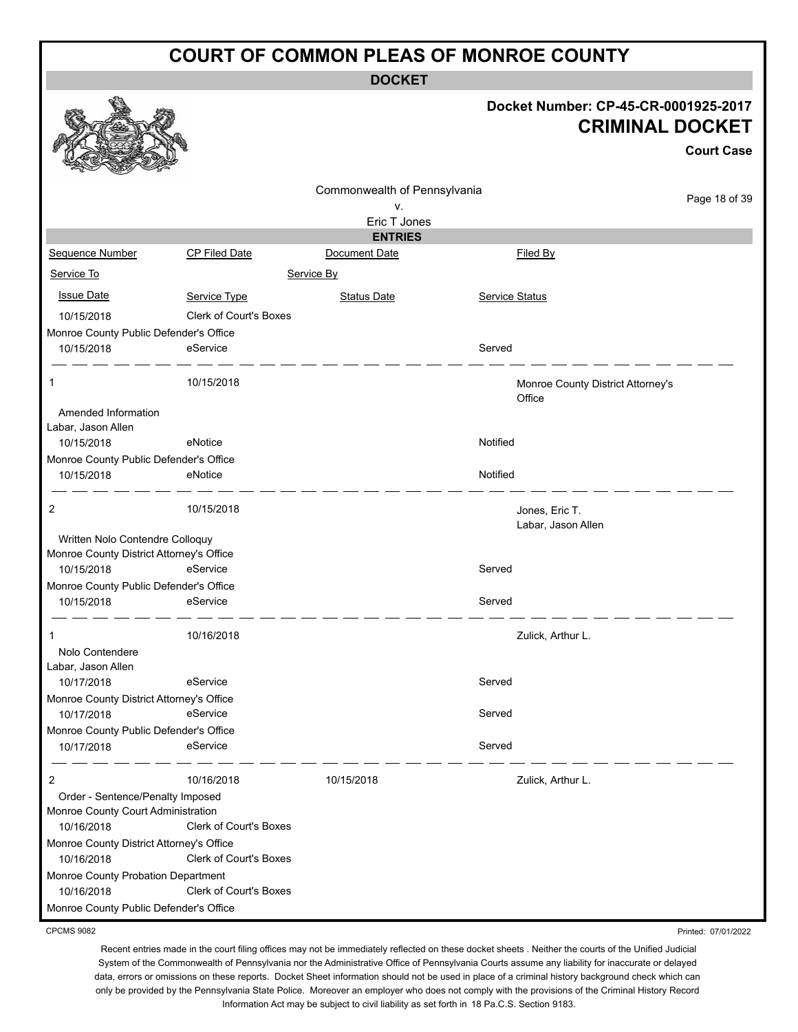# COURT OF COMMON PLEAS OF MONROE COUNTY

## DOCKET

**Docket Number: CP-45-CR-0001925-2017**

**CRIMINAL DOCKET**

**Court Case**

Commonwealth of Pennsylvania
v.
Eric T Jones

### ENTRIES

| Sequence Number | CP Filed Date | Document Date | Filed By |
|---|---|---|---|
| Service To | | Service By | |
| Issue Date | Service Type | Status Date | Service Status |

| | | | |
|---|---|---|---|
| 10/15/2018 | Clerk of Court's Boxes | | |
| Monroe County Public Defender's Office | | | |
| 10/15/2018 | eService | | Served |

| | | | |
|---|---|---|---|
| 1 | 10/15/2018 | | Monroe County District Attorney's Office |
| Amended Information | | | |
| Labar, Jason Allen | | | |
| 10/15/2018 | eNotice | | Notified |
| Monroe County Public Defender's Office | | | |
| 10/15/2018 | eNotice | | Notified |

| | | | |
|---|---|---|---|
| 2 | 10/15/2018 | | Jones, Eric T. Labar, Jason Allen |
| Written Nolo Contendre Colloquy | | | |
| Monroe County District Attorney's Office | | | |
| 10/15/2018 | eService | | Served |
| Monroe County Public Defender's Office | | | |
| 10/15/2018 | eService | | Served |

| | | | |
|---|---|---|---|
| 1 | 10/16/2018 | | Zulick, Arthur L. |
| Nolo Contendere | | | |
| Labar, Jason Allen | | | |
| 10/17/2018 | eService | | Served |
| Monroe County District Attorney's Office | | | |
| 10/17/2018 | eService | | Served |
| Monroe County Public Defender's Office | | | |
| 10/17/2018 | eService | | Served |

| | | | |
|---|---|---|---|
| 2 | 10/16/2018 | 10/15/2018 | Zulick, Arthur L. |
| Order - Sentence/Penalty Imposed | | | |
| Monroe County Court Administration | | | |
| 10/16/2018 | Clerk of Court's Boxes | | |
| Monroe County District Attorney's Office | | | |
| 10/16/2018 | Clerk of Court's Boxes | | |
| Monroe County Probation Department | | | |
| 10/16/2018 | Clerk of Court's Boxes | | |
| Monroe County Public Defender's Office | | | |

CPCMS 9082

Printed: 07/01/2022

Recent entries made in the court filing offices may not be immediately reflected on these docket sheets . Neither the courts of the Unified Judicial System of the Commonwealth of Pennsylvania nor the Administrative Office of Pennsylvania Courts assume any liability for inaccurate or delayed data, errors or omissions on these reports. Docket Sheet information should not be used in place of a criminal history background check which can only be provided by the Pennsylvania State Police. Moreover an employer who does not comply with the provisions of the Criminal History Record Information Act may be subject to civil liability as set forth in 18 Pa.C.S. Section 9183.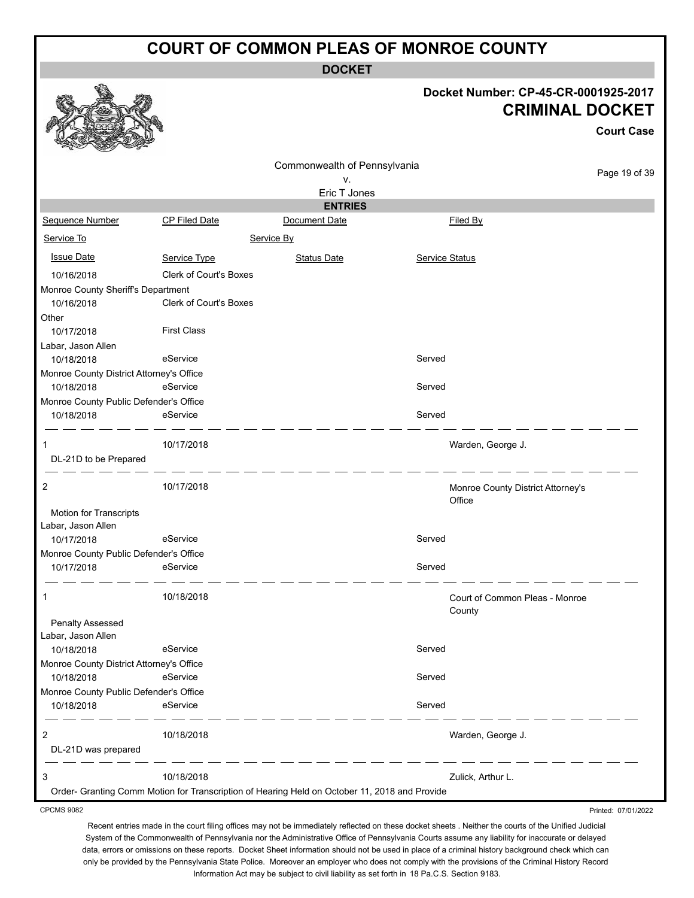# COURT OF COMMON PLEAS OF MONROE COUNTY

**DOCKET**

**Docket Number: CP-45-CR-0001925-2017**

## CRIMINAL DOCKET

**Court Case**

Commonwealth of Pennsylvania
v.
Eric T Jones

**ENTRIES**

| Sequence Number | CP Filed Date | Document Date | Filed By |
|---|---|---|---|
| Service To | | Service By | |
| Issue Date | Service Type | Status Date | Service Status |

| | | | |
|---|---|---|---|
| 10/16/2018 | Clerk of Court's Boxes | | |
| Monroe County Sheriff's Department | | | |
| 10/16/2018 | Clerk of Court's Boxes | | |
| Other | | | |
| 10/17/2018 | First Class | | |
| Labar, Jason Allen | | | |
| 10/18/2018 | eService | | Served |
| Monroe County District Attorney's Office | | | |
| 10/18/2018 | eService | | Served |
| Monroe County Public Defender's Office | | | |
| 10/18/2018 | eService | | Served |

| | | | |
|---|---|---|---|
| 1 | 10/17/2018 | | Warden, George J. |
| DL-21D to be Prepared | | | |

| | | | |
|---|---|---|---|
| 2 | 10/17/2018 | | Monroe County District Attorney's Office |
| Motion for Transcripts | | | |
| Labar, Jason Allen | | | |
| 10/17/2018 | eService | | Served |
| Monroe County Public Defender's Office | | | |
| 10/17/2018 | eService | | Served |

| | | | |
|---|---|---|---|
| 1 | 10/18/2018 | | Court of Common Pleas - Monroe County |
| Penalty Assessed | | | |
| Labar, Jason Allen | | | |
| 10/18/2018 | eService | | Served |
| Monroe County District Attorney's Office | | | |
| 10/18/2018 | eService | | Served |
| Monroe County Public Defender's Office | | | |
| 10/18/2018 | eService | | Served |

| | | | |
|---|---|---|---|
| 2 | 10/18/2018 | | Warden, George J. |
| DL-21D was prepared | | | |

| | | | |
|---|---|---|---|
| 3 | 10/18/2018 | | Zulick, Arthur L. |
| Order- Granting Comm Motion for Transcription of Hearing Held on October 11, 2018 and Provide | | | |

CPCMS 9082

Printed: 07/01/2022

Recent entries made in the court filing offices may not be immediately reflected on these docket sheets . Neither the courts of the Unified Judicial System of the Commonwealth of Pennsylvania nor the Administrative Office of Pennsylvania Courts assume any liability for inaccurate or delayed data, errors or omissions on these reports. Docket Sheet information should not be used in place of a criminal history background check which can only be provided by the Pennsylvania State Police. Moreover an employer who does not comply with the provisions of the Criminal History Record Information Act may be subject to civil liability as set forth in 18 Pa.C.S. Section 9183.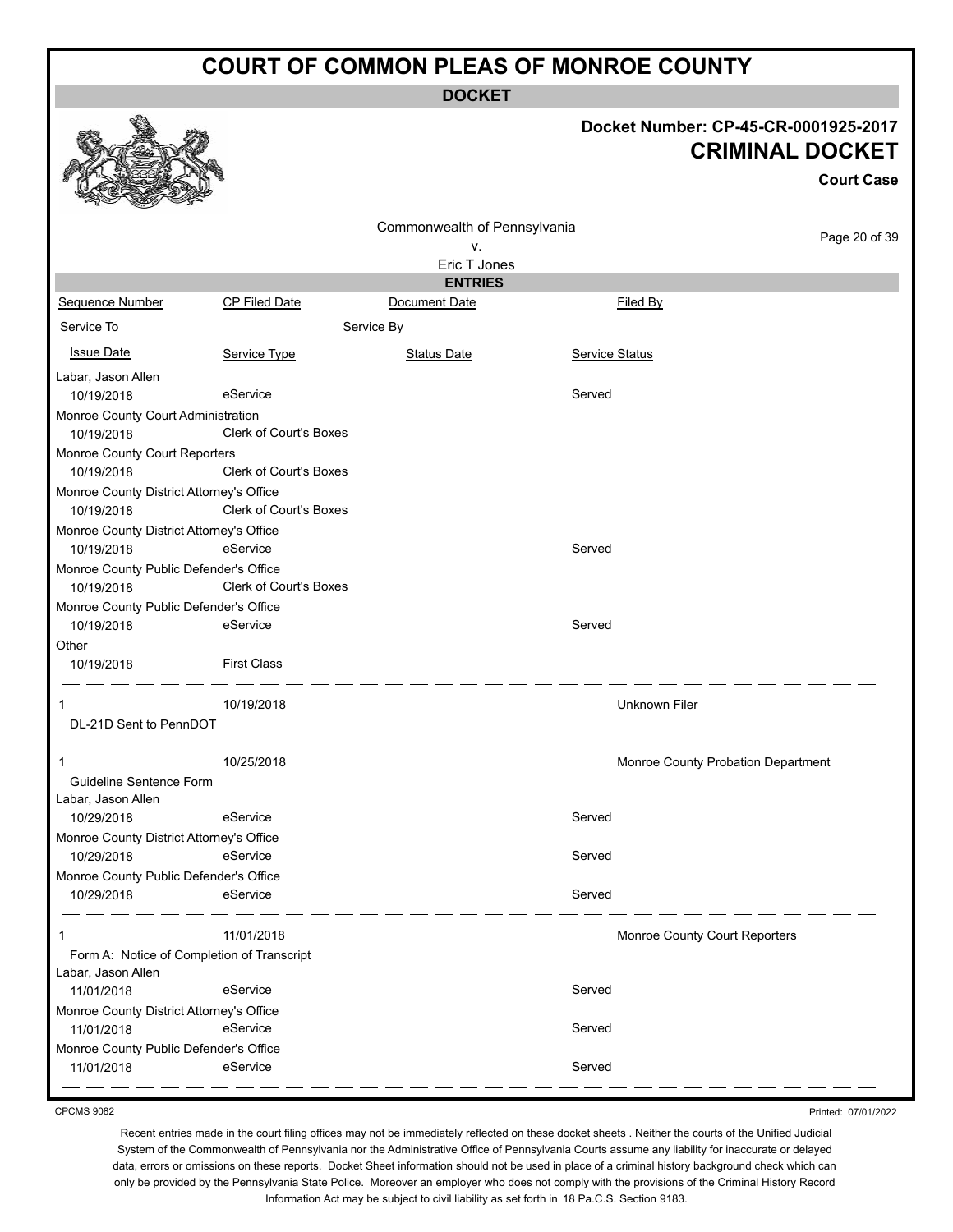# COURT OF COMMON PLEAS OF MONROE COUNTY

**DOCKET**

**Docket Number: CP-45-CR-0001925-2017**

**CRIMINAL DOCKET**

**Court Case**

Commonwealth of Pennsylvania
v.
Eric T Jones

**ENTRIES**

| Sequence Number | CP Filed Date | Document Date | Filed By |
|---|---|---|---|
| Service To | | Service By | |
| Issue Date | Service Type | Status Date | Service Status |
| Labar, Jason Allen | | | |
| 10/19/2018 | eService | | Served |
| Monroe County Court Administration | | | |
| 10/19/2018 | Clerk of Court's Boxes | | |
| Monroe County Court Reporters | | | |
| 10/19/2018 | Clerk of Court's Boxes | | |
| Monroe County District Attorney's Office | | | |
| 10/19/2018 | Clerk of Court's Boxes | | |
| Monroe County District Attorney's Office | | | |
| 10/19/2018 | eService | | Served |
| Monroe County Public Defender's Office | | | |
| 10/19/2018 | Clerk of Court's Boxes | | |
| Monroe County Public Defender's Office | | | |
| 10/19/2018 | eService | | Served |
| Other | | | |
| 10/19/2018 | First Class | | |
| 1 | 10/19/2018 | | Unknown Filer |
| DL-21D Sent to PennDOT | | | |
| 1 | 10/25/2018 | | Monroe County Probation Department |
| Guideline Sentence Form | | | |
| Labar, Jason Allen | | | |
| 10/29/2018 | eService | | Served |
| Monroe County District Attorney's Office | | | |
| 10/29/2018 | eService | | Served |
| Monroe County Public Defender's Office | | | |
| 10/29/2018 | eService | | Served |
| 1 | 11/01/2018 | | Monroe County Court Reporters |
| Form A: Notice of Completion of Transcript | | | |
| Labar, Jason Allen | | | |
| 11/01/2018 | eService | | Served |
| Monroe County District Attorney's Office | | | |
| 11/01/2018 | eService | | Served |
| Monroe County Public Defender's Office | | | |
| 11/01/2018 | eService | | Served |

CPCMS 9082

Printed: 07/01/2022

Recent entries made in the court filing offices may not be immediately reflected on these docket sheets . Neither the courts of the Unified Judicial System of the Commonwealth of Pennsylvania nor the Administrative Office of Pennsylvania Courts assume any liability for inaccurate or delayed data, errors or omissions on these reports. Docket Sheet information should not be used in place of a criminal history background check which can only be provided by the Pennsylvania State Police. Moreover an employer who does not comply with the provisions of the Criminal History Record Information Act may be subject to civil liability as set forth in 18 Pa.C.S. Section 9183.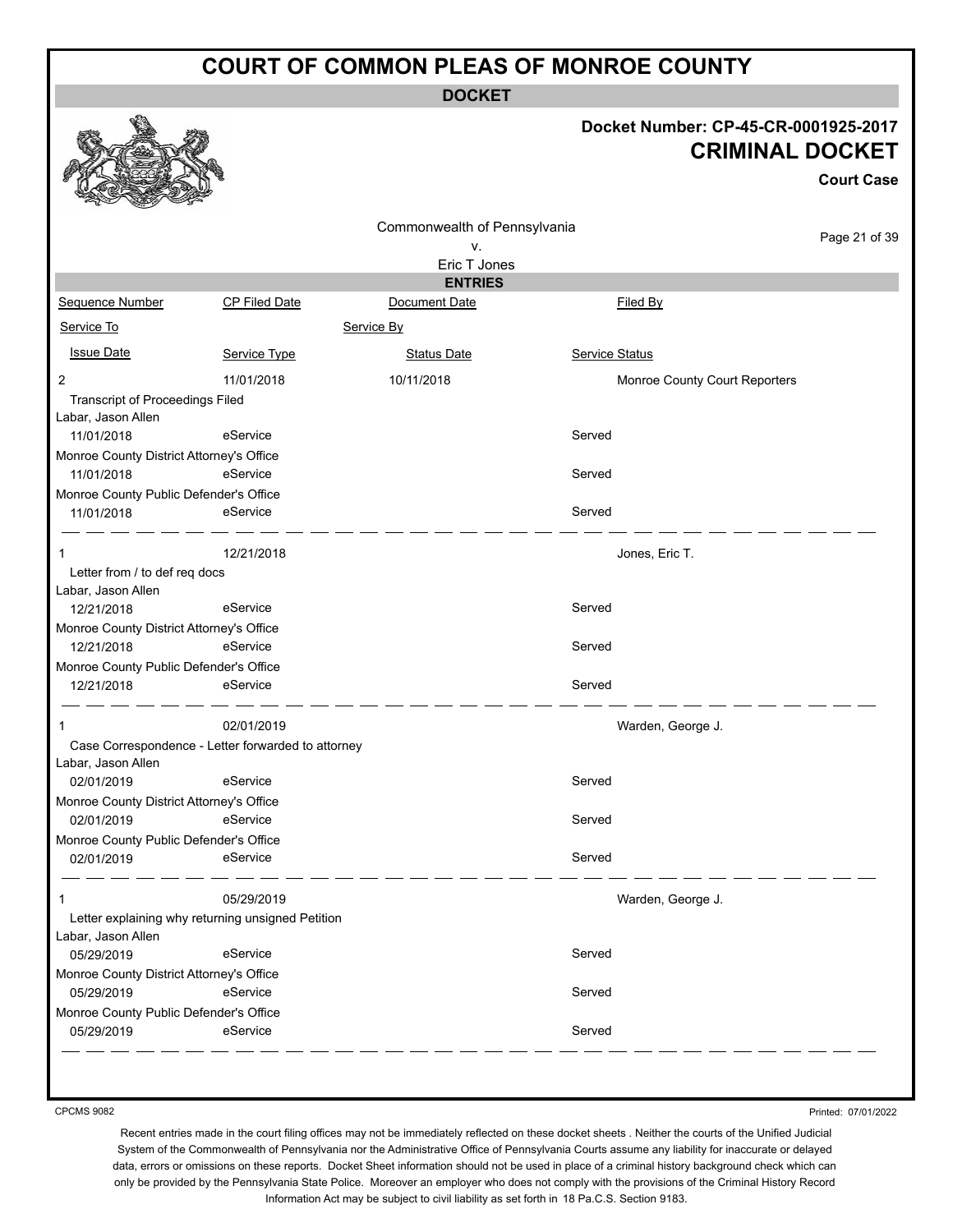# COURT OF COMMON PLEAS OF MONROE COUNTY

**DOCKET**

**Docket Number: CP-45-CR-0001925-2017**

**CRIMINAL DOCKET**

**Court Case**

Commonwealth of Pennsylvania
v.
Eric T Jones

**ENTRIES**

| Sequence Number | CP Filed Date | Document Date | Filed By |
|---|---|---|---|
| Service To | | Service By | |
| Issue Date | Service Type | Status Date | Service Status |
| 2 | 11/01/2018 | 10/11/2018 | Monroe County Court Reporters |
| Transcript of Proceedings Filed | | | |
| Labar, Jason Allen | | | |
| 11/01/2018 | eService | | Served |
| Monroe County District Attorney's Office | | | |
| 11/01/2018 | eService | | Served |
| Monroe County Public Defender's Office | | | |
| 11/01/2018 | eService | | Served |
| 1 | 12/21/2018 | | Jones, Eric T. |
| Letter from / to def req docs | | | |
| Labar, Jason Allen | | | |
| 12/21/2018 | eService | | Served |
| Monroe County District Attorney's Office | | | |
| 12/21/2018 | eService | | Served |
| Monroe County Public Defender's Office | | | |
| 12/21/2018 | eService | | Served |
| 1 | 02/01/2019 | | Warden, George J. |
| Case Correspondence - Letter forwarded to attorney | | | |
| Labar, Jason Allen | | | |
| 02/01/2019 | eService | | Served |
| Monroe County District Attorney's Office | | | |
| 02/01/2019 | eService | | Served |
| Monroe County Public Defender's Office | | | |
| 02/01/2019 | eService | | Served |
| 1 | 05/29/2019 | | Warden, George J. |
| Letter explaining why returning unsigned Petition | | | |
| Labar, Jason Allen | | | |
| 05/29/2019 | eService | | Served |
| Monroe County District Attorney's Office | | | |
| 05/29/2019 | eService | | Served |
| Monroe County Public Defender's Office | | | |
| 05/29/2019 | eService | | Served |

CPCMS 9082

Printed: 07/01/2022

Recent entries made in the court filing offices may not be immediately reflected on these docket sheets . Neither the courts of the Unified Judicial System of the Commonwealth of Pennsylvania nor the Administrative Office of Pennsylvania Courts assume any liability for inaccurate or delayed data, errors or omissions on these reports. Docket Sheet information should not be used in place of a criminal history background check which can only be provided by the Pennsylvania State Police. Moreover an employer who does not comply with the provisions of the Criminal History Record Information Act may be subject to civil liability as set forth in 18 Pa.C.S. Section 9183.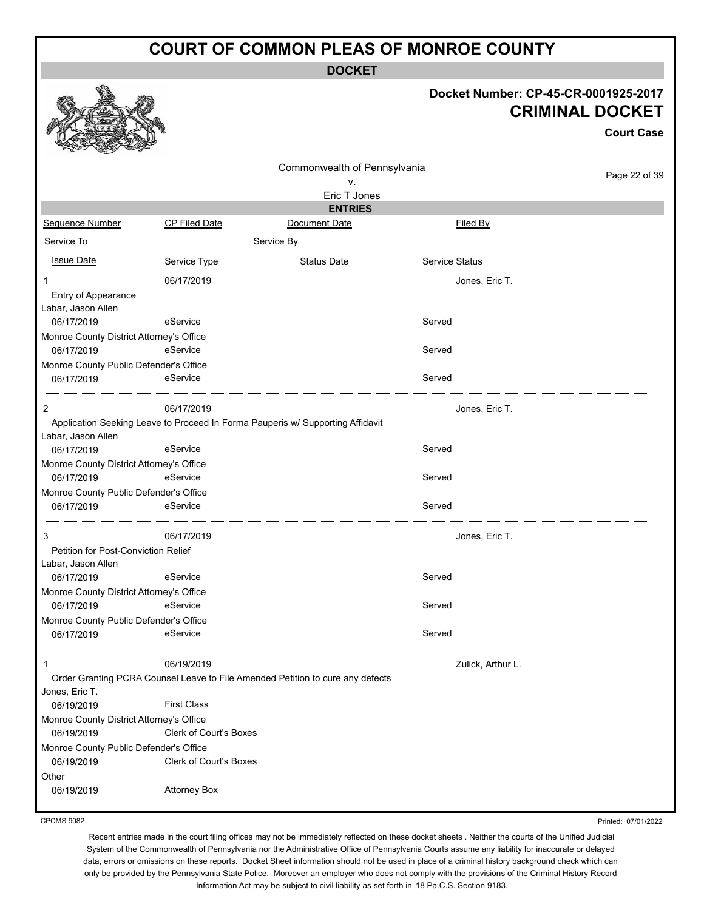# COURT OF COMMON PLEAS OF MONROE COUNTY

**DOCKET**

**Docket Number: CP-45-CR-0001925-2017**

**CRIMINAL DOCKET**

**Court Case**

Commonwealth of Pennsylvania
v.
Eric T Jones

**ENTRIES**

| Sequence Number | CP Filed Date | Document Date | Filed By |
|---|---|---|---|
| Service To | | Service By | |
| Issue Date | Service Type | Status Date | Service Status |
| 1 | 06/17/2019 | | Jones, Eric T. |
| Entry of Appearance | | | |
| Labar, Jason Allen | | | |
| 06/17/2019 | eService | | Served |
| Monroe County District Attorney's Office | | | |
| 06/17/2019 | eService | | Served |
| Monroe County Public Defender's Office | | | |
| 06/17/2019 | eService | | Served |
| 2 | 06/17/2019 | | Jones, Eric T. |
| Application Seeking Leave to Proceed In Forma Pauperis w/ Supporting Affidavit | | | |
| Labar, Jason Allen | | | |
| 06/17/2019 | eService | | Served |
| Monroe County District Attorney's Office | | | |
| 06/17/2019 | eService | | Served |
| Monroe County Public Defender's Office | | | |
| 06/17/2019 | eService | | Served |
| 3 | 06/17/2019 | | Jones, Eric T. |
| Petition for Post-Conviction Relief | | | |
| Labar, Jason Allen | | | |
| 06/17/2019 | eService | | Served |
| Monroe County District Attorney's Office | | | |
| 06/17/2019 | eService | | Served |
| Monroe County Public Defender's Office | | | |
| 06/17/2019 | eService | | Served |
| 1 | 06/19/2019 | | Zulick, Arthur L. |
| Order Granting PCRA Counsel Leave to File Amended Petition to cure any defects | | | |
| Jones, Eric T. | | | |
| 06/19/2019 | First Class | | |
| Monroe County District Attorney's Office | | | |
| 06/19/2019 | Clerk of Court's Boxes | | |
| Monroe County Public Defender's Office | | | |
| 06/19/2019 | Clerk of Court's Boxes | | |
| Other | | | |
| 06/19/2019 | Attorney Box | | |

CPCMS 9082

Printed: 07/01/2022

Recent entries made in the court filing offices may not be immediately reflected on these docket sheets . Neither the courts of the Unified Judicial System of the Commonwealth of Pennsylvania nor the Administrative Office of Pennsylvania Courts assume any liability for inaccurate or delayed data, errors or omissions on these reports. Docket Sheet information should not be used in place of a criminal history background check which can only be provided by the Pennsylvania State Police. Moreover an employer who does not comply with the provisions of the Criminal History Record Information Act may be subject to civil liability as set forth in 18 Pa.C.S. Section 9183.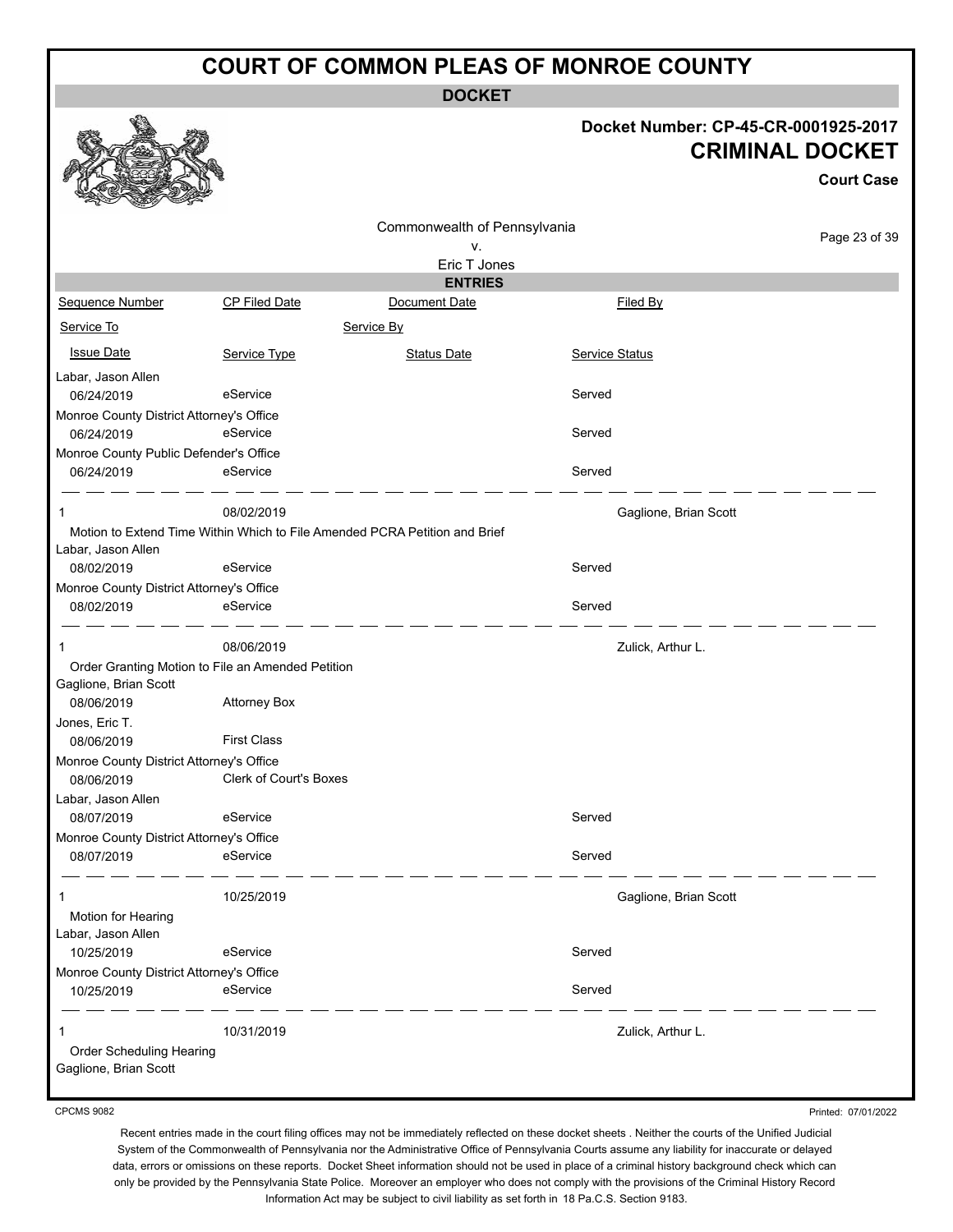# COURT OF COMMON PLEAS OF MONROE COUNTY

**DOCKET**

**Docket Number: CP-45-CR-0001925-2017**

**CRIMINAL DOCKET**

**Court Case**

Commonwealth of Pennsylvania
v.
Eric T Jones

**ENTRIES**

| Sequence Number | CP Filed Date | Document Date | Filed By |
|---|---|---|---|
| Service To | | Service By | |
| Issue Date | Service Type | Status Date | Service Status |
| Labar, Jason Allen | | | |
| 06/24/2019 | eService | | Served |
| Monroe County District Attorney's Office | | | |
| 06/24/2019 | eService | | Served |
| Monroe County Public Defender's Office | | | |
| 06/24/2019 | eService | | Served |
| 1 | 08/02/2019 | | Gaglione, Brian Scott |
| Motion to Extend Time Within Which to File Amended PCRA Petition and Brief | | | |
| Labar, Jason Allen | | | |
| 08/02/2019 | eService | | Served |
| Monroe County District Attorney's Office | | | |
| 08/02/2019 | eService | | Served |
| 1 | 08/06/2019 | | Zulick, Arthur L. |
| Order Granting Motion to File an Amended Petition | | | |
| Gaglione, Brian Scott | | | |
| 08/06/2019 | Attorney Box | | |
| Jones, Eric T. | | | |
| 08/06/2019 | First Class | | |
| Monroe County District Attorney's Office | | | |
| 08/06/2019 | Clerk of Court's Boxes | | |
| Labar, Jason Allen | | | |
| 08/07/2019 | eService | | Served |
| Monroe County District Attorney's Office | | | |
| 08/07/2019 | eService | | Served |
| 1 | 10/25/2019 | | Gaglione, Brian Scott |
| Motion for Hearing | | | |
| Labar, Jason Allen | | | |
| 10/25/2019 | eService | | Served |
| Monroe County District Attorney's Office | | | |
| 10/25/2019 | eService | | Served |
| 1 | 10/31/2019 | | Zulick, Arthur L. |
| Order Scheduling Hearing | | | |
| Gaglione, Brian Scott | | | |

CPCMS 9082

Printed: 07/01/2022

Recent entries made in the court filing offices may not be immediately reflected on these docket sheets . Neither the courts of the Unified Judicial System of the Commonwealth of Pennsylvania nor the Administrative Office of Pennsylvania Courts assume any liability for inaccurate or delayed data, errors or omissions on these reports. Docket Sheet information should not be used in place of a criminal history background check which can only be provided by the Pennsylvania State Police. Moreover an employer who does not comply with the provisions of the Criminal History Record Information Act may be subject to civil liability as set forth in 18 Pa.C.S. Section 9183.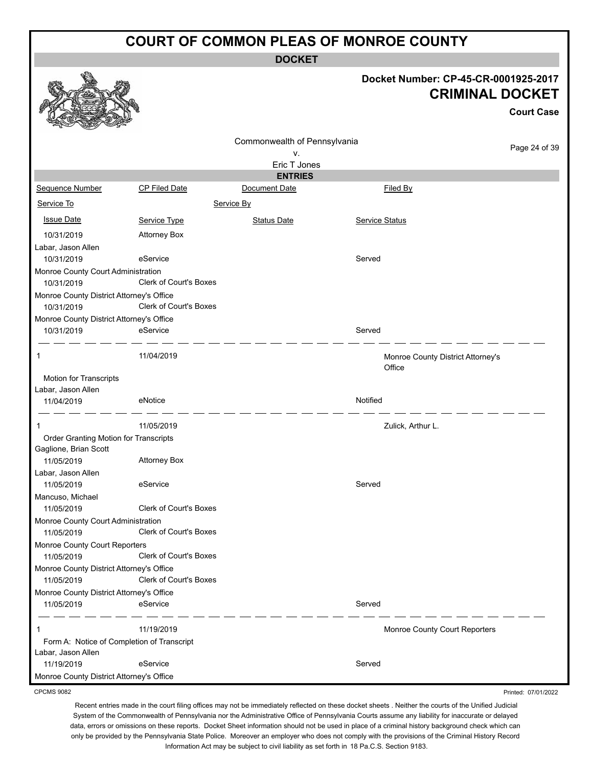# COURT OF COMMON PLEAS OF MONROE COUNTY

**DOCKET**

**Docket Number: CP-45-CR-0001925-2017**

**CRIMINAL DOCKET**

**Court Case**

Commonwealth of Pennsylvania
v.
Eric T Jones

**ENTRIES**

| Sequence Number | CP Filed Date | Document Date | Filed By |
|---|---|---|---|
| Service To | | Service By | |
| Issue Date | Service Type | Status Date | Service Status |
| 10/31/2019 | Attorney Box | | |
| Labar, Jason Allen | | | |
| 10/31/2019 | eService | | Served |
| Monroe County Court Administration | | | |
| 10/31/2019 | Clerk of Court's Boxes | | |
| Monroe County District Attorney's Office | | | |
| 10/31/2019 | Clerk of Court's Boxes | | |
| Monroe County District Attorney's Office | | | |
| 10/31/2019 | eService | | Served |
| 1 | 11/04/2019 | | Monroe County District Attorney's Office |
| Motion for Transcripts | | | |
| Labar, Jason Allen | | | |
| 11/04/2019 | eNotice | | Notified |
| 1 | 11/05/2019 | | Zulick, Arthur L. |
| Order Granting Motion for Transcripts | | | |
| Gaglione, Brian Scott | | | |
| 11/05/2019 | Attorney Box | | |
| Labar, Jason Allen | | | |
| 11/05/2019 | eService | | Served |
| Mancuso, Michael | | | |
| 11/05/2019 | Clerk of Court's Boxes | | |
| Monroe County Court Administration | | | |
| 11/05/2019 | Clerk of Court's Boxes | | |
| Monroe County Court Reporters | | | |
| 11/05/2019 | Clerk of Court's Boxes | | |
| Monroe County District Attorney's Office | | | |
| 11/05/2019 | Clerk of Court's Boxes | | |
| Monroe County District Attorney's Office | | | |
| 11/05/2019 | eService | | Served |
| 1 | 11/19/2019 | | Monroe County Court Reporters |
| Form A: Notice of Completion of Transcript | | | |
| Labar, Jason Allen | | | |
| 11/19/2019 | eService | | Served |
| Monroe County District Attorney's Office | | | |

CPCMS 9082

Printed: 07/01/2022

Recent entries made in the court filing offices may not be immediately reflected on these docket sheets . Neither the courts of the Unified Judicial System of the Commonwealth of Pennsylvania nor the Administrative Office of Pennsylvania Courts assume any liability for inaccurate or delayed data, errors or omissions on these reports. Docket Sheet information should not be used in place of a criminal history background check which can only be provided by the Pennsylvania State Police. Moreover an employer who does not comply with the provisions of the Criminal History Record Information Act may be subject to civil liability as set forth in 18 Pa.C.S. Section 9183.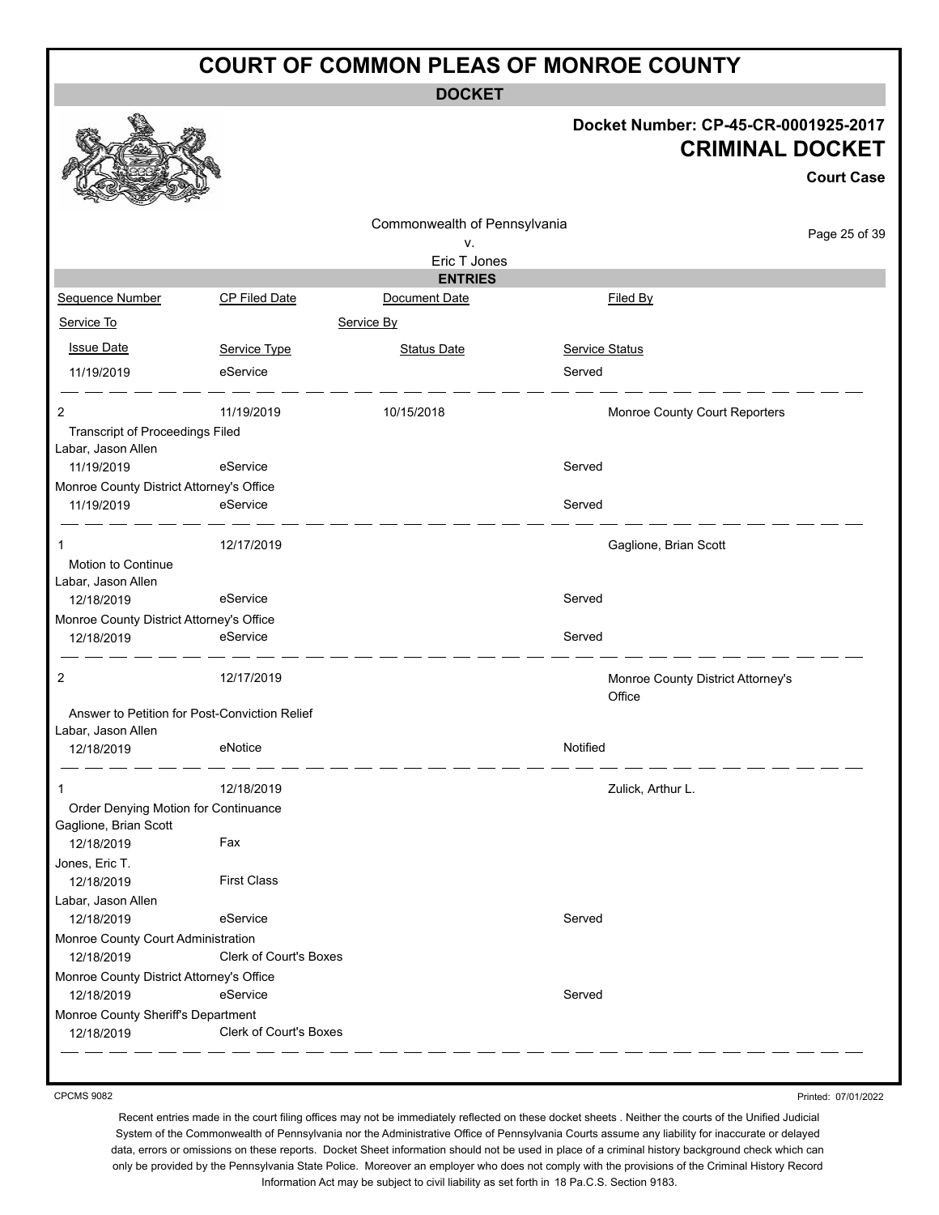# COURT OF COMMON PLEAS OF MONROE COUNTY

**DOCKET**

**Docket Number: CP-45-CR-0001925-2017**

**CRIMINAL DOCKET**

**Court Case**

Commonwealth of Pennsylvania
v.
Eric T Jones

**ENTRIES**

| Sequence Number | CP Filed Date | Document Date | Filed By |
|---|---|---|---|
| Service To | | Service By | |
| Issue Date | Service Type | Status Date | Service Status |
| 11/19/2019 | eService | | Served |
| 2 | 11/19/2019 | 10/15/2018 | Monroe County Court Reporters |
| Transcript of Proceedings Filed | | | |
| Labar, Jason Allen | | | |
| 11/19/2019 | eService | | Served |
| Monroe County District Attorney's Office | | | |
| 11/19/2019 | eService | | Served |
| 1 | 12/17/2019 | | Gaglione, Brian Scott |
| Motion to Continue | | | |
| Labar, Jason Allen | | | |
| 12/18/2019 | eService | | Served |
| Monroe County District Attorney's Office | | | |
| 12/18/2019 | eService | | Served |
| 2 | 12/17/2019 | | Monroe County District Attorney's Office |
| Answer to Petition for Post-Conviction Relief | | | |
| Labar, Jason Allen | | | |
| 12/18/2019 | eNotice | | Notified |
| 1 | 12/18/2019 | | Zulick, Arthur L. |
| Order Denying Motion for Continuance | | | |
| Gaglione, Brian Scott | | | |
| 12/18/2019 | Fax | | |
| Jones, Eric T. | | | |
| 12/18/2019 | First Class | | |
| Labar, Jason Allen | | | |
| 12/18/2019 | eService | | Served |
| Monroe County Court Administration | | | |
| 12/18/2019 | Clerk of Court's Boxes | | |
| Monroe County District Attorney's Office | | | |
| 12/18/2019 | eService | | Served |
| Monroe County Sheriff's Department | | | |
| 12/18/2019 | Clerk of Court's Boxes | | |

CPCMS 9082

Printed: 07/01/2022

Recent entries made in the court filing offices may not be immediately reflected on these docket sheets . Neither the courts of the Unified Judicial System of the Commonwealth of Pennsylvania nor the Administrative Office of Pennsylvania Courts assume any liability for inaccurate or delayed data, errors or omissions on these reports. Docket Sheet information should not be used in place of a criminal history background check which can only be provided by the Pennsylvania State Police. Moreover an employer who does not comply with the provisions of the Criminal History Record Information Act may be subject to civil liability as set forth in 18 Pa.C.S. Section 9183.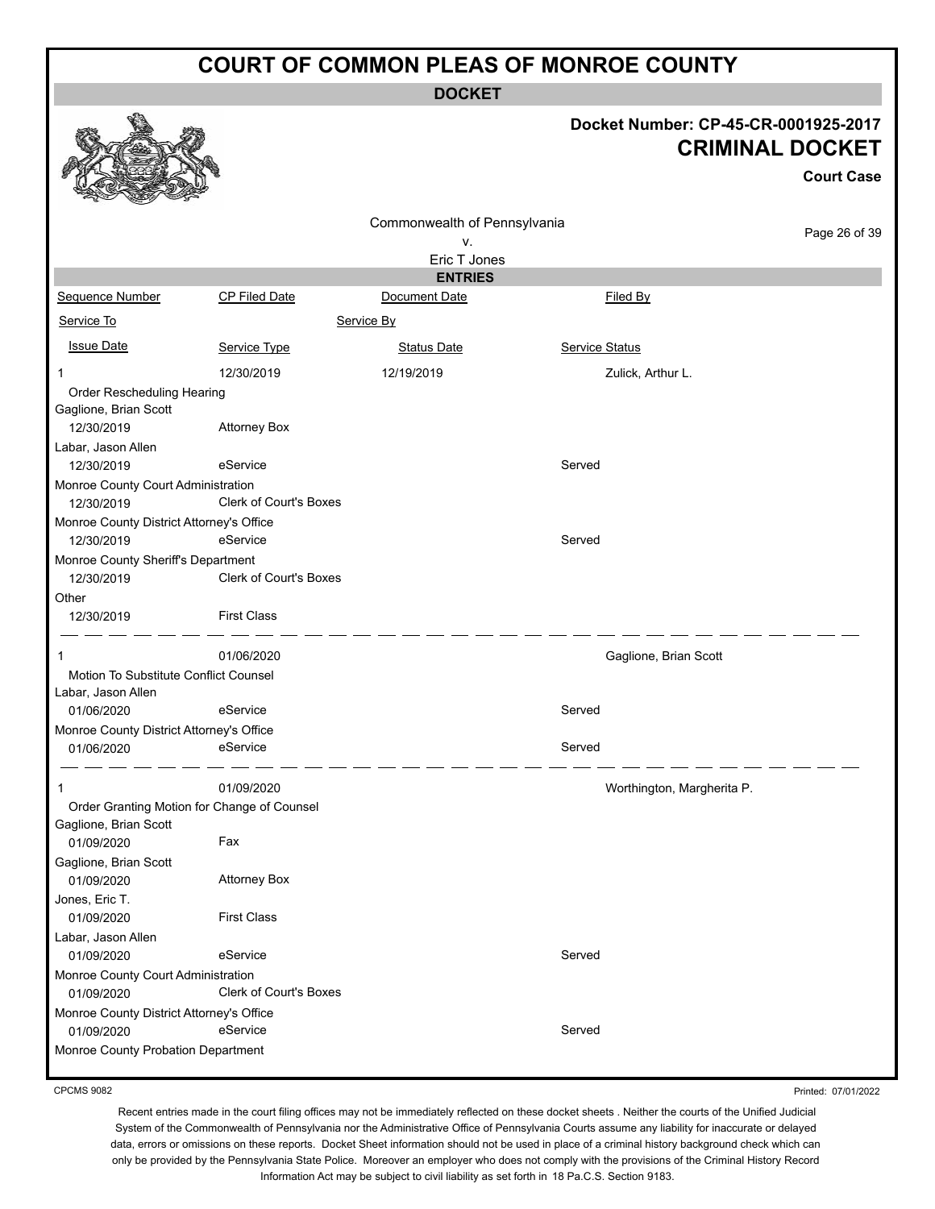# COURT OF COMMON PLEAS OF MONROE COUNTY

## DOCKET

**Docket Number: CP-45-CR-0001925-2017**

**CRIMINAL DOCKET**

**Court Case**

Commonwealth of Pennsylvania
v.
Eric T Jones

### ENTRIES

| Sequence Number | CP Filed Date | Document Date | Filed By |
|---|---|---|---|
| Service To | | Service By | |
| Issue Date | Service Type | Status Date | Service Status |
| 1 | 12/30/2019 | 12/19/2019 | Zulick, Arthur L. |
| Order Rescheduling Hearing | | | |
| Gaglione, Brian Scott | | | |
| 12/30/2019 | Attorney Box | | |
| Labar, Jason Allen | | | |
| 12/30/2019 | eService | | Served |
| Monroe County Court Administration | | | |
| 12/30/2019 | Clerk of Court's Boxes | | |
| Monroe County District Attorney's Office | | | |
| 12/30/2019 | eService | | Served |
| Monroe County Sheriff's Department | | | |
| 12/30/2019 | Clerk of Court's Boxes | | |
| Other | | | |
| 12/30/2019 | First Class | | |
| 1 | 01/06/2020 | | Gaglione, Brian Scott |
| Motion To Substitute Conflict Counsel | | | |
| Labar, Jason Allen | | | |
| 01/06/2020 | eService | | Served |
| Monroe County District Attorney's Office | | | |
| 01/06/2020 | eService | | Served |
| 1 | 01/09/2020 | | Worthington, Margherita P. |
| Order Granting Motion for Change of Counsel | | | |
| Gaglione, Brian Scott | | | |
| 01/09/2020 | Fax | | |
| Gaglione, Brian Scott | | | |
| 01/09/2020 | Attorney Box | | |
| Jones, Eric T. | | | |
| 01/09/2020 | First Class | | |
| Labar, Jason Allen | | | |
| 01/09/2020 | eService | | Served |
| Monroe County Court Administration | | | |
| 01/09/2020 | Clerk of Court's Boxes | | |
| Monroe County District Attorney's Office | | | |
| 01/09/2020 | eService | | Served |
| Monroe County Probation Department | | | |

CPCMS 9082

Printed: 07/01/2022

Recent entries made in the court filing offices may not be immediately reflected on these docket sheets . Neither the courts of the Unified Judicial System of the Commonwealth of Pennsylvania nor the Administrative Office of Pennsylvania Courts assume any liability for inaccurate or delayed data, errors or omissions on these reports. Docket Sheet information should not be used in place of a criminal history background check which can only be provided by the Pennsylvania State Police. Moreover an employer who does not comply with the provisions of the Criminal History Record Information Act may be subject to civil liability as set forth in 18 Pa.C.S. Section 9183.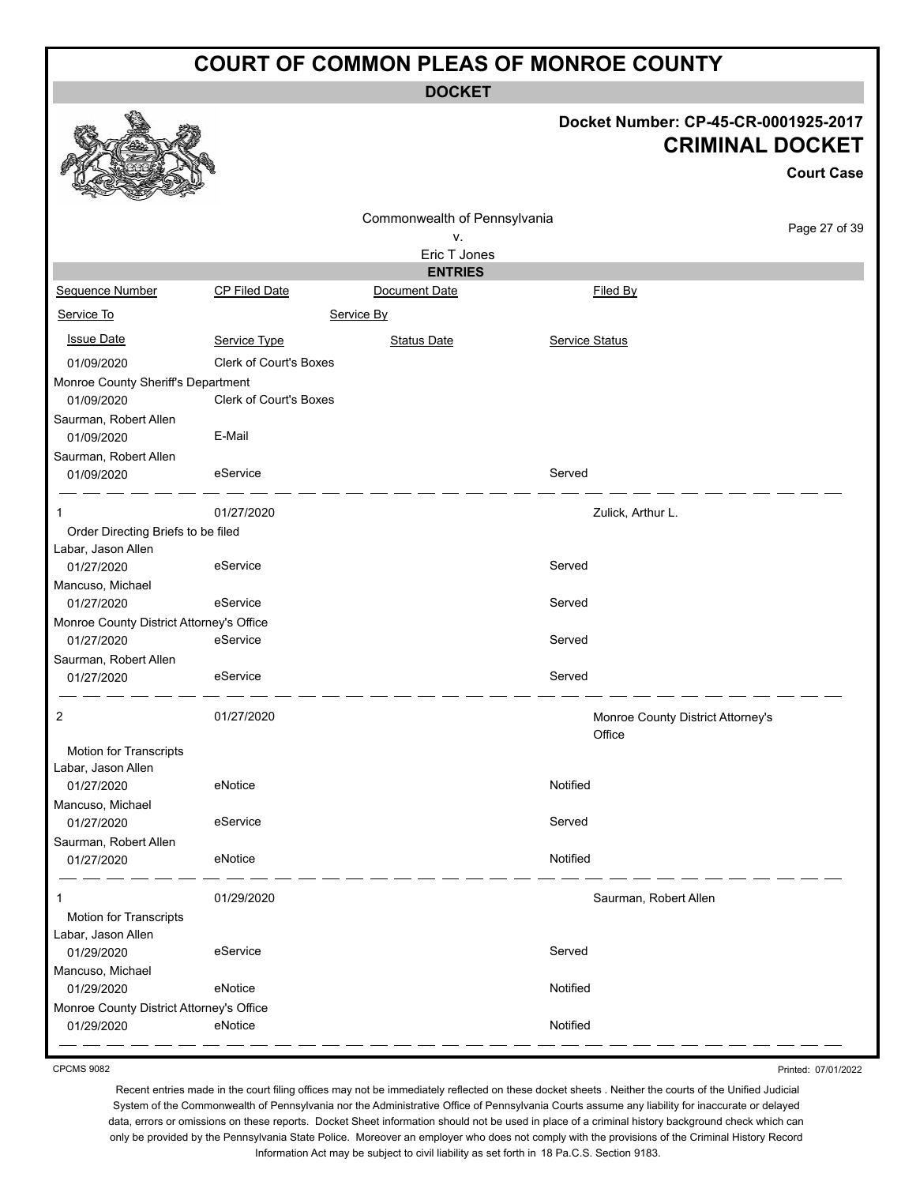# COURT OF COMMON PLEAS OF MONROE COUNTY

**DOCKET**

**Docket Number: CP-45-CR-0001925-2017**

**CRIMINAL DOCKET**

**Court Case**

Commonwealth of Pennsylvania
v.
Eric T Jones

**ENTRIES**

| Sequence Number | CP Filed Date | Document Date | Filed By |
|---|---|---|---|
| Service To | | Service By | |
| Issue Date | Service Type | Status Date | Service Status |
| 01/09/2020 | Clerk of Court's Boxes | | |
| Monroe County Sheriff's Department | | | |
| 01/09/2020 | Clerk of Court's Boxes | | |
| Saurman, Robert Allen | | | |
| 01/09/2020 | E-Mail | | |
| Saurman, Robert Allen | | | |
| 01/09/2020 | eService | | Served |
| 1 | 01/27/2020 | | Zulick, Arthur L. |
| Order Directing Briefs to be filed | | | |
| Labar, Jason Allen | | | |
| 01/27/2020 | eService | | Served |
| Mancuso, Michael | | | |
| 01/27/2020 | eService | | Served |
| Monroe County District Attorney's Office | | | |
| 01/27/2020 | eService | | Served |
| Saurman, Robert Allen | | | |
| 01/27/2020 | eService | | Served |
| 2 | 01/27/2020 | | Monroe County District Attorney's Office |
| Motion for Transcripts | | | |
| Labar, Jason Allen | | | |
| 01/27/2020 | eNotice | | Notified |
| Mancuso, Michael | | | |
| 01/27/2020 | eService | | Served |
| Saurman, Robert Allen | | | |
| 01/27/2020 | eNotice | | Notified |
| 1 | 01/29/2020 | | Saurman, Robert Allen |
| Motion for Transcripts | | | |
| Labar, Jason Allen | | | |
| 01/29/2020 | eService | | Served |
| Mancuso, Michael | | | |
| 01/29/2020 | eNotice | | Notified |
| Monroe County District Attorney's Office | | | |
| 01/29/2020 | eNotice | | Notified |

CPCMS 9082

Printed: 07/01/2022

Recent entries made in the court filing offices may not be immediately reflected on these docket sheets . Neither the courts of the Unified Judicial System of the Commonwealth of Pennsylvania nor the Administrative Office of Pennsylvania Courts assume any liability for inaccurate or delayed data, errors or omissions on these reports. Docket Sheet information should not be used in place of a criminal history background check which can only be provided by the Pennsylvania State Police. Moreover an employer who does not comply with the provisions of the Criminal History Record Information Act may be subject to civil liability as set forth in 18 Pa.C.S. Section 9183.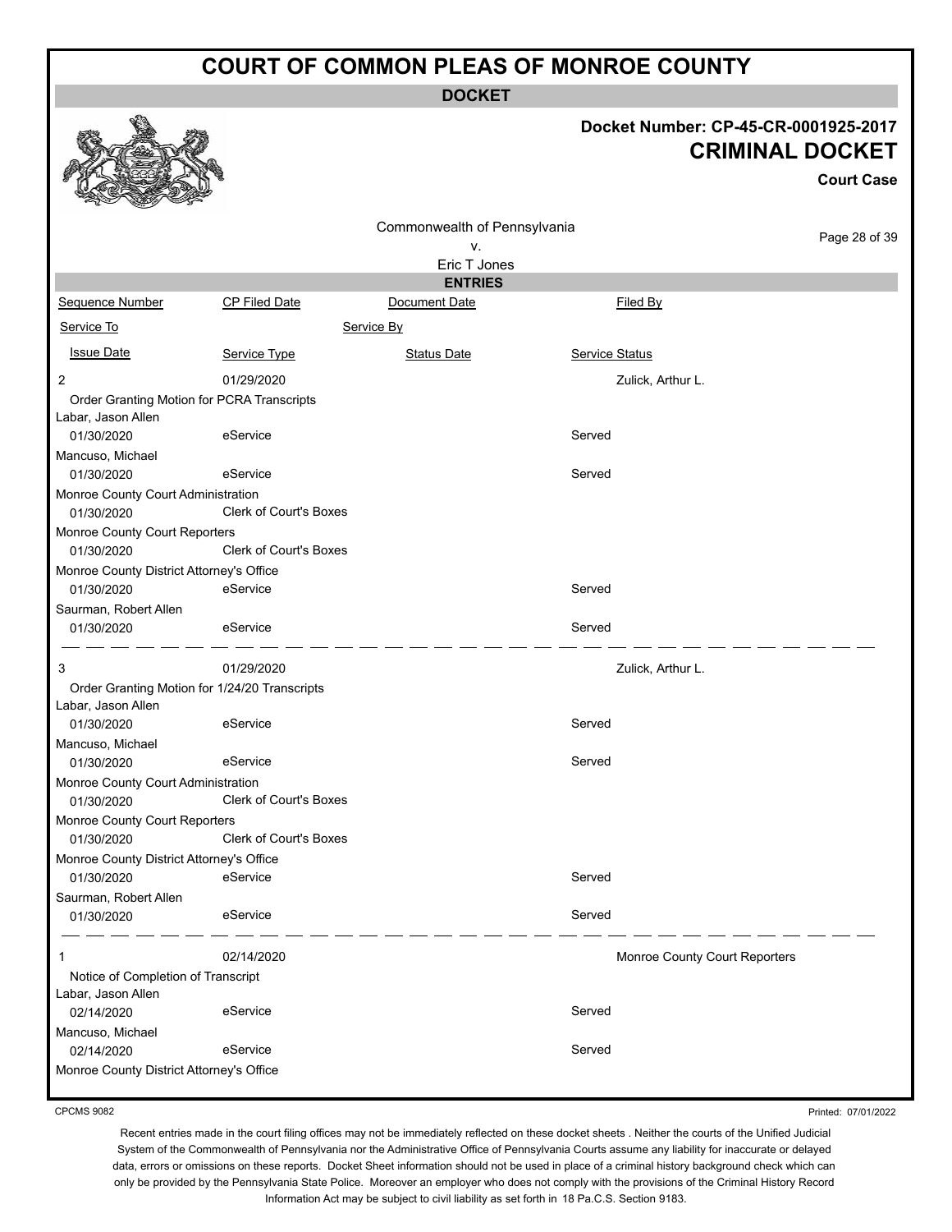# COURT OF COMMON PLEAS OF MONROE COUNTY

**DOCKET**

**Docket Number: CP-45-CR-0001925-2017**

**CRIMINAL DOCKET**

**Court Case**

Commonwealth of Pennsylvania
v.
Eric T Jones

**ENTRIES**

| Sequence Number | CP Filed Date | Document Date | Filed By |
|---|---|---|---|
| Service To | | Service By | |
| Issue Date | Service Type | Status Date | Service Status |
| 2 | 01/29/2020 | | Zulick, Arthur L. |
| Order Granting Motion for PCRA Transcripts | | | |
| Labar, Jason Allen | | | |
| 01/30/2020 | eService | | Served |
| Mancuso, Michael | | | |
| 01/30/2020 | eService | | Served |
| Monroe County Court Administration | | | |
| 01/30/2020 | Clerk of Court's Boxes | | |
| Monroe County Court Reporters | | | |
| 01/30/2020 | Clerk of Court's Boxes | | |
| Monroe County District Attorney's Office | | | |
| 01/30/2020 | eService | | Served |
| Saurman, Robert Allen | | | |
| 01/30/2020 | eService | | Served |
| 3 | 01/29/2020 | | Zulick, Arthur L. |
| Order Granting Motion for 1/24/20 Transcripts | | | |
| Labar, Jason Allen | | | |
| 01/30/2020 | eService | | Served |
| Mancuso, Michael | | | |
| 01/30/2020 | eService | | Served |
| Monroe County Court Administration | | | |
| 01/30/2020 | Clerk of Court's Boxes | | |
| Monroe County Court Reporters | | | |
| 01/30/2020 | Clerk of Court's Boxes | | |
| Monroe County District Attorney's Office | | | |
| 01/30/2020 | eService | | Served |
| Saurman, Robert Allen | | | |
| 01/30/2020 | eService | | Served |
| 1 | 02/14/2020 | | Monroe County Court Reporters |
| Notice of Completion of Transcript | | | |
| Labar, Jason Allen | | | |
| 02/14/2020 | eService | | Served |
| Mancuso, Michael | | | |
| 02/14/2020 | eService | | Served |
| Monroe County District Attorney's Office | | | |

CPCMS 9082

Printed: 07/01/2022

Recent entries made in the court filing offices may not be immediately reflected on these docket sheets . Neither the courts of the Unified Judicial System of the Commonwealth of Pennsylvania nor the Administrative Office of Pennsylvania Courts assume any liability for inaccurate or delayed data, errors or omissions on these reports. Docket Sheet information should not be used in place of a criminal history background check which can only be provided by the Pennsylvania State Police. Moreover an employer who does not comply with the provisions of the Criminal History Record Information Act may be subject to civil liability as set forth in 18 Pa.C.S. Section 9183.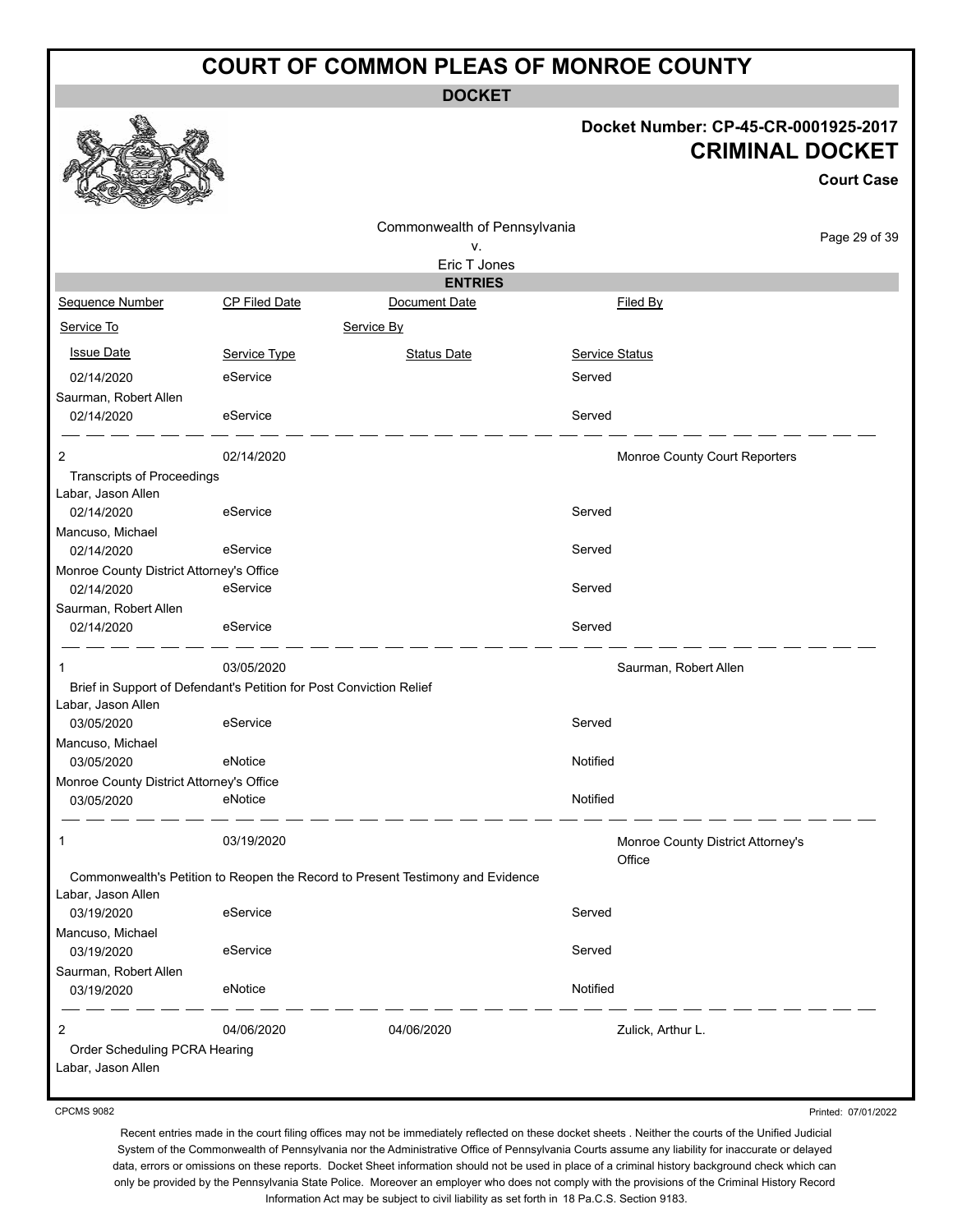# COURT OF COMMON PLEAS OF MONROE COUNTY

## DOCKET

**Docket Number: CP-45-CR-0001925-2017**

**CRIMINAL DOCKET**

**Court Case**

Commonwealth of Pennsylvania
v.
Eric T Jones

### ENTRIES

| Sequence Number | CP Filed Date | Document Date | Filed By |
|---|---|---|---|
| Service To | | Service By | |
| Issue Date | Service Type | Status Date | Service Status |
| 02/14/2020 | eService | | Served |
| Saurman, Robert Allen | | | |
| 02/14/2020 | eService | | Served |
| 2 | 02/14/2020 | | Monroe County Court Reporters |
| Transcripts of Proceedings | | | |
| Labar, Jason Allen | | | |
| 02/14/2020 | eService | | Served |
| Mancuso, Michael | | | |
| 02/14/2020 | eService | | Served |
| Monroe County District Attorney's Office | | | |
| 02/14/2020 | eService | | Served |
| Saurman, Robert Allen | | | |
| 02/14/2020 | eService | | Served |
| 1 | 03/05/2020 | | Saurman, Robert Allen |
| Brief in Support of Defendant's Petition for Post Conviction Relief | | | |
| Labar, Jason Allen | | | |
| 03/05/2020 | eService | | Served |
| Mancuso, Michael | | | |
| 03/05/2020 | eNotice | | Notified |
| Monroe County District Attorney's Office | | | |
| 03/05/2020 | eNotice | | Notified |
| 1 | 03/19/2020 | | Monroe County District Attorney's Office |
| Commonwealth's Petition to Reopen the Record to Present Testimony and Evidence | | | |
| Labar, Jason Allen | | | |
| 03/19/2020 | eService | | Served |
| Mancuso, Michael | | | |
| 03/19/2020 | eService | | Served |
| Saurman, Robert Allen | | | |
| 03/19/2020 | eNotice | | Notified |
| 2 | 04/06/2020 | 04/06/2020 | Zulick, Arthur L. |
| Order Scheduling PCRA Hearing | | | |
| Labar, Jason Allen | | | |

CPCMS 9082

Printed: 07/01/2022

Recent entries made in the court filing offices may not be immediately reflected on these docket sheets . Neither the courts of the Unified Judicial System of the Commonwealth of Pennsylvania nor the Administrative Office of Pennsylvania Courts assume any liability for inaccurate or delayed data, errors or omissions on these reports. Docket Sheet information should not be used in place of a criminal history background check which can only be provided by the Pennsylvania State Police. Moreover an employer who does not comply with the provisions of the Criminal History Record Information Act may be subject to civil liability as set forth in 18 Pa.C.S. Section 9183.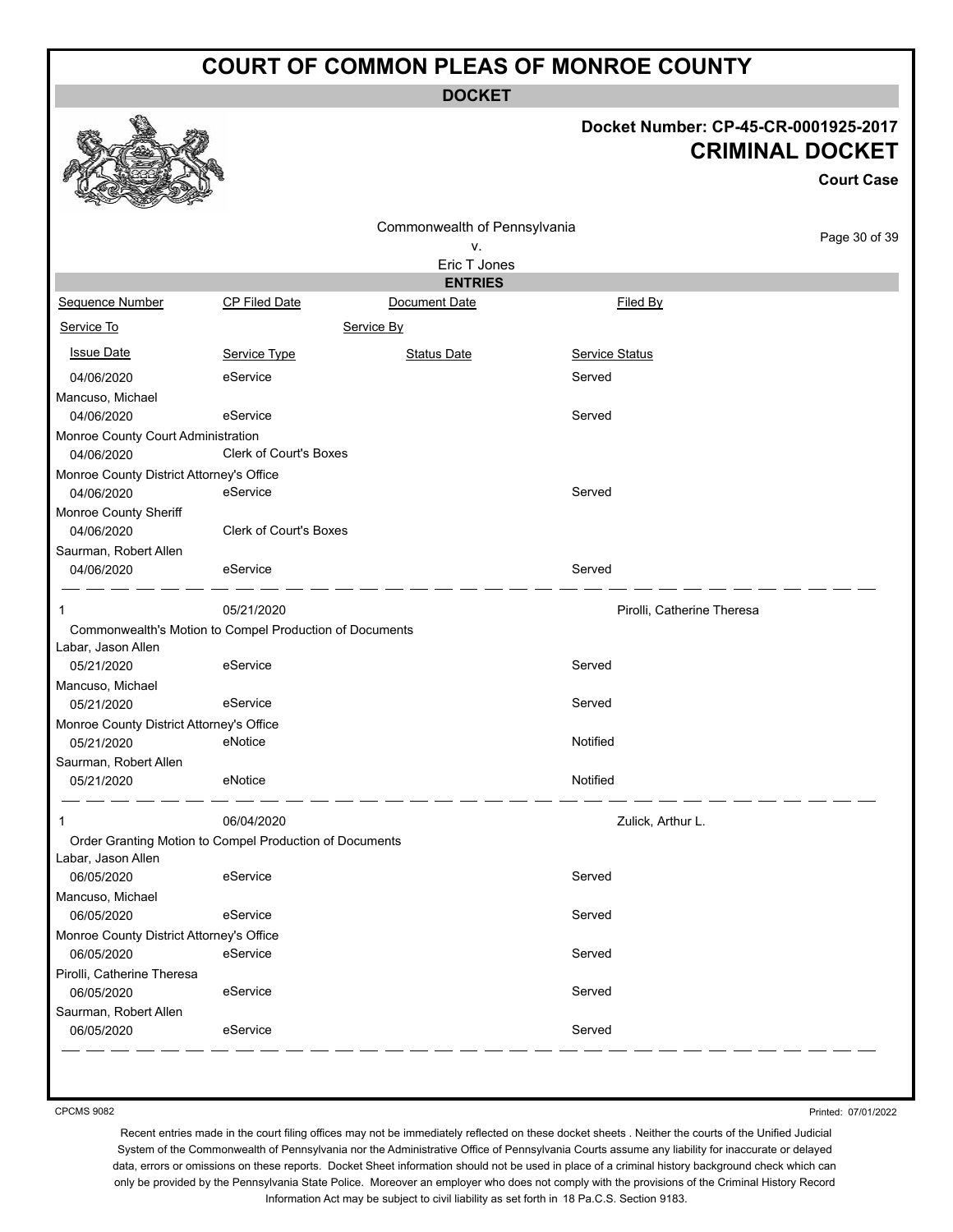# COURT OF COMMON PLEAS OF MONROE COUNTY

**DOCKET**

**Docket Number: CP-45-CR-0001925-2017**

**CRIMINAL DOCKET**

**Court Case**

Commonwealth of Pennsylvania
v.
Eric T Jones

**ENTRIES**

| Sequence Number | CP Filed Date | Document Date | Filed By |
|---|---|---|---|
| Service To | | Service By | |
| Issue Date | Service Type | Status Date | Service Status |
| 04/06/2020 | eService | | Served |
| Mancuso, Michael | | | |
| 04/06/2020 | eService | | Served |
| Monroe County Court Administration | | | |
| 04/06/2020 | Clerk of Court's Boxes | | |
| Monroe County District Attorney's Office | | | |
| 04/06/2020 | eService | | Served |
| Monroe County Sheriff | | | |
| 04/06/2020 | Clerk of Court's Boxes | | |
| Saurman, Robert Allen | | | |
| 04/06/2020 | eService | | Served |
| 1 | 05/21/2020 | | Pirolli, Catherine Theresa |
| Commonwealth's Motion to Compel Production of Documents | | | |
| Labar, Jason Allen | | | |
| 05/21/2020 | eService | | Served |
| Mancuso, Michael | | | |
| 05/21/2020 | eService | | Served |
| Monroe County District Attorney's Office | | | |
| 05/21/2020 | eNotice | | Notified |
| Saurman, Robert Allen | | | |
| 05/21/2020 | eNotice | | Notified |
| 1 | 06/04/2020 | | Zulick, Arthur L. |
| Order Granting Motion to Compel Production of Documents | | | |
| Labar, Jason Allen | | | |
| 06/05/2020 | eService | | Served |
| Mancuso, Michael | | | |
| 06/05/2020 | eService | | Served |
| Monroe County District Attorney's Office | | | |
| 06/05/2020 | eService | | Served |
| Pirolli, Catherine Theresa | | | |
| 06/05/2020 | eService | | Served |
| Saurman, Robert Allen | | | |
| 06/05/2020 | eService | | Served |

CPCMS 9082

Printed: 07/01/2022

Recent entries made in the court filing offices may not be immediately reflected on these docket sheets . Neither the courts of the Unified Judicial System of the Commonwealth of Pennsylvania nor the Administrative Office of Pennsylvania Courts assume any liability for inaccurate or delayed data, errors or omissions on these reports. Docket Sheet information should not be used in place of a criminal history background check which can only be provided by the Pennsylvania State Police. Moreover an employer who does not comply with the provisions of the Criminal History Record Information Act may be subject to civil liability as set forth in 18 Pa.C.S. Section 9183.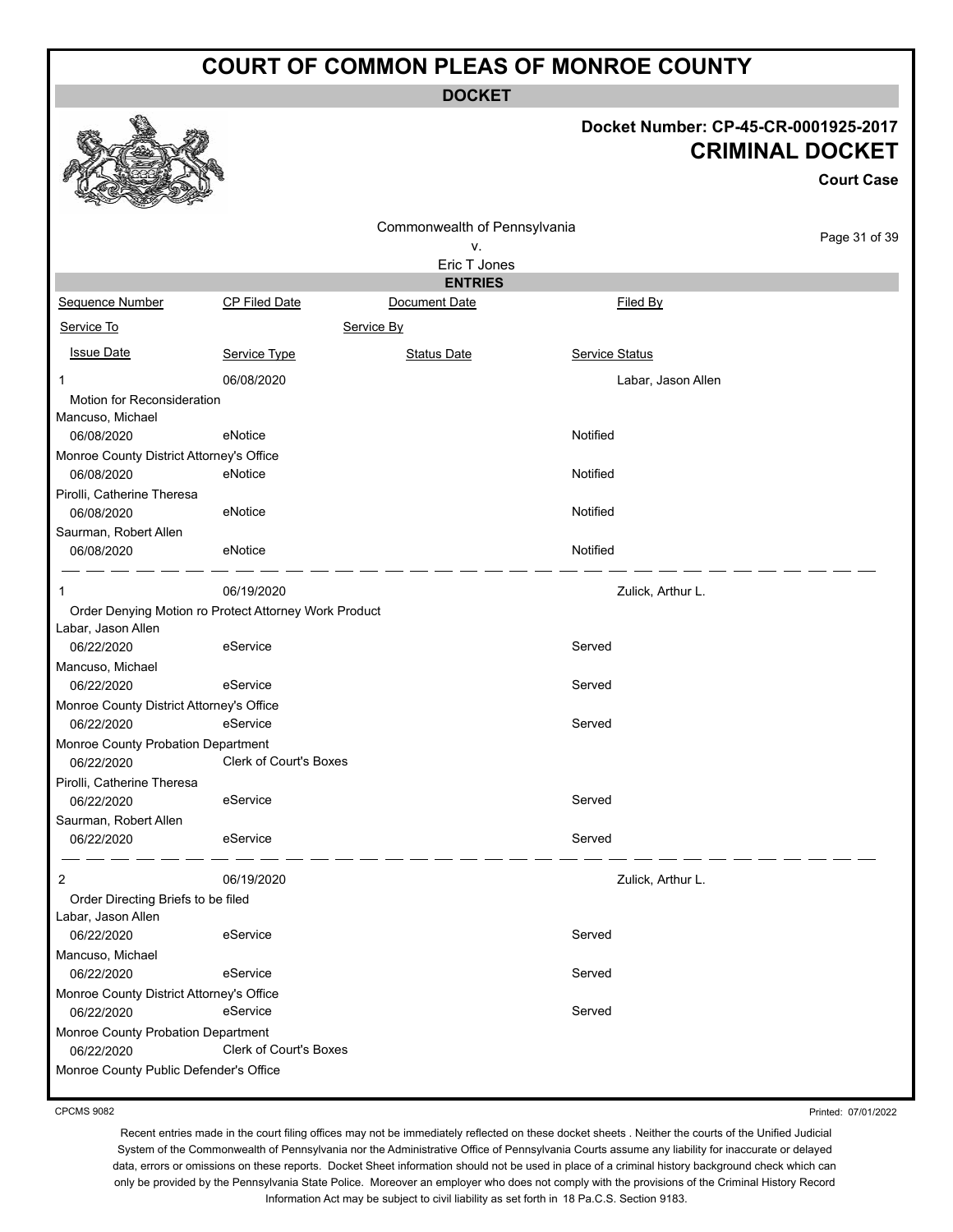# COURT OF COMMON PLEAS OF MONROE COUNTY

**DOCKET**

**Docket Number: CP-45-CR-0001925-2017**
**CRIMINAL DOCKET**
**Court Case**

Commonwealth of Pennsylvania
v.
Eric T Jones

**ENTRIES**

| Sequence Number | CP Filed Date | Document Date | Filed By |
|---|---|---|---|
| Service To | | Service By | |
| Issue Date | Service Type | Status Date | Service Status |

| | | | |
|---|---|---|---|
| 1 | 06/08/2020 | | Labar, Jason Allen |
| Motion for Reconsideration | | | |
| Mancuso, Michael | | | |
| 06/08/2020 | eNotice | | Notified |
| Monroe County District Attorney's Office | | | |
| 06/08/2020 | eNotice | | Notified |
| Pirolli, Catherine Theresa | | | |
| 06/08/2020 | eNotice | | Notified |
| Saurman, Robert Allen | | | |
| 06/08/2020 | eNotice | | Notified |

| | | | |
|---|---|---|---|
| 1 | 06/19/2020 | | Zulick, Arthur L. |
| Order Denying Motion ro Protect Attorney Work Product | | | |
| Labar, Jason Allen | | | |
| 06/22/2020 | eService | | Served |
| Mancuso, Michael | | | |
| 06/22/2020 | eService | | Served |
| Monroe County District Attorney's Office | | | |
| 06/22/2020 | eService | | Served |
| Monroe County Probation Department | | | |
| 06/22/2020 | Clerk of Court's Boxes | | |
| Pirolli, Catherine Theresa | | | |
| 06/22/2020 | eService | | Served |
| Saurman, Robert Allen | | | |
| 06/22/2020 | eService | | Served |

| | | | |
|---|---|---|---|
| 2 | 06/19/2020 | | Zulick, Arthur L. |
| Order Directing Briefs to be filed | | | |
| Labar, Jason Allen | | | |
| 06/22/2020 | eService | | Served |
| Mancuso, Michael | | | |
| 06/22/2020 | eService | | Served |
| Monroe County District Attorney's Office | | | |
| 06/22/2020 | eService | | Served |
| Monroe County Probation Department | | | |
| 06/22/2020 | Clerk of Court's Boxes | | |
| Monroe County Public Defender's Office | | | |

CPCMS 9082

Printed: 07/01/2022

Recent entries made in the court filing offices may not be immediately reflected on these docket sheets . Neither the courts of the Unified Judicial System of the Commonwealth of Pennsylvania nor the Administrative Office of Pennsylvania Courts assume any liability for inaccurate or delayed data, errors or omissions on these reports. Docket Sheet information should not be used in place of a criminal history background check which can only be provided by the Pennsylvania State Police. Moreover an employer who does not comply with the provisions of the Criminal History Record Information Act may be subject to civil liability as set forth in 18 Pa.C.S. Section 9183.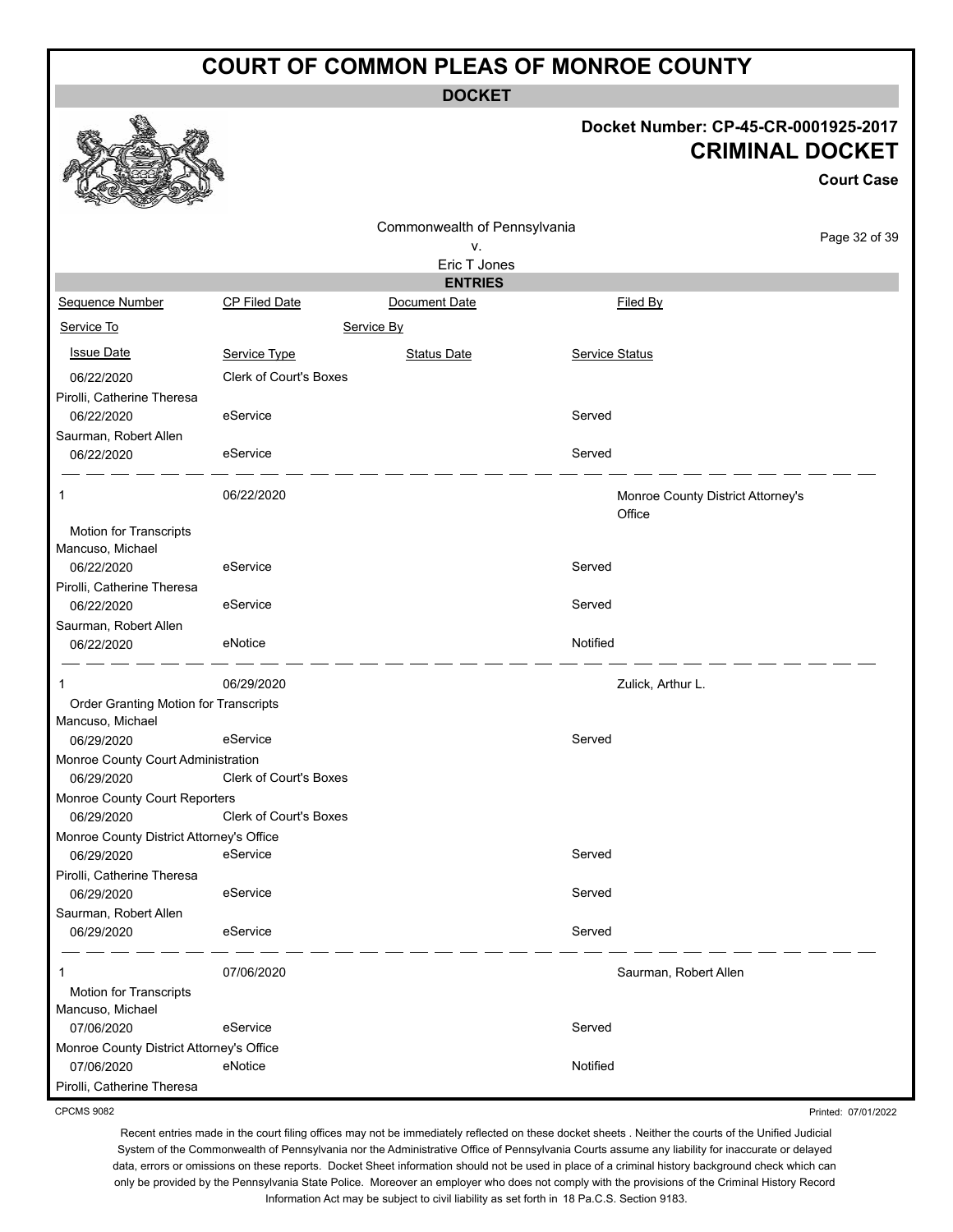# COURT OF COMMON PLEAS OF MONROE COUNTY

**DOCKET**

**Docket Number: CP-45-CR-0001925-2017**

**CRIMINAL DOCKET**

**Court Case**

Commonwealth of Pennsylvania
v.
Eric T Jones

**ENTRIES**

| Sequence Number | CP Filed Date | Document Date | Filed By |
|---|---|---|---|
| Service To | | Service By | |
| Issue Date | Service Type | Status Date | Service Status |
| 06/22/2020 | Clerk of Court's Boxes | | |
| Pirolli, Catherine Theresa | | | |
| 06/22/2020 | eService | | Served |
| Saurman, Robert Allen | | | |
| 06/22/2020 | eService | | Served |
| 1 | 06/22/2020 | | Monroe County District Attorney's Office |
| Motion for Transcripts | | | |
| Mancuso, Michael | | | |
| 06/22/2020 | eService | | Served |
| Pirolli, Catherine Theresa | | | |
| 06/22/2020 | eService | | Served |
| Saurman, Robert Allen | | | |
| 06/22/2020 | eNotice | | Notified |
| 1 | 06/29/2020 | | Zulick, Arthur L. |
| Order Granting Motion for Transcripts | | | |
| Mancuso, Michael | | | |
| 06/29/2020 | eService | | Served |
| Monroe County Court Administration | | | |
| 06/29/2020 | Clerk of Court's Boxes | | |
| Monroe County Court Reporters | | | |
| 06/29/2020 | Clerk of Court's Boxes | | |
| Monroe County District Attorney's Office | | | |
| 06/29/2020 | eService | | Served |
| Pirolli, Catherine Theresa | | | |
| 06/29/2020 | eService | | Served |
| Saurman, Robert Allen | | | |
| 06/29/2020 | eService | | Served |
| 1 | 07/06/2020 | | Saurman, Robert Allen |
| Motion for Transcripts | | | |
| Mancuso, Michael | | | |
| 07/06/2020 | eService | | Served |
| Monroe County District Attorney's Office | | | |
| 07/06/2020 | eNotice | | Notified |
| Pirolli, Catherine Theresa | | | |

CPCMS 9082

Printed: 07/01/2022

Recent entries made in the court filing offices may not be immediately reflected on these docket sheets . Neither the courts of the Unified Judicial System of the Commonwealth of Pennsylvania nor the Administrative Office of Pennsylvania Courts assume any liability for inaccurate or delayed data, errors or omissions on these reports. Docket Sheet information should not be used in place of a criminal history background check which can only be provided by the Pennsylvania State Police. Moreover an employer who does not comply with the provisions of the Criminal History Record Information Act may be subject to civil liability as set forth in 18 Pa.C.S. Section 9183.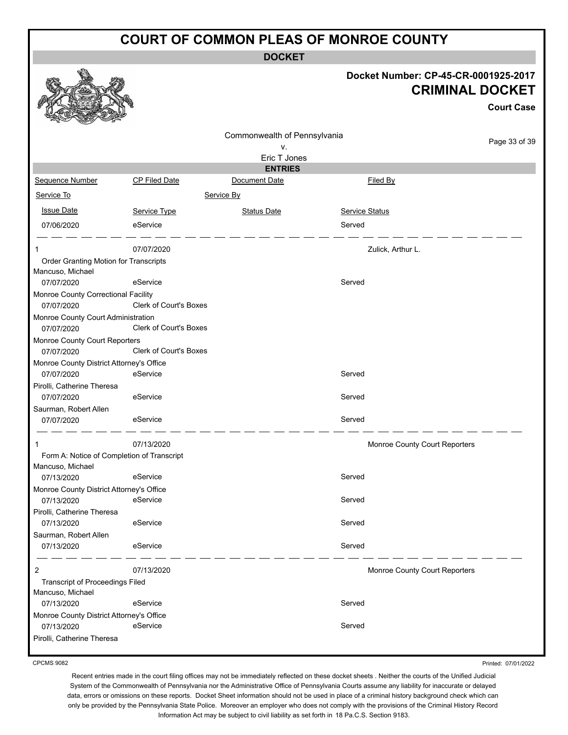# COURT OF COMMON PLEAS OF MONROE COUNTY

**DOCKET**

**Docket Number: CP-45-CR-0001925-2017**

## CRIMINAL DOCKET

**Court Case**

Commonwealth of Pennsylvania
v.
Eric T Jones

**ENTRIES**

| Sequence Number | CP Filed Date | Document Date | Filed By |
|---|---|---|---|
| Service To | | Service By | |
| Issue Date | Service Type | Status Date | Service Status |
| 07/06/2020 | eService | | Served |

| | | | |
|---|---|---|---|
| 1 | 07/07/2020 | | Zulick, Arthur L. |
| Order Granting Motion for Transcripts | | | |
| Mancuso, Michael | | | |
| 07/07/2020 | eService | | Served |
| Monroe County Correctional Facility | | | |
| 07/07/2020 | Clerk of Court's Boxes | | |
| Monroe County Court Administration | | | |
| 07/07/2020 | Clerk of Court's Boxes | | |
| Monroe County Court Reporters | | | |
| 07/07/2020 | Clerk of Court's Boxes | | |
| Monroe County District Attorney's Office | | | |
| 07/07/2020 | eService | | Served |
| Pirolli, Catherine Theresa | | | |
| 07/07/2020 | eService | | Served |
| Saurman, Robert Allen | | | |
| 07/07/2020 | eService | | Served |

| | | | |
|---|---|---|---|
| 1 | 07/13/2020 | | Monroe County Court Reporters |
| Form A: Notice of Completion of Transcript | | | |
| Mancuso, Michael | | | |
| 07/13/2020 | eService | | Served |
| Monroe County District Attorney's Office | | | |
| 07/13/2020 | eService | | Served |
| Pirolli, Catherine Theresa | | | |
| 07/13/2020 | eService | | Served |
| Saurman, Robert Allen | | | |
| 07/13/2020 | eService | | Served |

| | | | |
|---|---|---|---|
| 2 | 07/13/2020 | | Monroe County Court Reporters |
| Transcript of Proceedings Filed | | | |
| Mancuso, Michael | | | |
| 07/13/2020 | eService | | Served |
| Monroe County District Attorney's Office | | | |
| 07/13/2020 | eService | | Served |
| Pirolli, Catherine Theresa | | | |

CPCMS 9082 Printed: 07/01/2022

Recent entries made in the court filing offices may not be immediately reflected on these docket sheets . Neither the courts of the Unified Judicial System of the Commonwealth of Pennsylvania nor the Administrative Office of Pennsylvania Courts assume any liability for inaccurate or delayed data, errors or omissions on these reports. Docket Sheet information should not be used in place of a criminal history background check which can only be provided by the Pennsylvania State Police. Moreover an employer who does not comply with the provisions of the Criminal History Record Information Act may be subject to civil liability as set forth in 18 Pa.C.S. Section 9183.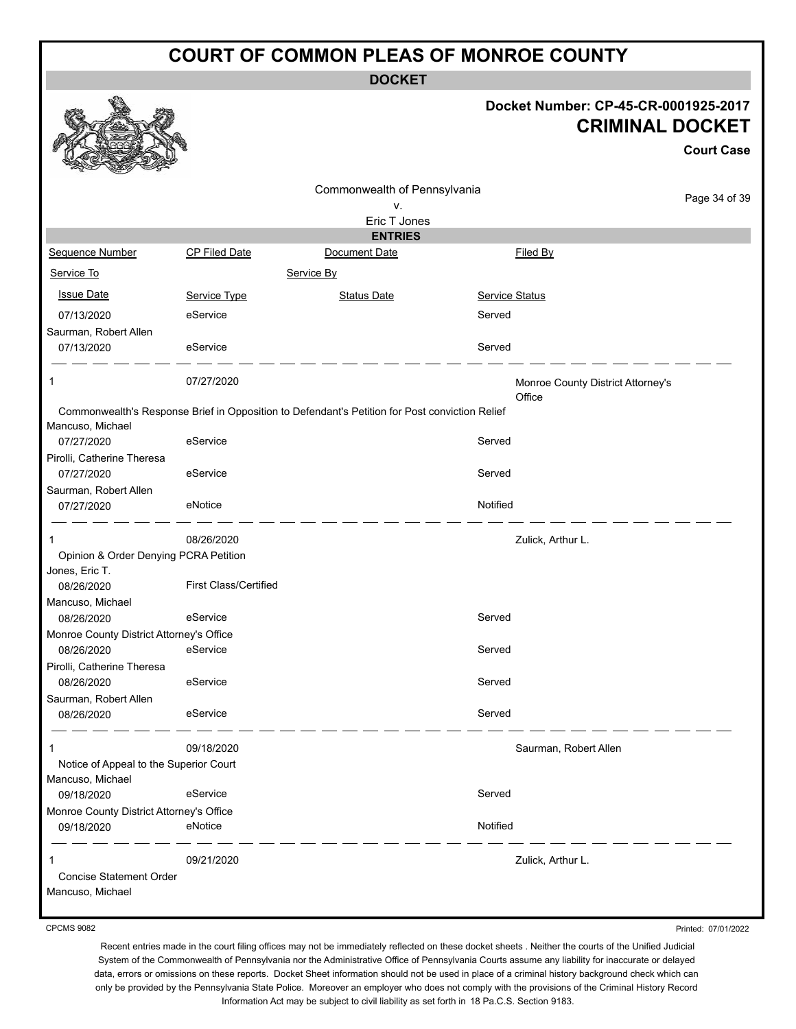# COURT OF COMMON PLEAS OF MONROE COUNTY

**DOCKET**

**Docket Number: CP-45-CR-0001925-2017**

## CRIMINAL DOCKET

**Court Case**

Commonwealth of Pennsylvania
v.
Eric T Jones

**ENTRIES**

| Sequence Number | CP Filed Date | Document Date | Filed By |
|---|---|---|---|
| Service To | | Service By | |
| Issue Date | Service Type | Status Date | Service Status |
| 07/13/2020 | eService | | Served |
| Saurman, Robert Allen | | | |
| 07/13/2020 | eService | | Served |
| 1 | 07/27/2020 | | Monroe County District Attorney's Office |
| Commonwealth's Response Brief in Opposition to Defendant's Petition for Post conviction Relief | | | |
| Mancuso, Michael | | | |
| 07/27/2020 | eService | | Served |
| Pirolli, Catherine Theresa | | | |
| 07/27/2020 | eService | | Served |
| Saurman, Robert Allen | | | |
| 07/27/2020 | eNotice | | Notified |
| 1 | 08/26/2020 | | Zulick, Arthur L. |
| Opinion & Order Denying PCRA Petition | | | |
| Jones, Eric T. | | | |
| 08/26/2020 | First Class/Certified | | |
| Mancuso, Michael | | | |
| 08/26/2020 | eService | | Served |
| Monroe County District Attorney's Office | | | |
| 08/26/2020 | eService | | Served |
| Pirolli, Catherine Theresa | | | |
| 08/26/2020 | eService | | Served |
| Saurman, Robert Allen | | | |
| 08/26/2020 | eService | | Served |
| 1 | 09/18/2020 | | Saurman, Robert Allen |
| Notice of Appeal to the Superior Court | | | |
| Mancuso, Michael | | | |
| 09/18/2020 | eService | | Served |
| Monroe County District Attorney's Office | | | |
| 09/18/2020 | eNotice | | Notified |
| 1 | 09/21/2020 | | Zulick, Arthur L. |
| Concise Statement Order | | | |
| Mancuso, Michael | | | |

CPCMS 9082

Printed: 07/01/2022

Recent entries made in the court filing offices may not be immediately reflected on these docket sheets . Neither the courts of the Unified Judicial System of the Commonwealth of Pennsylvania nor the Administrative Office of Pennsylvania Courts assume any liability for inaccurate or delayed data, errors or omissions on these reports. Docket Sheet information should not be used in place of a criminal history background check which can only be provided by the Pennsylvania State Police. Moreover an employer who does not comply with the provisions of the Criminal History Record Information Act may be subject to civil liability as set forth in 18 Pa.C.S. Section 9183.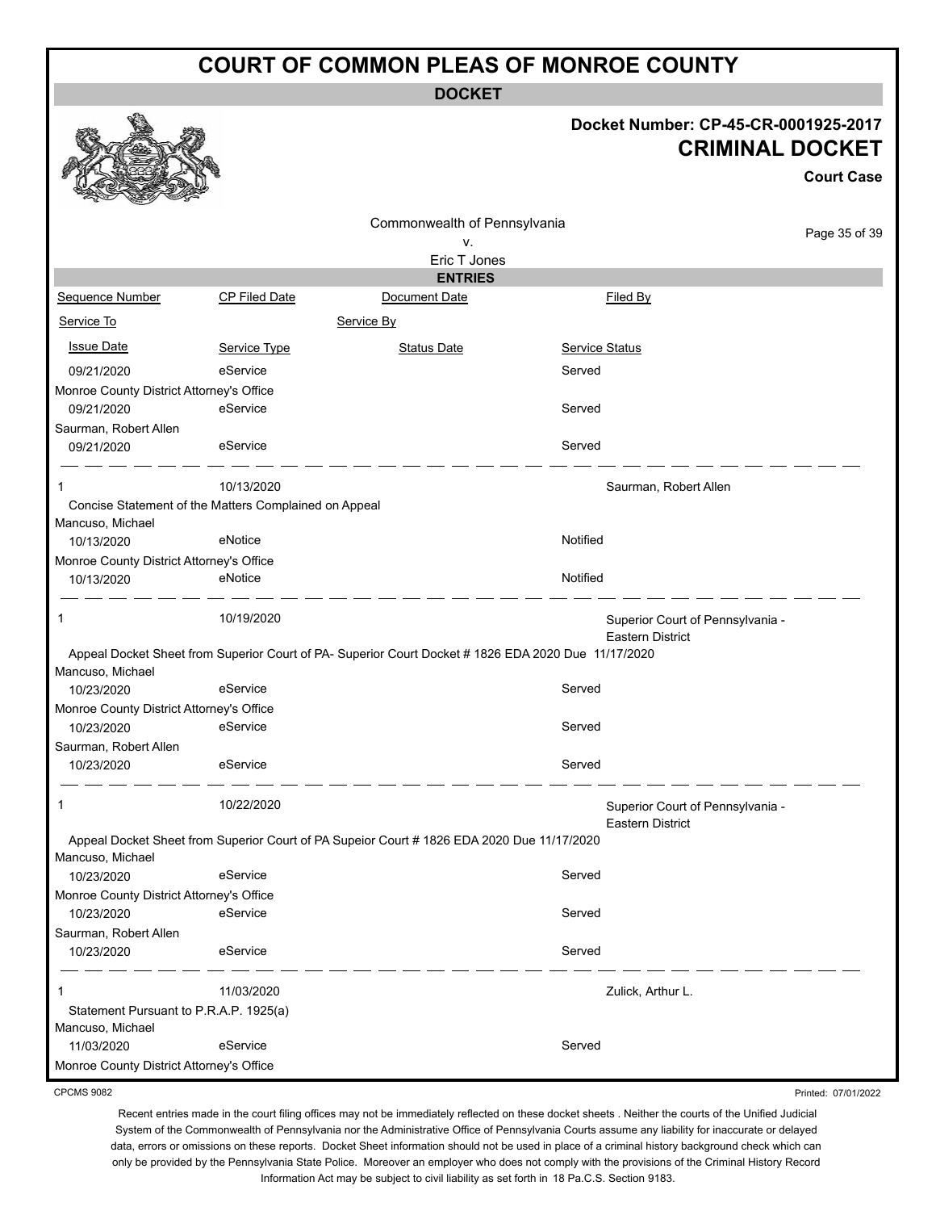# COURT OF COMMON PLEAS OF MONROE COUNTY

**DOCKET**

**Docket Number: CP-45-CR-0001925-2017**

**CRIMINAL DOCKET**

**Court Case**

Commonwealth of Pennsylvania
v.
Eric T Jones

**ENTRIES**

| Sequence Number | CP Filed Date | Document Date | Filed By |
|---|---|---|---|
| Service To | | Service By | |
| Issue Date | Service Type | Status Date | Service Status |
| 09/21/2020 | eService | | Served |
| Monroe County District Attorney's Office | | | |
| 09/21/2020 | eService | | Served |
| Saurman, Robert Allen | | | |
| 09/21/2020 | eService | | Served |
| 1 | 10/13/2020 | | Saurman, Robert Allen |
| Concise Statement of the Matters Complained on Appeal | | | |
| Mancuso, Michael | | | |
| 10/13/2020 | eNotice | | Notified |
| Monroe County District Attorney's Office | | | |
| 10/13/2020 | eNotice | | Notified |
| 1 | 10/19/2020 | | Superior Court of Pennsylvania - Eastern District |
| Appeal Docket Sheet from Superior Court of PA- Superior Court Docket # 1826 EDA 2020 Due 11/17/2020 | | | |
| Mancuso, Michael | | | |
| 10/23/2020 | eService | | Served |
| Monroe County District Attorney's Office | | | |
| 10/23/2020 | eService | | Served |
| Saurman, Robert Allen | | | |
| 10/23/2020 | eService | | Served |
| 1 | 10/22/2020 | | Superior Court of Pennsylvania - Eastern District |
| Appeal Docket Sheet from Superior Court of PA Supeior Court # 1826 EDA 2020 Due 11/17/2020 | | | |
| Mancuso, Michael | | | |
| 10/23/2020 | eService | | Served |
| Monroe County District Attorney's Office | | | |
| 10/23/2020 | eService | | Served |
| Saurman, Robert Allen | | | |
| 10/23/2020 | eService | | Served |
| 1 | 11/03/2020 | | Zulick, Arthur L. |
| Statement Pursuant to P.R.A.P. 1925(a) | | | |
| Mancuso, Michael | | | |
| 11/03/2020 | eService | | Served |
| Monroe County District Attorney's Office | | | |

CPCMS 9082

Printed: 07/01/2022

Recent entries made in the court filing offices may not be immediately reflected on these docket sheets . Neither the courts of the Unified Judicial System of the Commonwealth of Pennsylvania nor the Administrative Office of Pennsylvania Courts assume any liability for inaccurate or delayed data, errors or omissions on these reports. Docket Sheet information should not be used in place of a criminal history background check which can only be provided by the Pennsylvania State Police. Moreover an employer who does not comply with the provisions of the Criminal History Record Information Act may be subject to civil liability as set forth in 18 Pa.C.S. Section 9183.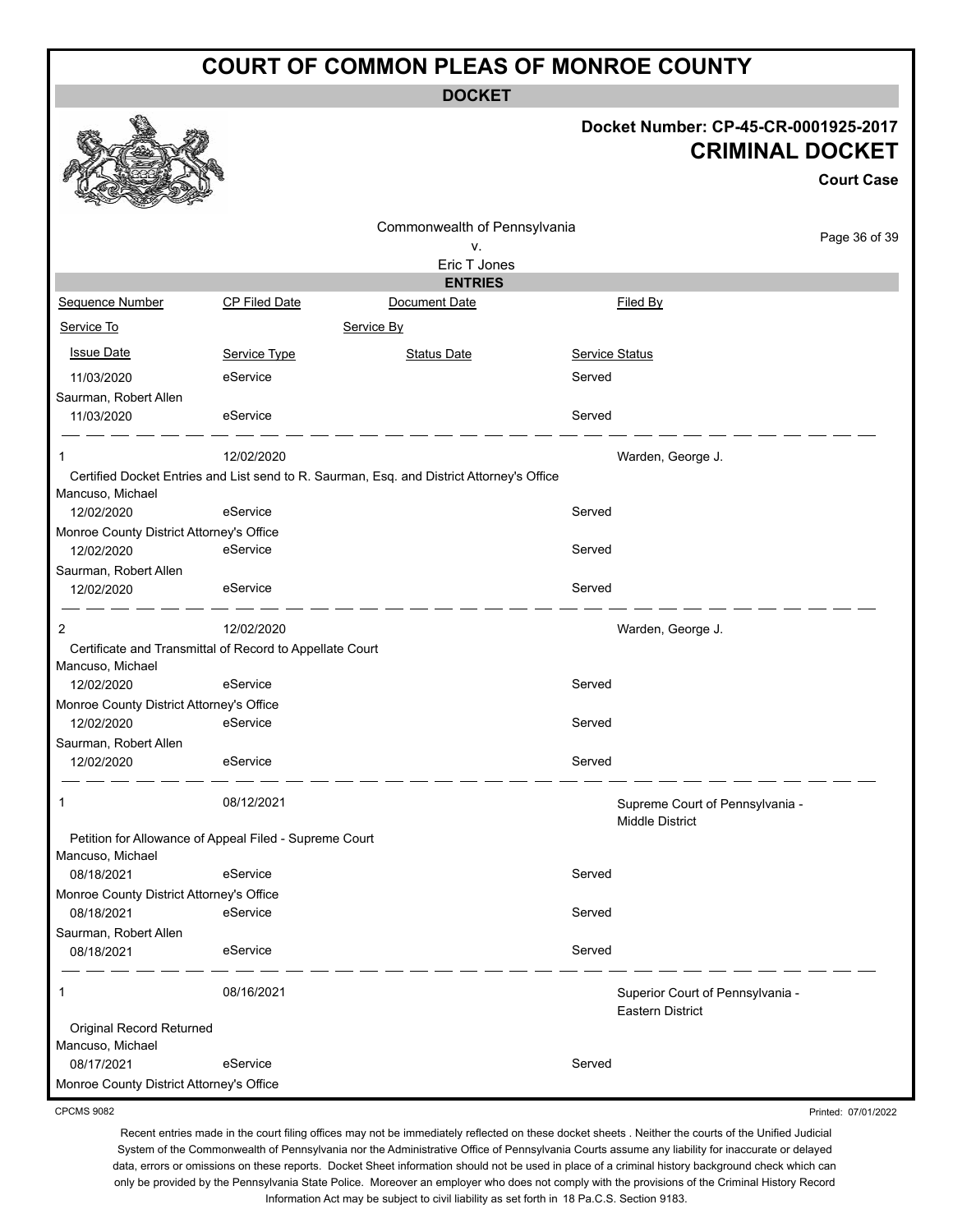# COURT OF COMMON PLEAS OF MONROE COUNTY

## DOCKET

**Docket Number: CP-45-CR-0001925-2017**

**CRIMINAL DOCKET**

**Court Case**

Commonwealth of Pennsylvania
v.
Eric T Jones

### ENTRIES

| Sequence Number | CP Filed Date | Document Date | Filed By |
|---|---|---|---|
| Service To | | Service By | |
| Issue Date | Service Type | Status Date | Service Status |

| | | | |
|---|---|---|---|
| 11/03/2020 | eService | | Served |
| Saurman, Robert Allen | | | |
| 11/03/2020 | eService | | Served |

| | | | |
|---|---|---|---|
| 1 | 12/02/2020 | | Warden, George J. |
| Certified Docket Entries and List send to R. Saurman, Esq. and District Attorney's Office | | | |
| Mancuso, Michael | | | |
| 12/02/2020 | eService | | Served |
| Monroe County District Attorney's Office | | | |
| 12/02/2020 | eService | | Served |
| Saurman, Robert Allen | | | |
| 12/02/2020 | eService | | Served |

| | | | |
|---|---|---|---|
| 2 | 12/02/2020 | | Warden, George J. |
| Certificate and Transmittal of Record to Appellate Court | | | |
| Mancuso, Michael | | | |
| 12/02/2020 | eService | | Served |
| Monroe County District Attorney's Office | | | |
| 12/02/2020 | eService | | Served |
| Saurman, Robert Allen | | | |
| 12/02/2020 | eService | | Served |

| | | | |
|---|---|---|---|
| 1 | 08/12/2021 | | Supreme Court of Pennsylvania - Middle District |
| Petition for Allowance of Appeal Filed - Supreme Court | | | |
| Mancuso, Michael | | | |
| 08/18/2021 | eService | | Served |
| Monroe County District Attorney's Office | | | |
| 08/18/2021 | eService | | Served |
| Saurman, Robert Allen | | | |
| 08/18/2021 | eService | | Served |

| | | | |
|---|---|---|---|
| 1 | 08/16/2021 | | Superior Court of Pennsylvania - Eastern District |
| Original Record Returned | | | |
| Mancuso, Michael | | | |
| 08/17/2021 | eService | | Served |
| Monroe County District Attorney's Office | | | |

CPCMS 9082

Printed: 07/01/2022

Recent entries made in the court filing offices may not be immediately reflected on these docket sheets . Neither the courts of the Unified Judicial System of the Commonwealth of Pennsylvania nor the Administrative Office of Pennsylvania Courts assume any liability for inaccurate or delayed data, errors or omissions on these reports. Docket Sheet information should not be used in place of a criminal history background check which can only be provided by the Pennsylvania State Police. Moreover an employer who does not comply with the provisions of the Criminal History Record Information Act may be subject to civil liability as set forth in 18 Pa.C.S. Section 9183.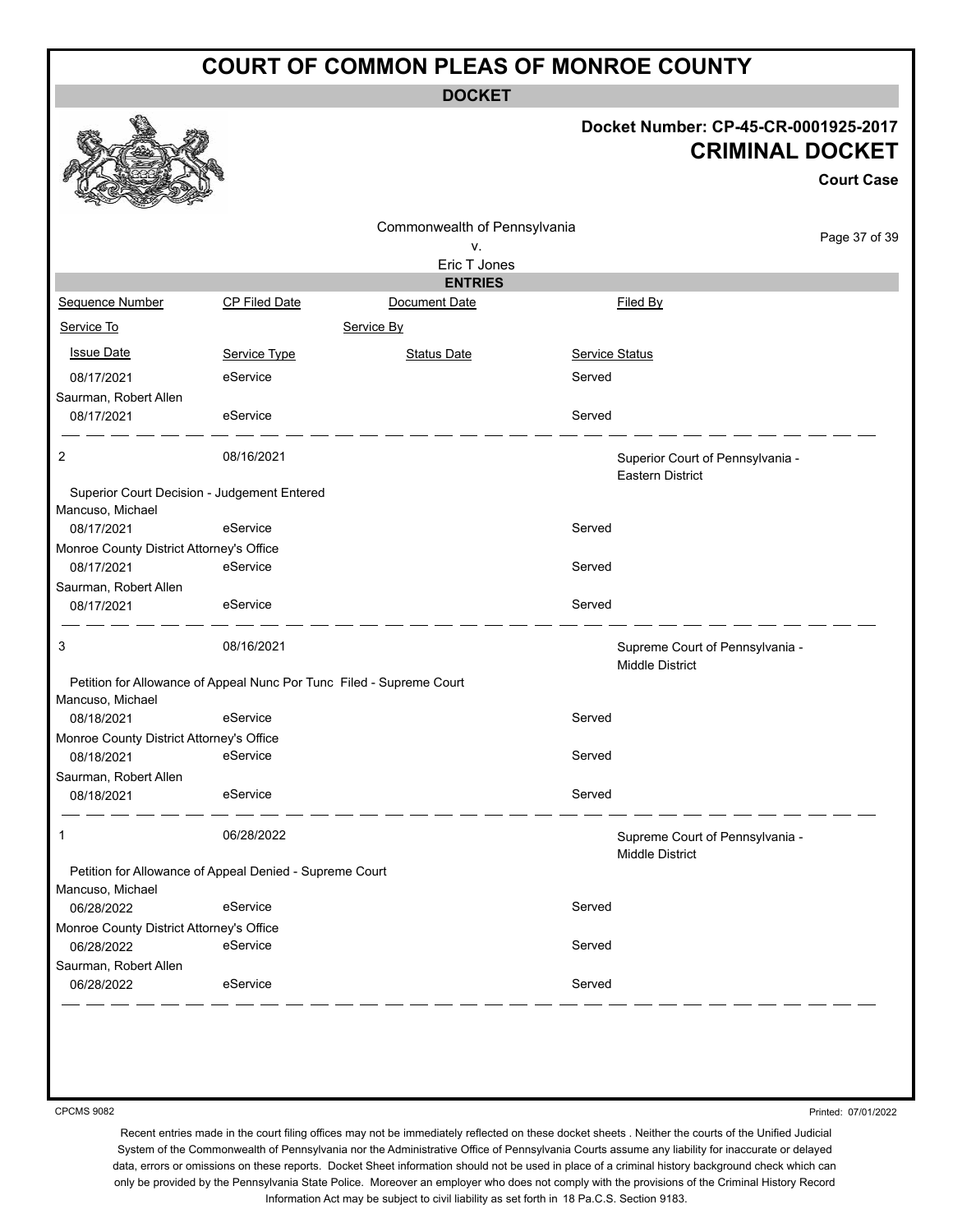# COURT OF COMMON PLEAS OF MONROE COUNTY

## DOCKET

**Docket Number: CP-45-CR-0001925-2017**

**CRIMINAL DOCKET**

**Court Case**

Commonwealth of Pennsylvania
v.
Eric T Jones

### ENTRIES

| Sequence Number | CP Filed Date | Document Date | Filed By |
|---|---|---|---|
| Service To | | Service By | |
| Issue Date | Service Type | Status Date | Service Status |
| 08/17/2021 | eService | | Served |
| Saurman, Robert Allen | | | |
| 08/17/2021 | eService | | Served |
| 2 | 08/16/2021 | | Superior Court of Pennsylvania - Eastern District |
| Superior Court Decision - Judgement Entered | | | |
| Mancuso, Michael | | | |
| 08/17/2021 | eService | | Served |
| Monroe County District Attorney's Office | | | |
| 08/17/2021 | eService | | Served |
| Saurman, Robert Allen | | | |
| 08/17/2021 | eService | | Served |
| 3 | 08/16/2021 | | Supreme Court of Pennsylvania - Middle District |
| Petition for Allowance of Appeal Nunc Por Tunc Filed - Supreme Court | | | |
| Mancuso, Michael | | | |
| 08/18/2021 | eService | | Served |
| Monroe County District Attorney's Office | | | |
| 08/18/2021 | eService | | Served |
| Saurman, Robert Allen | | | |
| 08/18/2021 | eService | | Served |
| 1 | 06/28/2022 | | Supreme Court of Pennsylvania - Middle District |
| Petition for Allowance of Appeal Denied - Supreme Court | | | |
| Mancuso, Michael | | | |
| 06/28/2022 | eService | | Served |
| Monroe County District Attorney's Office | | | |
| 06/28/2022 | eService | | Served |
| Saurman, Robert Allen | | | |
| 06/28/2022 | eService | | Served |

CPCMS 9082

Printed: 07/01/2022

Recent entries made in the court filing offices may not be immediately reflected on these docket sheets . Neither the courts of the Unified Judicial System of the Commonwealth of Pennsylvania nor the Administrative Office of Pennsylvania Courts assume any liability for inaccurate or delayed data, errors or omissions on these reports. Docket Sheet information should not be used in place of a criminal history background check which can only be provided by the Pennsylvania State Police. Moreover an employer who does not comply with the provisions of the Criminal History Record Information Act may be subject to civil liability as set forth in 18 Pa.C.S. Section 9183.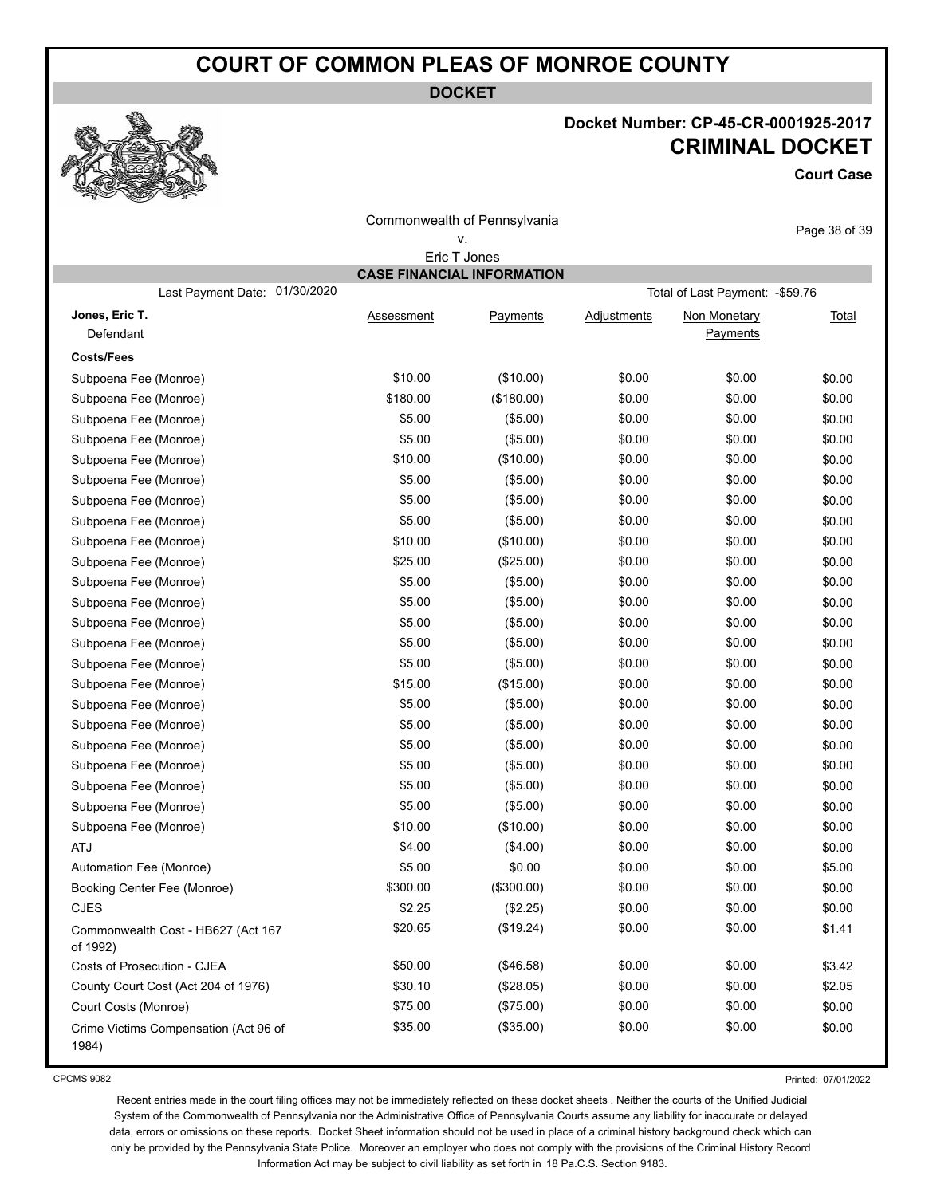# COURT OF COMMON PLEAS OF MONROE COUNTY

**DOCKET**

**Docket Number: CP-45-CR-0001925-2017**

## CRIMINAL DOCKET

**Court Case**

Commonwealth of Pennsylvania
v.
Eric T Jones

### CASE FINANCIAL INFORMATION

Last Payment Date: 01/30/2020 | Total of Last Payment: -$59.76

| Jones, Eric T. Defendant | Assessment | Payments | Adjustments | Non Monetary Payments | Total |
|---|---|---|---|---|---|
| **Costs/Fees** | | | | | |
| Subpoena Fee (Monroe) | $10.00 | ($10.00) | $0.00 | $0.00 | $0.00 |
| Subpoena Fee (Monroe) | $180.00 | ($180.00) | $0.00 | $0.00 | $0.00 |
| Subpoena Fee (Monroe) | $5.00 | ($5.00) | $0.00 | $0.00 | $0.00 |
| Subpoena Fee (Monroe) | $5.00 | ($5.00) | $0.00 | $0.00 | $0.00 |
| Subpoena Fee (Monroe) | $10.00 | ($10.00) | $0.00 | $0.00 | $0.00 |
| Subpoena Fee (Monroe) | $5.00 | ($5.00) | $0.00 | $0.00 | $0.00 |
| Subpoena Fee (Monroe) | $5.00 | ($5.00) | $0.00 | $0.00 | $0.00 |
| Subpoena Fee (Monroe) | $5.00 | ($5.00) | $0.00 | $0.00 | $0.00 |
| Subpoena Fee (Monroe) | $10.00 | ($10.00) | $0.00 | $0.00 | $0.00 |
| Subpoena Fee (Monroe) | $25.00 | ($25.00) | $0.00 | $0.00 | $0.00 |
| Subpoena Fee (Monroe) | $5.00 | ($5.00) | $0.00 | $0.00 | $0.00 |
| Subpoena Fee (Monroe) | $5.00 | ($5.00) | $0.00 | $0.00 | $0.00 |
| Subpoena Fee (Monroe) | $5.00 | ($5.00) | $0.00 | $0.00 | $0.00 |
| Subpoena Fee (Monroe) | $5.00 | ($5.00) | $0.00 | $0.00 | $0.00 |
| Subpoena Fee (Monroe) | $5.00 | ($5.00) | $0.00 | $0.00 | $0.00 |
| Subpoena Fee (Monroe) | $15.00 | ($15.00) | $0.00 | $0.00 | $0.00 |
| Subpoena Fee (Monroe) | $5.00 | ($5.00) | $0.00 | $0.00 | $0.00 |
| Subpoena Fee (Monroe) | $5.00 | ($5.00) | $0.00 | $0.00 | $0.00 |
| Subpoena Fee (Monroe) | $5.00 | ($5.00) | $0.00 | $0.00 | $0.00 |
| Subpoena Fee (Monroe) | $5.00 | ($5.00) | $0.00 | $0.00 | $0.00 |
| Subpoena Fee (Monroe) | $5.00 | ($5.00) | $0.00 | $0.00 | $0.00 |
| Subpoena Fee (Monroe) | $5.00 | ($5.00) | $0.00 | $0.00 | $0.00 |
| Subpoena Fee (Monroe) | $10.00 | ($10.00) | $0.00 | $0.00 | $0.00 |
| ATJ | $4.00 | ($4.00) | $0.00 | $0.00 | $0.00 |
| Automation Fee (Monroe) | $5.00 | $0.00 | $0.00 | $0.00 | $5.00 |
| Booking Center Fee (Monroe) | $300.00 | ($300.00) | $0.00 | $0.00 | $0.00 |
| CJES | $2.25 | ($2.25) | $0.00 | $0.00 | $0.00 |
| Commonwealth Cost - HB627 (Act 167 of 1992) | $20.65 | ($19.24) | $0.00 | $0.00 | $1.41 |
| Costs of Prosecution - CJEA | $50.00 | ($46.58) | $0.00 | $0.00 | $3.42 |
| County Court Cost (Act 204 of 1976) | $30.10 | ($28.05) | $0.00 | $0.00 | $2.05 |
| Court Costs (Monroe) | $75.00 | ($75.00) | $0.00 | $0.00 | $0.00 |
| Crime Victims Compensation (Act 96 of 1984) | $35.00 | ($35.00) | $0.00 | $0.00 | $0.00 |

CPCMS 9082

Printed: 07/01/2022

Recent entries made in the court filing offices may not be immediately reflected on these docket sheets . Neither the courts of the Unified Judicial System of the Commonwealth of Pennsylvania nor the Administrative Office of Pennsylvania Courts assume any liability for inaccurate or delayed data, errors or omissions on these reports. Docket Sheet information should not be used in place of a criminal history background check which can only be provided by the Pennsylvania State Police. Moreover an employer who does not comply with the provisions of the Criminal History Record Information Act may be subject to civil liability as set forth in 18 Pa.C.S. Section 9183.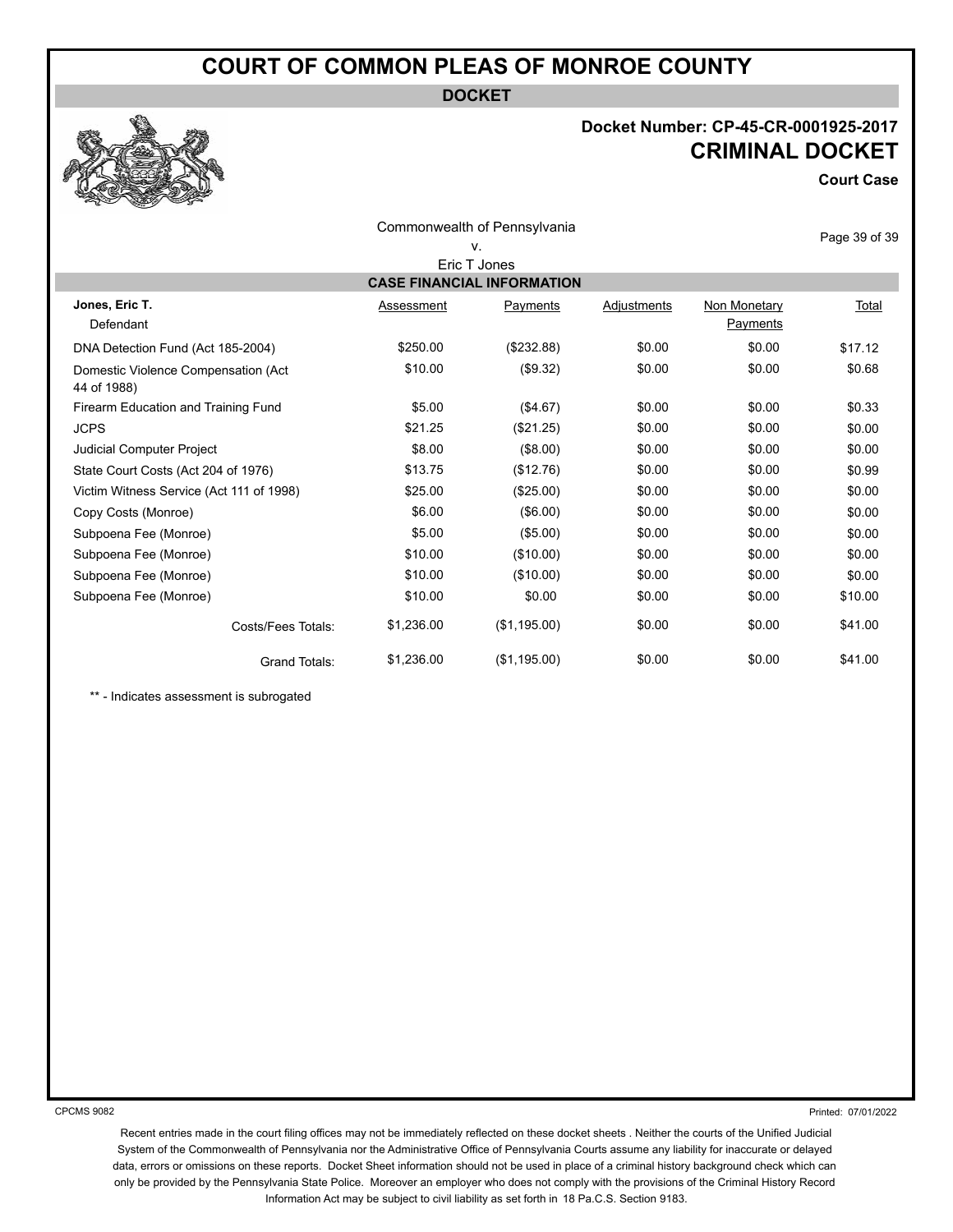# COURT OF COMMON PLEAS OF MONROE COUNTY

**DOCKET**

**Docket Number: CP-45-CR-0001925-2017**

## CRIMINAL DOCKET

**Court Case**

Commonwealth of Pennsylvania
v.
Eric T Jones

### CASE FINANCIAL INFORMATION

| **Jones, Eric T.** Defendant | Assessment | Payments | Adjustments | Non Monetary Payments | Total |
|---|---|---|---|---|---|
| DNA Detection Fund (Act 185-2004) | $250.00 | ($232.88) | $0.00 | $0.00 | $17.12 |
| Domestic Violence Compensation (Act 44 of 1988) | $10.00 | ($9.32) | $0.00 | $0.00 | $0.68 |
| Firearm Education and Training Fund | $5.00 | ($4.67) | $0.00 | $0.00 | $0.33 |
| JCPS | $21.25 | ($21.25) | $0.00 | $0.00 | $0.00 |
| Judicial Computer Project | $8.00 | ($8.00) | $0.00 | $0.00 | $0.00 |
| State Court Costs (Act 204 of 1976) | $13.75 | ($12.76) | $0.00 | $0.00 | $0.99 |
| Victim Witness Service (Act 111 of 1998) | $25.00 | ($25.00) | $0.00 | $0.00 | $0.00 |
| Copy Costs (Monroe) | $6.00 | ($6.00) | $0.00 | $0.00 | $0.00 |
| Subpoena Fee (Monroe) | $5.00 | ($5.00) | $0.00 | $0.00 | $0.00 |
| Subpoena Fee (Monroe) | $10.00 | ($10.00) | $0.00 | $0.00 | $0.00 |
| Subpoena Fee (Monroe) | $10.00 | ($10.00) | $0.00 | $0.00 | $0.00 |
| Subpoena Fee (Monroe) | $10.00 | $0.00 | $0.00 | $0.00 | $10.00 |
| Costs/Fees Totals: | $1,236.00 | ($1,195.00) | $0.00 | $0.00 | $41.00 |
| Grand Totals: | $1,236.00 | ($1,195.00) | $0.00 | $0.00 | $41.00 |

** - Indicates assessment is subrogated

CPCMS 9082

Printed: 07/01/2022

Recent entries made in the court filing offices may not be immediately reflected on these docket sheets . Neither the courts of the Unified Judicial System of the Commonwealth of Pennsylvania nor the Administrative Office of Pennsylvania Courts assume any liability for inaccurate or delayed data, errors or omissions on these reports. Docket Sheet information should not be used in place of a criminal history background check which can only be provided by the Pennsylvania State Police. Moreover an employer who does not comply with the provisions of the Criminal History Record Information Act may be subject to civil liability as set forth in 18 Pa.C.S. Section 9183.